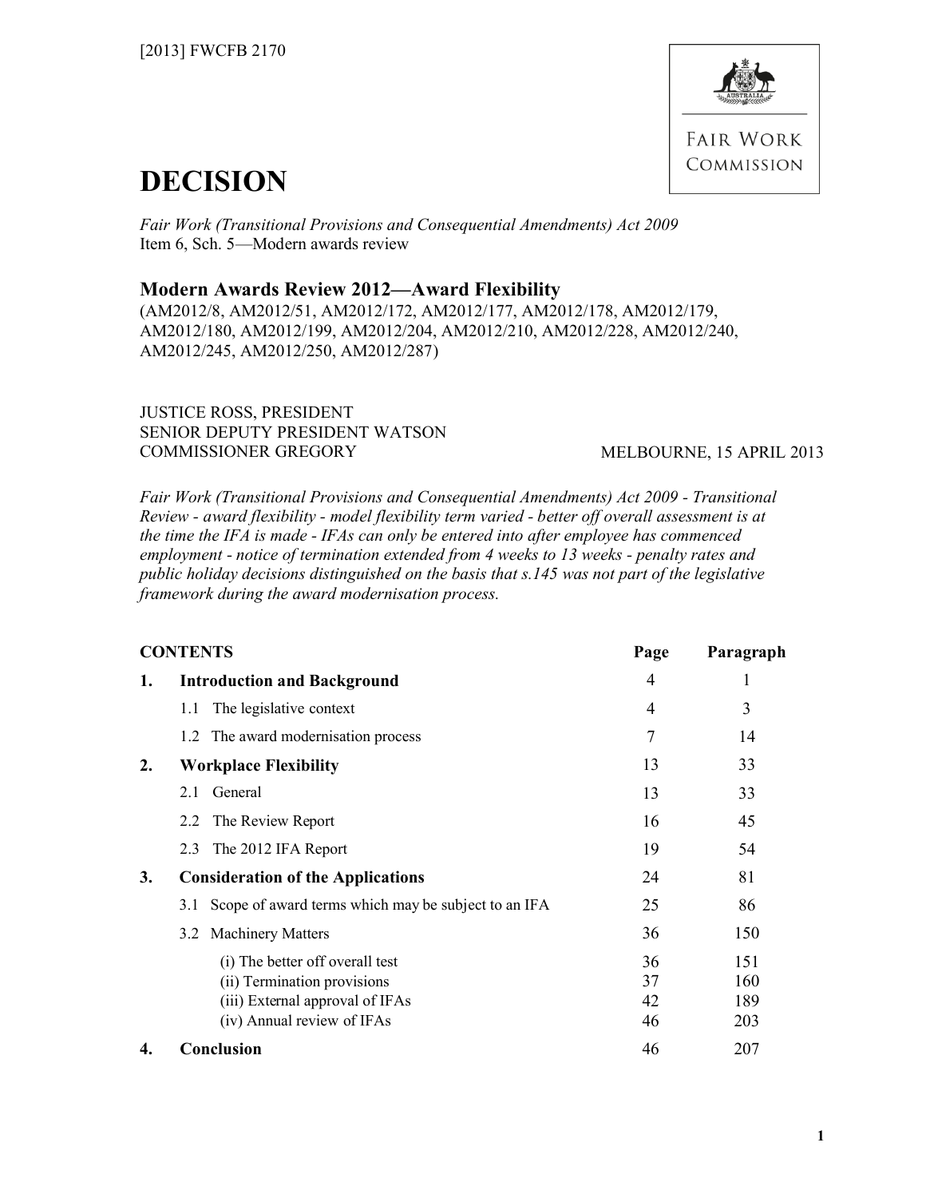[2013] FWCFB 2170

FAIR WORK COMMISSION

# DECISION

*Fair Work (Transitional Provisions and Consequential Amendments) Act 2009*
Item 6, Sch. 5—Modern awards review

## Modern Awards Review 2012—Award Flexibility

(AM2012/8, AM2012/51, AM2012/172, AM2012/177, AM2012/178, AM2012/179, AM2012/180, AM2012/199, AM2012/204, AM2012/210, AM2012/228, AM2012/240, AM2012/245, AM2012/250, AM2012/287)

JUSTICE ROSS, PRESIDENT
SENIOR DEPUTY PRESIDENT WATSON
COMMISSIONER GREGORY

MELBOURNE, 15 APRIL 2013

*Fair Work (Transitional Provisions and Consequential Amendments) Act 2009 - Transitional Review - award flexibility - model flexibility term varied - better off overall assessment is at the time the IFA is made - IFAs can only be entered into after employee has commenced employment - notice of termination extended from 4 weeks to 13 weeks - penalty rates and public holiday decisions distinguished on the basis that s.145 was not part of the legislative framework during the award modernisation process.*

| | **CONTENTS** | **Page** | **Paragraph** |
|---|---|---|---|
| **1.** | **Introduction and Background** | 4 | 1 |
| | 1.1 The legislative context | 4 | 3 |
| | 1.2 The award modernisation process | 7 | 14 |
| **2.** | **Workplace Flexibility** | 13 | 33 |
| | 2.1 General | 13 | 33 |
| | 2.2 The Review Report | 16 | 45 |
| | 2.3 The 2012 IFA Report | 19 | 54 |
| **3.** | **Consideration of the Applications** | 24 | 81 |
| | 3.1 Scope of award terms which may be subject to an IFA | 25 | 86 |
| | 3.2 Machinery Matters | 36 | 150 |
| | (i) The better off overall test | 36 | 151 |
| | (ii) Termination provisions | 37 | 160 |
| | (iii) External approval of IFAs | 42 | 189 |
| | (iv) Annual review of IFAs | 46 | 203 |
| **4.** | **Conclusion** | 46 | 207 |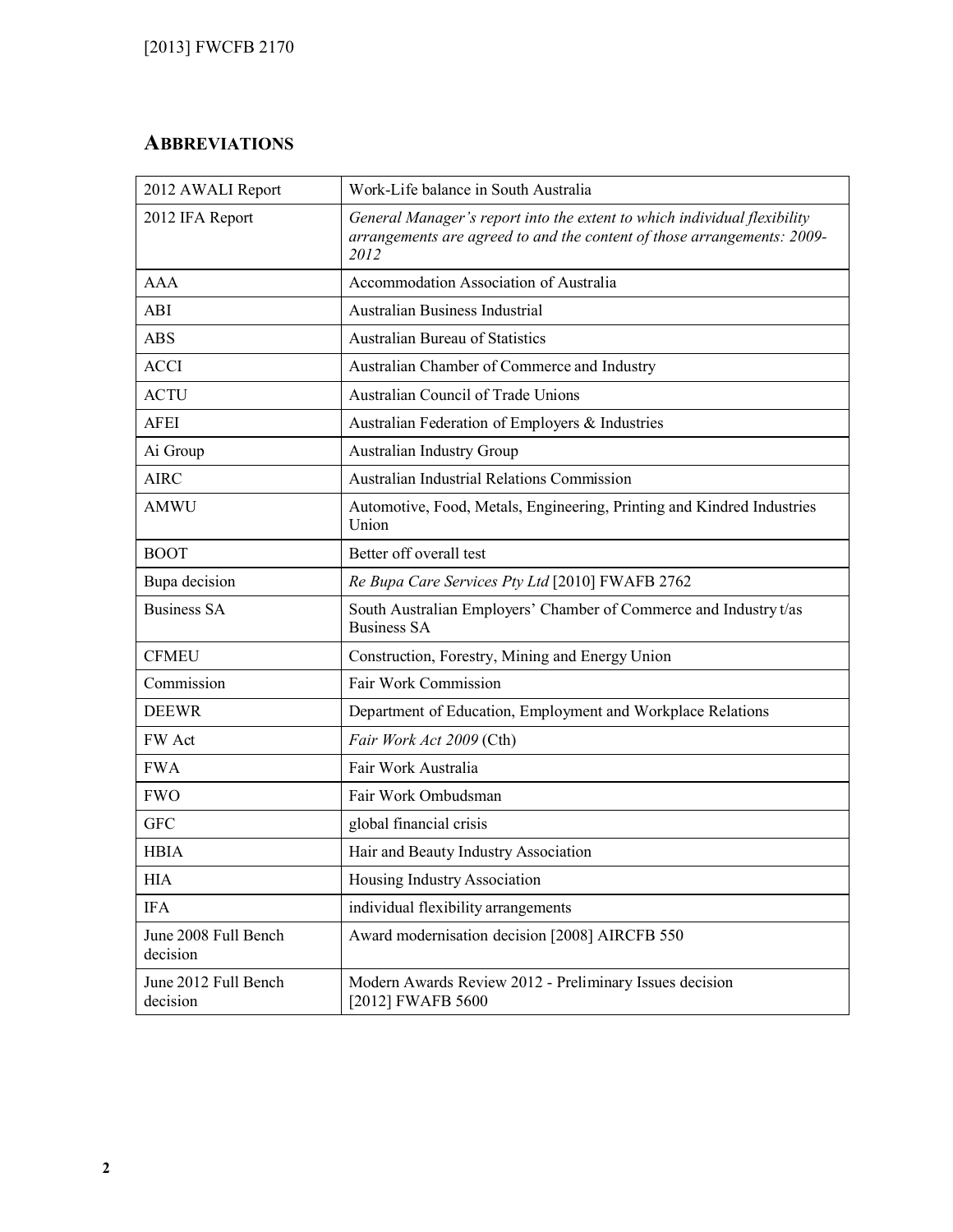## ABBREVIATIONS

| | |
|---|---|
| 2012 AWALI Report | Work-Life balance in South Australia |
| 2012 IFA Report | *General Manager's report into the extent to which individual flexibility arrangements are agreed to and the content of those arrangements: 2009-2012* |
| AAA | Accommodation Association of Australia |
| ABI | Australian Business Industrial |
| ABS | Australian Bureau of Statistics |
| ACCI | Australian Chamber of Commerce and Industry |
| ACTU | Australian Council of Trade Unions |
| AFEI | Australian Federation of Employers & Industries |
| Ai Group | Australian Industry Group |
| AIRC | Australian Industrial Relations Commission |
| AMWU | Automotive, Food, Metals, Engineering, Printing and Kindred Industries Union |
| BOOT | Better off overall test |
| Bupa decision | *Re Bupa Care Services Pty Ltd* [2010] FWAFB 2762 |
| Business SA | South Australian Employers' Chamber of Commerce and Industry t/as Business SA |
| CFMEU | Construction, Forestry, Mining and Energy Union |
| Commission | Fair Work Commission |
| DEEWR | Department of Education, Employment and Workplace Relations |
| FW Act | *Fair Work Act 2009* (Cth) |
| FWA | Fair Work Australia |
| FWO | Fair Work Ombudsman |
| GFC | global financial crisis |
| HBIA | Hair and Beauty Industry Association |
| HIA | Housing Industry Association |
| IFA | individual flexibility arrangements |
| June 2008 Full Bench decision | Award modernisation decision [2008] AIRCFB 550 |
| June 2012 Full Bench decision | Modern Awards Review 2012 - Preliminary Issues decision [2012] FWAFB 5600 |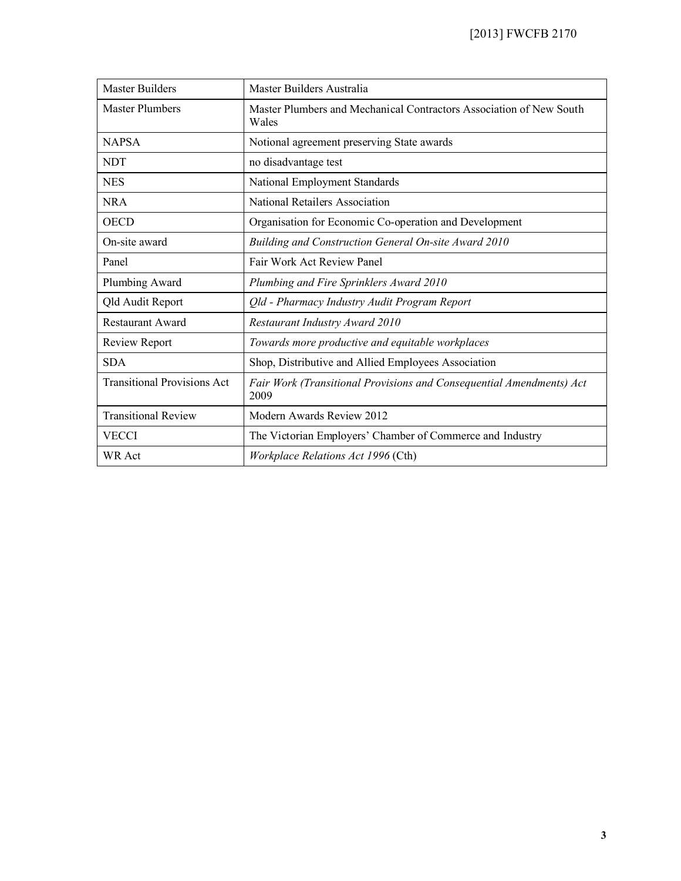| | |
|---|---|
| Master Builders | Master Builders Australia |
| Master Plumbers | Master Plumbers and Mechanical Contractors Association of New South Wales |
| NAPSA | Notional agreement preserving State awards |
| NDT | no disadvantage test |
| NES | National Employment Standards |
| NRA | National Retailers Association |
| OECD | Organisation for Economic Co-operation and Development |
| On-site award | *Building and Construction General On-site Award 2010* |
| Panel | Fair Work Act Review Panel |
| Plumbing Award | *Plumbing and Fire Sprinklers Award 2010* |
| Qld Audit Report | *Qld - Pharmacy Industry Audit Program Report* |
| Restaurant Award | *Restaurant Industry Award 2010* |
| Review Report | *Towards more productive and equitable workplaces* |
| SDA | Shop, Distributive and Allied Employees Association |
| Transitional Provisions Act | *Fair Work (Transitional Provisions and Consequential Amendments) Act* 2009 |
| Transitional Review | Modern Awards Review 2012 |
| VECCI | The Victorian Employers' Chamber of Commerce and Industry |
| WR Act | *Workplace Relations Act 1996* (Cth) |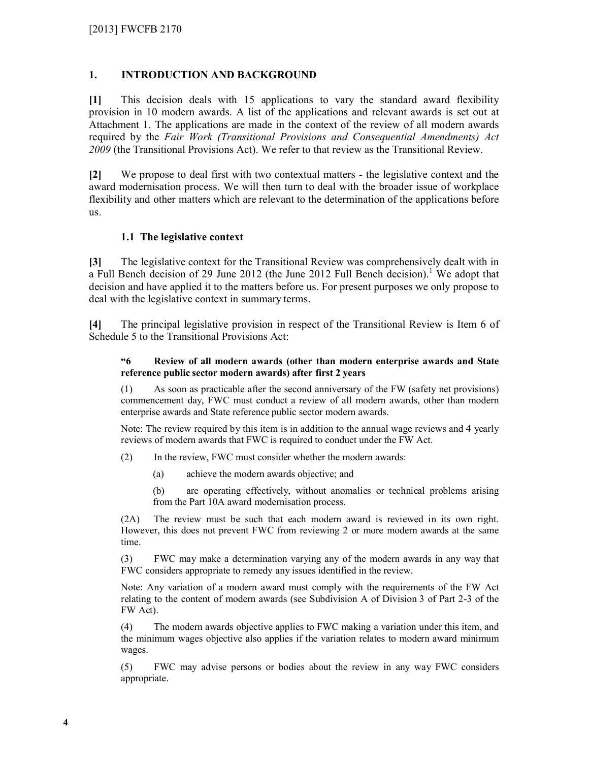## 1. INTRODUCTION AND BACKGROUND

**[1]** This decision deals with 15 applications to vary the standard award flexibility provision in 10 modern awards. A list of the applications and relevant awards is set out at Attachment 1. The applications are made in the context of the review of all modern awards required by the *Fair Work (Transitional Provisions and Consequential Amendments) Act 2009* (the Transitional Provisions Act). We refer to that review as the Transitional Review.

**[2]** We propose to deal first with two contextual matters - the legislative context and the award modernisation process. We will then turn to deal with the broader issue of workplace flexibility and other matters which are relevant to the determination of the applications before us.

### 1.1 The legislative context

**[3]** The legislative context for the Transitional Review was comprehensively dealt with in a Full Bench decision of 29 June 2012 (the June 2012 Full Bench decision).[1] We adopt that decision and have applied it to the matters before us. For present purposes we only propose to deal with the legislative context in summary terms.

**[4]** The principal legislative provision in respect of the Transitional Review is Item 6 of Schedule 5 to the Transitional Provisions Act:

> **"6 Review of all modern awards (other than modern enterprise awards and State reference public sector modern awards) after first 2 years**
>
> (1) As soon as practicable after the second anniversary of the FW (safety net provisions) commencement day, FWC must conduct a review of all modern awards, other than modern enterprise awards and State reference public sector modern awards.
>
> Note: The review required by this item is in addition to the annual wage reviews and 4 yearly reviews of modern awards that FWC is required to conduct under the FW Act.
>
> (2) In the review, FWC must consider whether the modern awards:
>
> (a) achieve the modern awards objective; and
>
> (b) are operating effectively, without anomalies or technical problems arising from the Part 10A award modernisation process.
>
> (2A) The review must be such that each modern award is reviewed in its own right. However, this does not prevent FWC from reviewing 2 or more modern awards at the same time.
>
> (3) FWC may make a determination varying any of the modern awards in any way that FWC considers appropriate to remedy any issues identified in the review.
>
> Note: Any variation of a modern award must comply with the requirements of the FW Act relating to the content of modern awards (see Subdivision A of Division 3 of Part 2-3 of the FW Act).
>
> (4) The modern awards objective applies to FWC making a variation under this item, and the minimum wages objective also applies if the variation relates to modern award minimum wages.
>
> (5) FWC may advise persons or bodies about the review in any way FWC considers appropriate.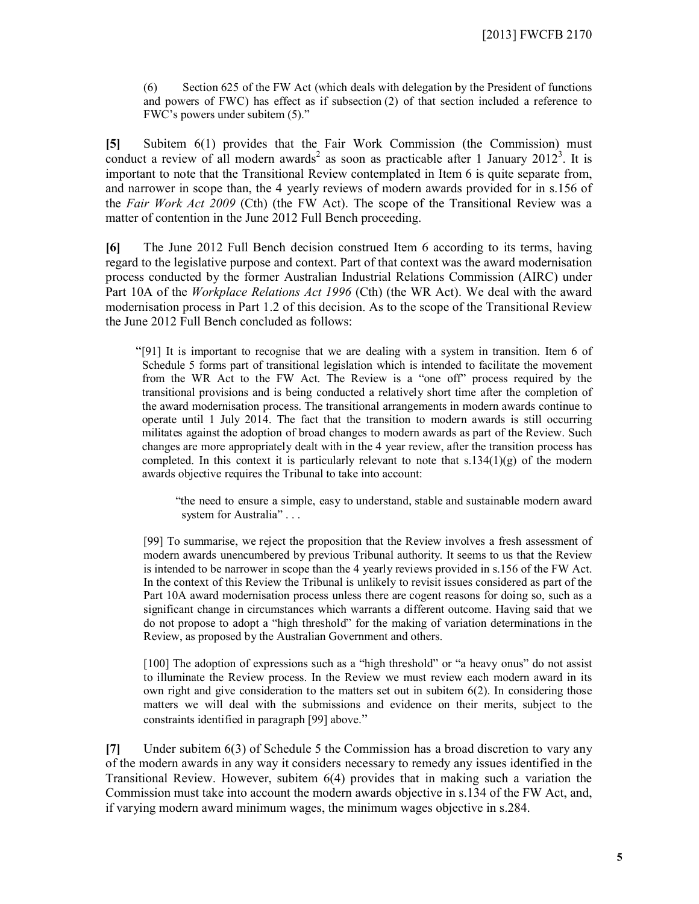(6) Section 625 of the FW Act (which deals with delegation by the President of functions and powers of FWC) has effect as if subsection (2) of that section included a reference to FWC's powers under subitem (5)."

**[5]** Subitem 6(1) provides that the Fair Work Commission (the Commission) must conduct a review of all modern awards[2] as soon as practicable after 1 January 2012[3]. It is important to note that the Transitional Review contemplated in Item 6 is quite separate from, and narrower in scope than, the 4 yearly reviews of modern awards provided for in s.156 of the *Fair Work Act 2009* (Cth) (the FW Act). The scope of the Transitional Review was a matter of contention in the June 2012 Full Bench proceeding.

**[6]** The June 2012 Full Bench decision construed Item 6 according to its terms, having regard to the legislative purpose and context. Part of that context was the award modernisation process conducted by the former Australian Industrial Relations Commission (AIRC) under Part 10A of the *Workplace Relations Act 1996* (Cth) (the WR Act). We deal with the award modernisation process in Part 1.2 of this decision. As to the scope of the Transitional Review the June 2012 Full Bench concluded as follows:

> "[91] It is important to recognise that we are dealing with a system in transition. Item 6 of Schedule 5 forms part of transitional legislation which is intended to facilitate the movement from the WR Act to the FW Act. The Review is a "one off" process required by the transitional provisions and is being conducted a relatively short time after the completion of the award modernisation process. The transitional arrangements in modern awards continue to operate until 1 July 2014. The fact that the transition to modern awards is still occurring militates against the adoption of broad changes to modern awards as part of the Review. Such changes are more appropriately dealt with in the 4 year review, after the transition process has completed. In this context it is particularly relevant to note that s.134(1)(g) of the modern awards objective requires the Tribunal to take into account:
>
> > "the need to ensure a simple, easy to understand, stable and sustainable modern award system for Australia" . . .
>
> [99] To summarise, we reject the proposition that the Review involves a fresh assessment of modern awards unencumbered by previous Tribunal authority. It seems to us that the Review is intended to be narrower in scope than the 4 yearly reviews provided in s.156 of the FW Act. In the context of this Review the Tribunal is unlikely to revisit issues considered as part of the Part 10A award modernisation process unless there are cogent reasons for doing so, such as a significant change in circumstances which warrants a different outcome. Having said that we do not propose to adopt a "high threshold" for the making of variation determinations in the Review, as proposed by the Australian Government and others.
>
> [100] The adoption of expressions such as a "high threshold" or "a heavy onus" do not assist to illuminate the Review process. In the Review we must review each modern award in its own right and give consideration to the matters set out in subitem 6(2). In considering those matters we will deal with the submissions and evidence on their merits, subject to the constraints identified in paragraph [99] above."

**[7]** Under subitem 6(3) of Schedule 5 the Commission has a broad discretion to vary any of the modern awards in any way it considers necessary to remedy any issues identified in the Transitional Review. However, subitem 6(4) provides that in making such a variation the Commission must take into account the modern awards objective in s.134 of the FW Act, and, if varying modern award minimum wages, the minimum wages objective in s.284.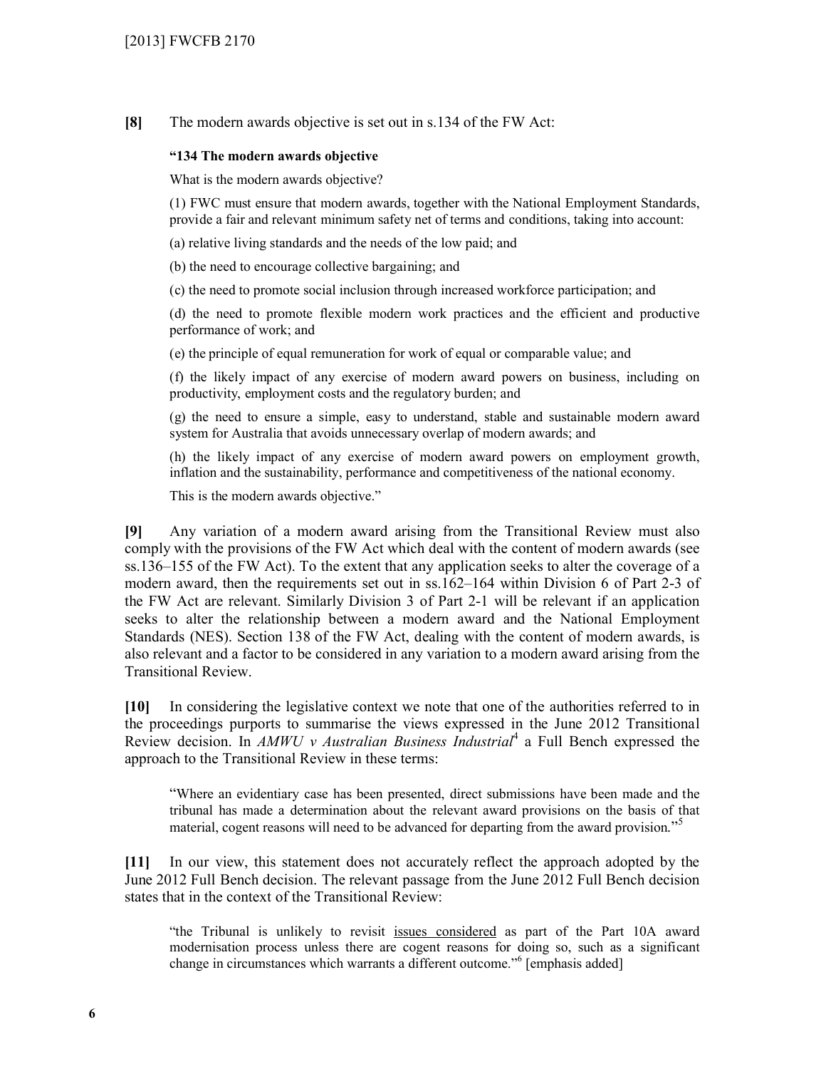**[8]** The modern awards objective is set out in s.134 of the FW Act:

> **"134 The modern awards objective**
>
> What is the modern awards objective?
>
> (1) FWC must ensure that modern awards, together with the National Employment Standards, provide a fair and relevant minimum safety net of terms and conditions, taking into account:
>
> (a) relative living standards and the needs of the low paid; and
>
> (b) the need to encourage collective bargaining; and
>
> (c) the need to promote social inclusion through increased workforce participation; and
>
> (d) the need to promote flexible modern work practices and the efficient and productive performance of work; and
>
> (e) the principle of equal remuneration for work of equal or comparable value; and
>
> (f) the likely impact of any exercise of modern award powers on business, including on productivity, employment costs and the regulatory burden; and
>
> (g) the need to ensure a simple, easy to understand, stable and sustainable modern award system for Australia that avoids unnecessary overlap of modern awards; and
>
> (h) the likely impact of any exercise of modern award powers on employment growth, inflation and the sustainability, performance and competitiveness of the national economy.
>
> This is the modern awards objective."

**[9]** Any variation of a modern award arising from the Transitional Review must also comply with the provisions of the FW Act which deal with the content of modern awards (see ss.136–155 of the FW Act). To the extent that any application seeks to alter the coverage of a modern award, then the requirements set out in ss.162–164 within Division 6 of Part 2-3 of the FW Act are relevant. Similarly Division 3 of Part 2-1 will be relevant if an application seeks to alter the relationship between a modern award and the National Employment Standards (NES). Section 138 of the FW Act, dealing with the content of modern awards, is also relevant and a factor to be considered in any variation to a modern award arising from the Transitional Review.

**[10]** In considering the legislative context we note that one of the authorities referred to in the proceedings purports to summarise the views expressed in the June 2012 Transitional Review decision. In *AMWU v Australian Business Industrial*[4] a Full Bench expressed the approach to the Transitional Review in these terms:

> "Where an evidentiary case has been presented, direct submissions have been made and the tribunal has made a determination about the relevant award provisions on the basis of that material, cogent reasons will need to be advanced for departing from the award provision."[5]

**[11]** In our view, this statement does not accurately reflect the approach adopted by the June 2012 Full Bench decision. The relevant passage from the June 2012 Full Bench decision states that in the context of the Transitional Review:

> "the Tribunal is unlikely to revisit <u>issues considered</u> as part of the Part 10A award modernisation process unless there are cogent reasons for doing so, such as a significant change in circumstances which warrants a different outcome."[6] [emphasis added]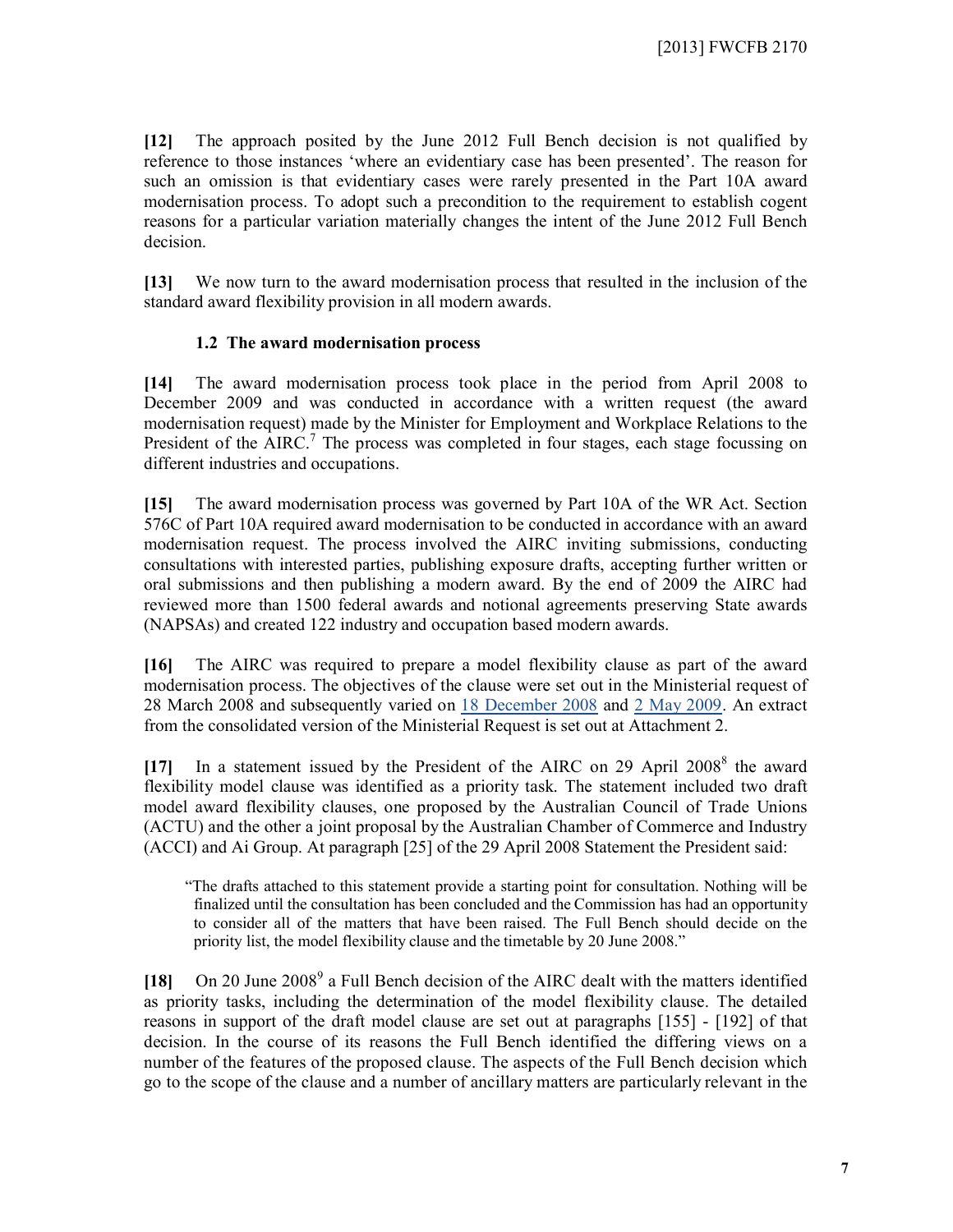**[12]** The approach posited by the June 2012 Full Bench decision is not qualified by reference to those instances 'where an evidentiary case has been presented'. The reason for such an omission is that evidentiary cases were rarely presented in the Part 10A award modernisation process. To adopt such a precondition to the requirement to establish cogent reasons for a particular variation materially changes the intent of the June 2012 Full Bench decision.

**[13]** We now turn to the award modernisation process that resulted in the inclusion of the standard award flexibility provision in all modern awards.

### 1.2 The award modernisation process

**[14]** The award modernisation process took place in the period from April 2008 to December 2009 and was conducted in accordance with a written request (the award modernisation request) made by the Minister for Employment and Workplace Relations to the President of the AIRC.[7] The process was completed in four stages, each stage focussing on different industries and occupations.

**[15]** The award modernisation process was governed by Part 10A of the WR Act. Section 576C of Part 10A required award modernisation to be conducted in accordance with an award modernisation request. The process involved the AIRC inviting submissions, conducting consultations with interested parties, publishing exposure drafts, accepting further written or oral submissions and then publishing a modern award. By the end of 2009 the AIRC had reviewed more than 1500 federal awards and notional agreements preserving State awards (NAPSAs) and created 122 industry and occupation based modern awards.

**[16]** The AIRC was required to prepare a model flexibility clause as part of the award modernisation process. The objectives of the clause were set out in the Ministerial request of 28 March 2008 and subsequently varied on 18 December 2008 and 2 May 2009. An extract from the consolidated version of the Ministerial Request is set out at Attachment 2.

**[17]** In a statement issued by the President of the AIRC on 29 April 2008[8] the award flexibility model clause was identified as a priority task. The statement included two draft model award flexibility clauses, one proposed by the Australian Council of Trade Unions (ACTU) and the other a joint proposal by the Australian Chamber of Commerce and Industry (ACCI) and Ai Group. At paragraph [25] of the 29 April 2008 Statement the President said:

> "The drafts attached to this statement provide a starting point for consultation. Nothing will be finalized until the consultation has been concluded and the Commission has had an opportunity to consider all of the matters that have been raised. The Full Bench should decide on the priority list, the model flexibility clause and the timetable by 20 June 2008."

**[18]** On 20 June 2008[9] a Full Bench decision of the AIRC dealt with the matters identified as priority tasks, including the determination of the model flexibility clause. The detailed reasons in support of the draft model clause are set out at paragraphs [155] - [192] of that decision. In the course of its reasons the Full Bench identified the differing views on a number of the features of the proposed clause. The aspects of the Full Bench decision which go to the scope of the clause and a number of ancillary matters are particularly relevant in the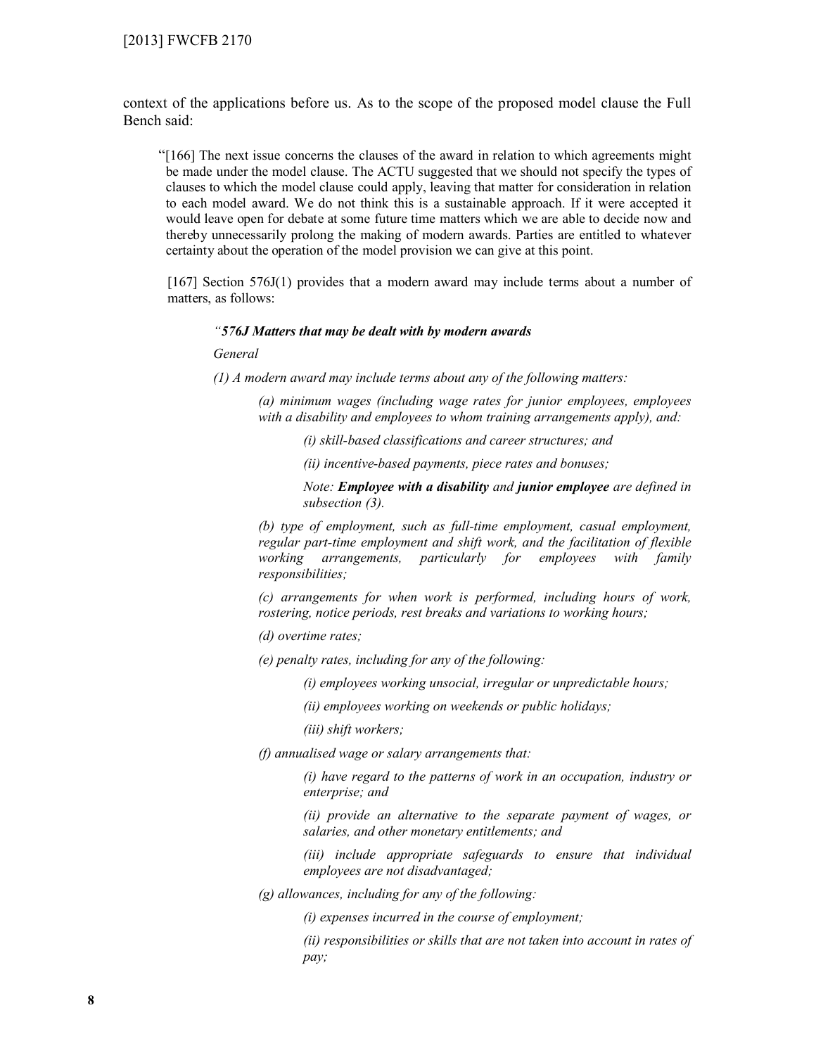context of the applications before us. As to the scope of the proposed model clause the Full Bench said:

> "[166] The next issue concerns the clauses of the award in relation to which agreements might be made under the model clause. The ACTU suggested that we should not specify the types of clauses to which the model clause could apply, leaving that matter for consideration in relation to each model award. We do not think this is a sustainable approach. If it were accepted it would leave open for debate at some future time matters which we are able to decide now and thereby unnecessarily prolong the making of modern awards. Parties are entitled to whatever certainty about the operation of the model provision we can give at this point.
>
> [167] Section 576J(1) provides that a modern award may include terms about a number of matters, as follows:
>
> > *"**576J Matters that may be dealt with by modern awards***
> >
> > *General*
> >
> > *(1) A modern award may include terms about any of the following matters:*
> >
> > > *(a) minimum wages (including wage rates for junior employees, employees with a disability and employees to whom training arrangements apply), and:*
> > >
> > > > *(i) skill-based classifications and career structures; and*
> > > >
> > > > *(ii) incentive-based payments, piece rates and bonuses;*
> > >
> > > *Note: **Employee with a disability** and **junior employee** are defined in subsection (3).*
> > >
> > > *(b) type of employment, such as full-time employment, casual employment, regular part-time employment and shift work, and the facilitation of flexible working arrangements, particularly for employees with family responsibilities;*
> > >
> > > *(c) arrangements for when work is performed, including hours of work, rostering, notice periods, rest breaks and variations to working hours;*
> > >
> > > *(d) overtime rates;*
> > >
> > > *(e) penalty rates, including for any of the following:*
> > >
> > > > *(i) employees working unsocial, irregular or unpredictable hours;*
> > > >
> > > > *(ii) employees working on weekends or public holidays;*
> > > >
> > > > *(iii) shift workers;*
> > >
> > > *(f) annualised wage or salary arrangements that:*
> > >
> > > > *(i) have regard to the patterns of work in an occupation, industry or enterprise; and*
> > > >
> > > > *(ii) provide an alternative to the separate payment of wages, or salaries, and other monetary entitlements; and*
> > > >
> > > > *(iii) include appropriate safeguards to ensure that individual employees are not disadvantaged;*
> > >
> > > *(g) allowances, including for any of the following:*
> > >
> > > > *(i) expenses incurred in the course of employment;*
> > > >
> > > > *(ii) responsibilities or skills that are not taken into account in rates of pay;*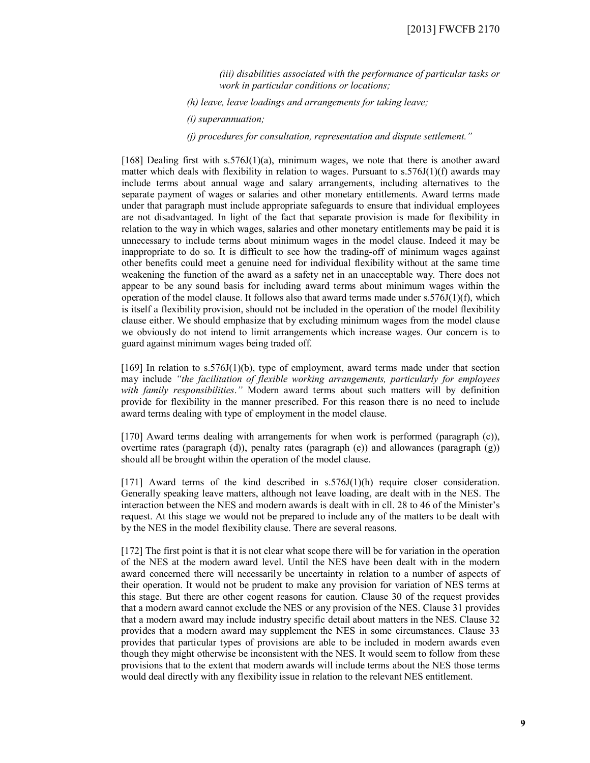> *(iii) disabilities associated with the performance of particular tasks or work in particular conditions or locations;*
>
> *(h) leave, leave loadings and arrangements for taking leave;*
>
> *(i) superannuation;*
>
> *(j) procedures for consultation, representation and dispute settlement."*

[168] Dealing first with s.576J(1)(a), minimum wages, we note that there is another award matter which deals with flexibility in relation to wages. Pursuant to s.576J(1)(f) awards may include terms about annual wage and salary arrangements, including alternatives to the separate payment of wages or salaries and other monetary entitlements. Award terms made under that paragraph must include appropriate safeguards to ensure that individual employees are not disadvantaged. In light of the fact that separate provision is made for flexibility in relation to the way in which wages, salaries and other monetary entitlements may be paid it is unnecessary to include terms about minimum wages in the model clause. Indeed it may be inappropriate to do so. It is difficult to see how the trading-off of minimum wages against other benefits could meet a genuine need for individual flexibility without at the same time weakening the function of the award as a safety net in an unacceptable way. There does not appear to be any sound basis for including award terms about minimum wages within the operation of the model clause. It follows also that award terms made under s.576J(1)(f), which is itself a flexibility provision, should not be included in the operation of the model flexibility clause either. We should emphasize that by excluding minimum wages from the model clause we obviously do not intend to limit arrangements which increase wages. Our concern is to guard against minimum wages being traded off.

[169] In relation to s.576J(1)(b), type of employment, award terms made under that section may include *"the facilitation of flexible working arrangements, particularly for employees with family responsibilities."* Modern award terms about such matters will by definition provide for flexibility in the manner prescribed. For this reason there is no need to include award terms dealing with type of employment in the model clause.

[170] Award terms dealing with arrangements for when work is performed (paragraph (c)), overtime rates (paragraph (d)), penalty rates (paragraph (e)) and allowances (paragraph (g)) should all be brought within the operation of the model clause.

[171] Award terms of the kind described in s.576J(1)(h) require closer consideration. Generally speaking leave matters, although not leave loading, are dealt with in the NES. The interaction between the NES and modern awards is dealt with in cll. 28 to 46 of the Minister's request. At this stage we would not be prepared to include any of the matters to be dealt with by the NES in the model flexibility clause. There are several reasons.

[172] The first point is that it is not clear what scope there will be for variation in the operation of the NES at the modern award level. Until the NES have been dealt with in the modern award concerned there will necessarily be uncertainty in relation to a number of aspects of their operation. It would not be prudent to make any provision for variation of NES terms at this stage. But there are other cogent reasons for caution. Clause 30 of the request provides that a modern award cannot exclude the NES or any provision of the NES. Clause 31 provides that a modern award may include industry specific detail about matters in the NES. Clause 32 provides that a modern award may supplement the NES in some circumstances. Clause 33 provides that particular types of provisions are able to be included in modern awards even though they might otherwise be inconsistent with the NES. It would seem to follow from these provisions that to the extent that modern awards will include terms about the NES those terms would deal directly with any flexibility issue in relation to the relevant NES entitlement.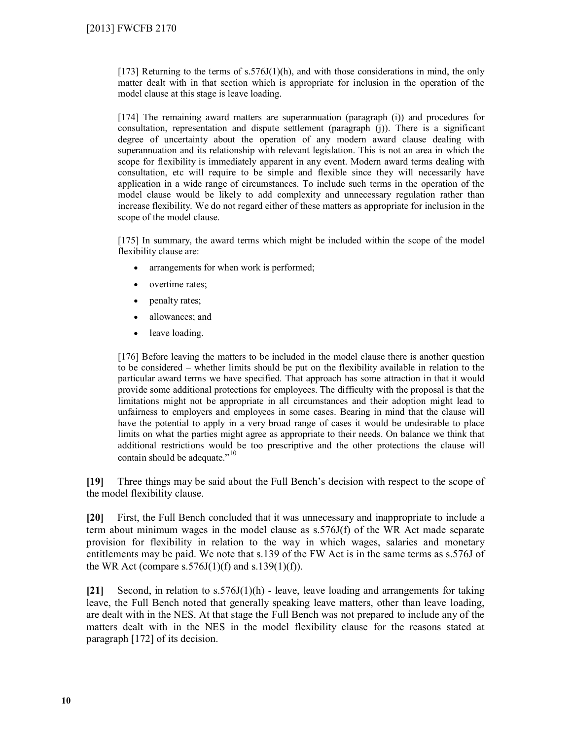[173] Returning to the terms of s.576J(1)(h), and with those considerations in mind, the only matter dealt with in that section which is appropriate for inclusion in the operation of the model clause at this stage is leave loading.

[174] The remaining award matters are superannuation (paragraph (i)) and procedures for consultation, representation and dispute settlement (paragraph (j)). There is a significant degree of uncertainty about the operation of any modern award clause dealing with superannuation and its relationship with relevant legislation. This is not an area in which the scope for flexibility is immediately apparent in any event. Modern award terms dealing with consultation, etc will require to be simple and flexible since they will necessarily have application in a wide range of circumstances. To include such terms in the operation of the model clause would be likely to add complexity and unnecessary regulation rather than increase flexibility. We do not regard either of these matters as appropriate for inclusion in the scope of the model clause.

[175] In summary, the award terms which might be included within the scope of the model flexibility clause are:

- arrangements for when work is performed;
- overtime rates;
- penalty rates;
- allowances; and
- leave loading.

[176] Before leaving the matters to be included in the model clause there is another question to be considered – whether limits should be put on the flexibility available in relation to the particular award terms we have specified. That approach has some attraction in that it would provide some additional protections for employees. The difficulty with the proposal is that the limitations might not be appropriate in all circumstances and their adoption might lead to unfairness to employers and employees in some cases. Bearing in mind that the clause will have the potential to apply in a very broad range of cases it would be undesirable to place limits on what the parties might agree as appropriate to their needs. On balance we think that additional restrictions would be too prescriptive and the other protections the clause will contain should be adequate."[10]

**[19]** Three things may be said about the Full Bench's decision with respect to the scope of the model flexibility clause.

**[20]** First, the Full Bench concluded that it was unnecessary and inappropriate to include a term about minimum wages in the model clause as s.576J(f) of the WR Act made separate provision for flexibility in relation to the way in which wages, salaries and monetary entitlements may be paid. We note that s.139 of the FW Act is in the same terms as s.576J of the WR Act (compare s.576J(1)(f) and s.139(1)(f)).

**[21]** Second, in relation to s.576J(1)(h) - leave, leave loading and arrangements for taking leave, the Full Bench noted that generally speaking leave matters, other than leave loading, are dealt with in the NES. At that stage the Full Bench was not prepared to include any of the matters dealt with in the NES in the model flexibility clause for the reasons stated at paragraph [172] of its decision.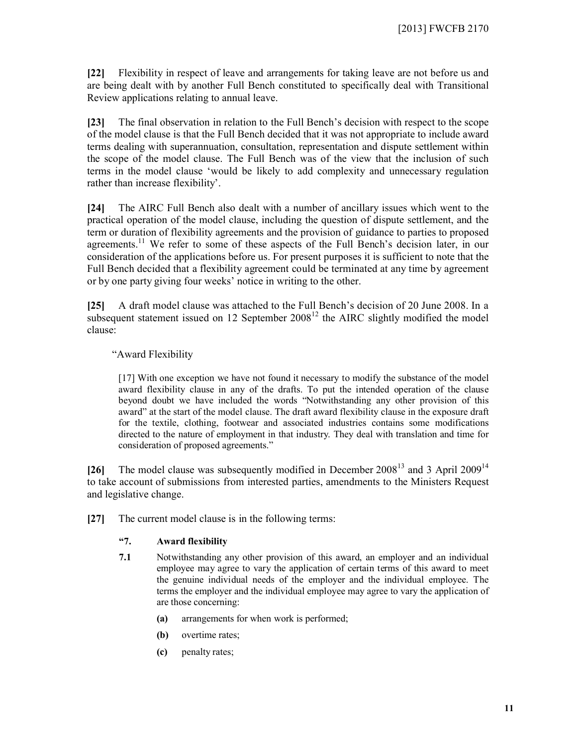**[22]** Flexibility in respect of leave and arrangements for taking leave are not before us and are being dealt with by another Full Bench constituted to specifically deal with Transitional Review applications relating to annual leave.

**[23]** The final observation in relation to the Full Bench's decision with respect to the scope of the model clause is that the Full Bench decided that it was not appropriate to include award terms dealing with superannuation, consultation, representation and dispute settlement within the scope of the model clause. The Full Bench was of the view that the inclusion of such terms in the model clause 'would be likely to add complexity and unnecessary regulation rather than increase flexibility'.

**[24]** The AIRC Full Bench also dealt with a number of ancillary issues which went to the practical operation of the model clause, including the question of dispute settlement, and the term or duration of flexibility agreements and the provision of guidance to parties to proposed agreements.[11] We refer to some of these aspects of the Full Bench's decision later, in our consideration of the applications before us. For present purposes it is sufficient to note that the Full Bench decided that a flexibility agreement could be terminated at any time by agreement or by one party giving four weeks' notice in writing to the other.

**[25]** A draft model clause was attached to the Full Bench's decision of 20 June 2008. In a subsequent statement issued on 12 September 2008[12] the AIRC slightly modified the model clause:

> "Award Flexibility
>
> [17] With one exception we have not found it necessary to modify the substance of the model award flexibility clause in any of the drafts. To put the intended operation of the clause beyond doubt we have included the words "Notwithstanding any other provision of this award" at the start of the model clause. The draft award flexibility clause in the exposure draft for the textile, clothing, footwear and associated industries contains some modifications directed to the nature of employment in that industry. They deal with translation and time for consideration of proposed agreements."

**[26]** The model clause was subsequently modified in December 2008[13] and 3 April 2009[14] to take account of submissions from interested parties, amendments to the Ministers Request and legislative change.

**[27]** The current model clause is in the following terms:

> **"7. Award flexibility**
>
> **7.1** Notwithstanding any other provision of this award, an employer and an individual employee may agree to vary the application of certain terms of this award to meet the genuine individual needs of the employer and the individual employee. The terms the employer and the individual employee may agree to vary the application of are those concerning:
>
> **(a)** arrangements for when work is performed;
>
> **(b)** overtime rates;
>
> **(c)** penalty rates;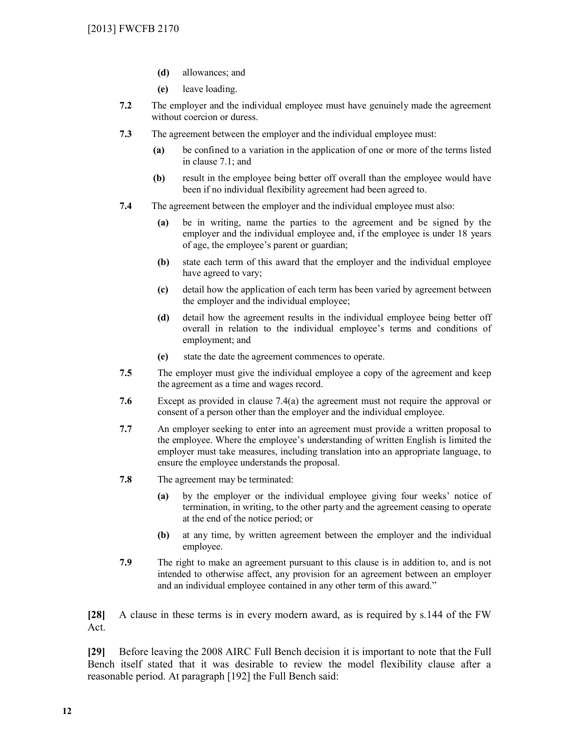**(d)** allowances; and

**(e)** leave loading.

**7.2** The employer and the individual employee must have genuinely made the agreement without coercion or duress.

**7.3** The agreement between the employer and the individual employee must:

> **(a)** be confined to a variation in the application of one or more of the terms listed in clause 7.1; and
>
> **(b)** result in the employee being better off overall than the employee would have been if no individual flexibility agreement had been agreed to.

**7.4** The agreement between the employer and the individual employee must also:

> **(a)** be in writing, name the parties to the agreement and be signed by the employer and the individual employee and, if the employee is under 18 years of age, the employee's parent or guardian;
>
> **(b)** state each term of this award that the employer and the individual employee have agreed to vary;
>
> **(c)** detail how the application of each term has been varied by agreement between the employer and the individual employee;
>
> **(d)** detail how the agreement results in the individual employee being better off overall in relation to the individual employee's terms and conditions of employment; and
>
> **(e)** state the date the agreement commences to operate.

**7.5** The employer must give the individual employee a copy of the agreement and keep the agreement as a time and wages record.

**7.6** Except as provided in clause 7.4(a) the agreement must not require the approval or consent of a person other than the employer and the individual employee.

**7.7** An employer seeking to enter into an agreement must provide a written proposal to the employee. Where the employee's understanding of written English is limited the employer must take measures, including translation into an appropriate language, to ensure the employee understands the proposal.

**7.8** The agreement may be terminated:

> **(a)** by the employer or the individual employee giving four weeks' notice of termination, in writing, to the other party and the agreement ceasing to operate at the end of the notice period; or
>
> **(b)** at any time, by written agreement between the employer and the individual employee.

**7.9** The right to make an agreement pursuant to this clause is in addition to, and is not intended to otherwise affect, any provision for an agreement between an employer and an individual employee contained in any other term of this award."

**[28]** A clause in these terms is in every modern award, as is required by s.144 of the FW Act.

**[29]** Before leaving the 2008 AIRC Full Bench decision it is important to note that the Full Bench itself stated that it was desirable to review the model flexibility clause after a reasonable period. At paragraph [192] the Full Bench said: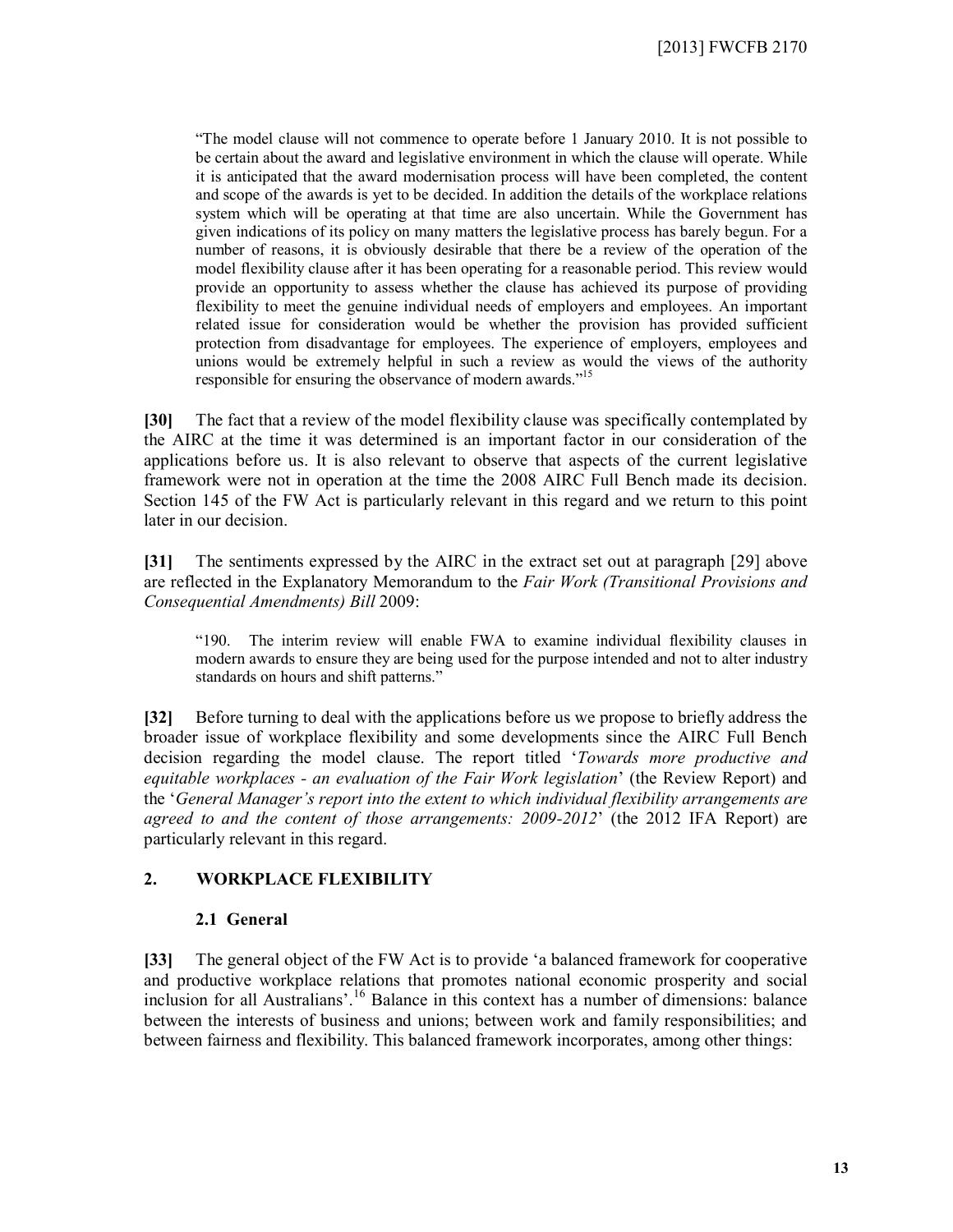> "The model clause will not commence to operate before 1 January 2010. It is not possible to be certain about the award and legislative environment in which the clause will operate. While it is anticipated that the award modernisation process will have been completed, the content and scope of the awards is yet to be decided. In addition the details of the workplace relations system which will be operating at that time are also uncertain. While the Government has given indications of its policy on many matters the legislative process has barely begun. For a number of reasons, it is obviously desirable that there be a review of the operation of the model flexibility clause after it has been operating for a reasonable period. This review would provide an opportunity to assess whether the clause has achieved its purpose of providing flexibility to meet the genuine individual needs of employers and employees. An important related issue for consideration would be whether the provision has provided sufficient protection from disadvantage for employees. The experience of employers, employees and unions would be extremely helpful in such a review as would the views of the authority responsible for ensuring the observance of modern awards."[15]

**[30]** The fact that a review of the model flexibility clause was specifically contemplated by the AIRC at the time it was determined is an important factor in our consideration of the applications before us. It is also relevant to observe that aspects of the current legislative framework were not in operation at the time the 2008 AIRC Full Bench made its decision. Section 145 of the FW Act is particularly relevant in this regard and we return to this point later in our decision.

**[31]** The sentiments expressed by the AIRC in the extract set out at paragraph [29] above are reflected in the Explanatory Memorandum to the *Fair Work (Transitional Provisions and Consequential Amendments) Bill* 2009:

> "190. The interim review will enable FWA to examine individual flexibility clauses in modern awards to ensure they are being used for the purpose intended and not to alter industry standards on hours and shift patterns."

**[32]** Before turning to deal with the applications before us we propose to briefly address the broader issue of workplace flexibility and some developments since the AIRC Full Bench decision regarding the model clause. The report titled '*Towards more productive and equitable workplaces - an evaluation of the Fair Work legislation*' (the Review Report) and the '*General Manager's report into the extent to which individual flexibility arrangements are agreed to and the content of those arrangements: 2009-2012*' (the 2012 IFA Report) are particularly relevant in this regard.

## 2. WORKPLACE FLEXIBILITY

### 2.1 General

**[33]** The general object of the FW Act is to provide 'a balanced framework for cooperative and productive workplace relations that promotes national economic prosperity and social inclusion for all Australians'.[16] Balance in this context has a number of dimensions: balance between the interests of business and unions; between work and family responsibilities; and between fairness and flexibility. This balanced framework incorporates, among other things: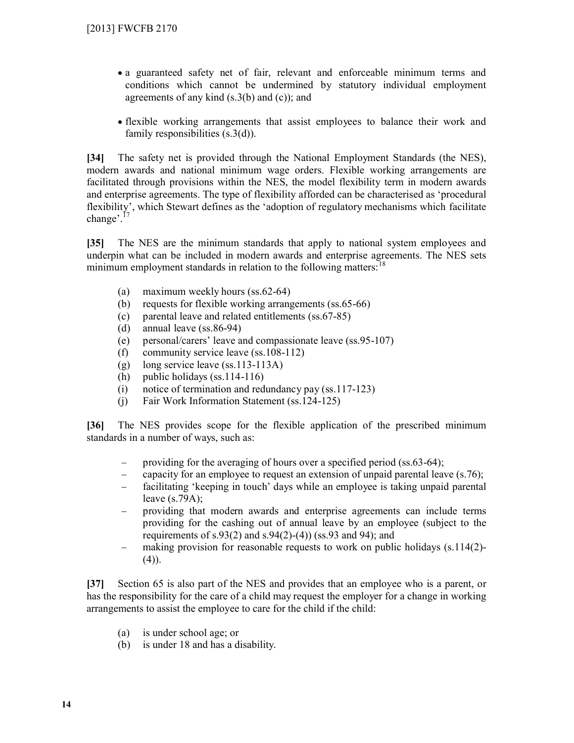- a guaranteed safety net of fair, relevant and enforceable minimum terms and conditions which cannot be undermined by statutory individual employment agreements of any kind (s.3(b) and (c)); and

- flexible working arrangements that assist employees to balance their work and family responsibilities (s.3(d)).

**[34]** The safety net is provided through the National Employment Standards (the NES), modern awards and national minimum wage orders. Flexible working arrangements are facilitated through provisions within the NES, the model flexibility term in modern awards and enterprise agreements. The type of flexibility afforded can be characterised as 'procedural flexibility', which Stewart defines as the 'adoption of regulatory mechanisms which facilitate change'.[17]

**[35]** The NES are the minimum standards that apply to national system employees and underpin what can be included in modern awards and enterprise agreements. The NES sets minimum employment standards in relation to the following matters:[18]

(a) maximum weekly hours (ss.62-64)
(b) requests for flexible working arrangements (ss.65-66)
(c) parental leave and related entitlements (ss.67-85)
(d) annual leave (ss.86-94)
(e) personal/carers' leave and compassionate leave (ss.95-107)
(f) community service leave (ss.108-112)
(g) long service leave (ss.113-113A)
(h) public holidays (ss.114-116)
(i) notice of termination and redundancy pay (ss.117-123)
(j) Fair Work Information Statement (ss.124-125)

**[36]** The NES provides scope for the flexible application of the prescribed minimum standards in a number of ways, such as:

- providing for the averaging of hours over a specified period (ss.63-64);
- capacity for an employee to request an extension of unpaid parental leave (s.76);
- facilitating 'keeping in touch' days while an employee is taking unpaid parental leave (s.79A);
- providing that modern awards and enterprise agreements can include terms providing for the cashing out of annual leave by an employee (subject to the requirements of s.93(2) and s.94(2)-(4)) (ss.93 and 94); and
- making provision for reasonable requests to work on public holidays (s.114(2)-(4)).

**[37]** Section 65 is also part of the NES and provides that an employee who is a parent, or has the responsibility for the care of a child may request the employer for a change in working arrangements to assist the employee to care for the child if the child:

(a) is under school age; or
(b) is under 18 and has a disability.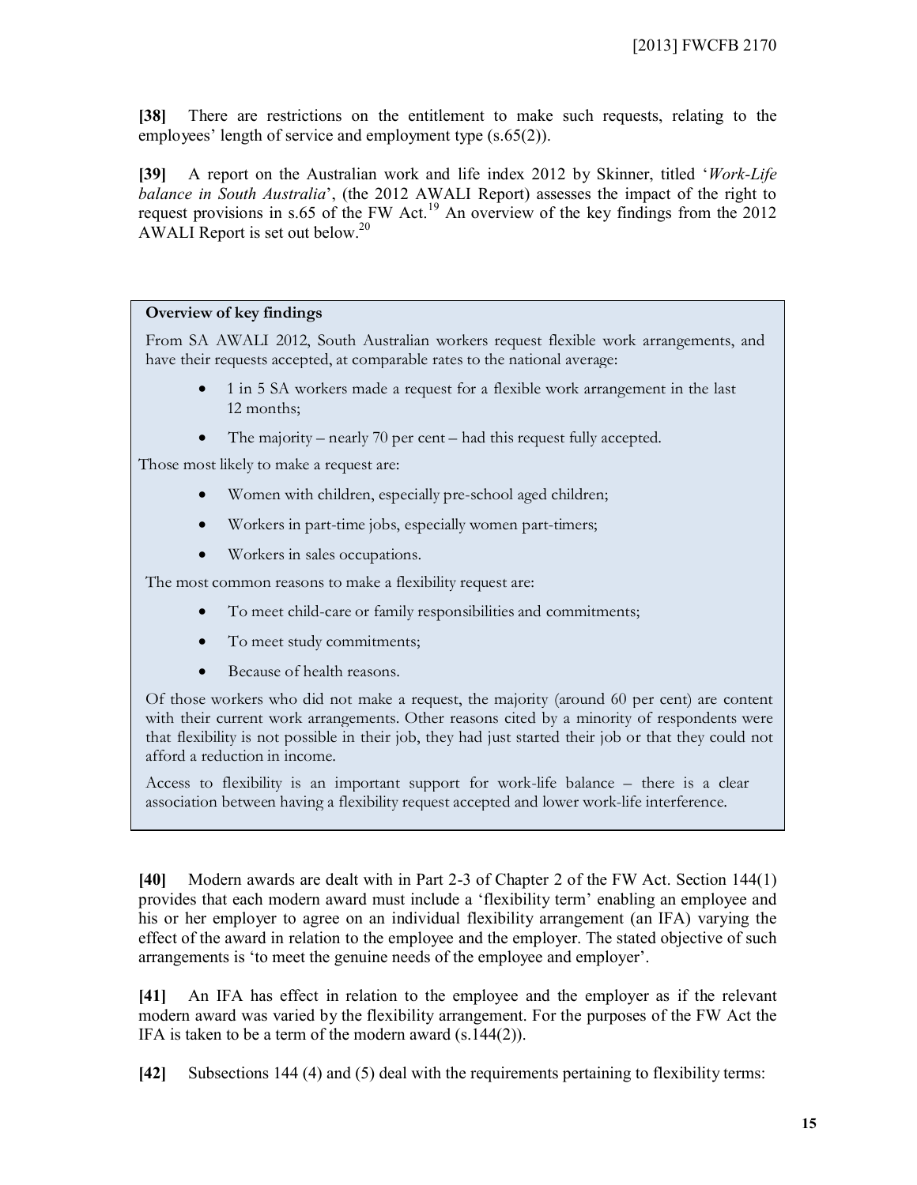**[38]** There are restrictions on the entitlement to make such requests, relating to the employees' length of service and employment type (s.65(2)).

**[39]** A report on the Australian work and life index 2012 by Skinner, titled '*Work-Life balance in South Australia*', (the 2012 AWALI Report) assesses the impact of the right to request provisions in s.65 of the FW Act.[19] An overview of the key findings from the 2012 AWALI Report is set out below.[20]

> **Overview of key findings**
>
> From SA AWALI 2012, South Australian workers request flexible work arrangements, and have their requests accepted, at comparable rates to the national average:
>
> - 1 in 5 SA workers made a request for a flexible work arrangement in the last 12 months;
> - The majority – nearly 70 per cent – had this request fully accepted.
>
> Those most likely to make a request are:
>
> - Women with children, especially pre-school aged children;
> - Workers in part-time jobs, especially women part-timers;
> - Workers in sales occupations.
>
> The most common reasons to make a flexibility request are:
>
> - To meet child-care or family responsibilities and commitments;
> - To meet study commitments;
> - Because of health reasons.
>
> Of those workers who did not make a request, the majority (around 60 per cent) are content with their current work arrangements. Other reasons cited by a minority of respondents were that flexibility is not possible in their job, they had just started their job or that they could not afford a reduction in income.
>
> Access to flexibility is an important support for work-life balance – there is a clear association between having a flexibility request accepted and lower work-life interference.

**[40]** Modern awards are dealt with in Part 2-3 of Chapter 2 of the FW Act. Section 144(1) provides that each modern award must include a 'flexibility term' enabling an employee and his or her employer to agree on an individual flexibility arrangement (an IFA) varying the effect of the award in relation to the employee and the employer. The stated objective of such arrangements is 'to meet the genuine needs of the employee and employer'.

**[41]** An IFA has effect in relation to the employee and the employer as if the relevant modern award was varied by the flexibility arrangement. For the purposes of the FW Act the IFA is taken to be a term of the modern award (s.144(2)).

**[42]** Subsections 144 (4) and (5) deal with the requirements pertaining to flexibility terms: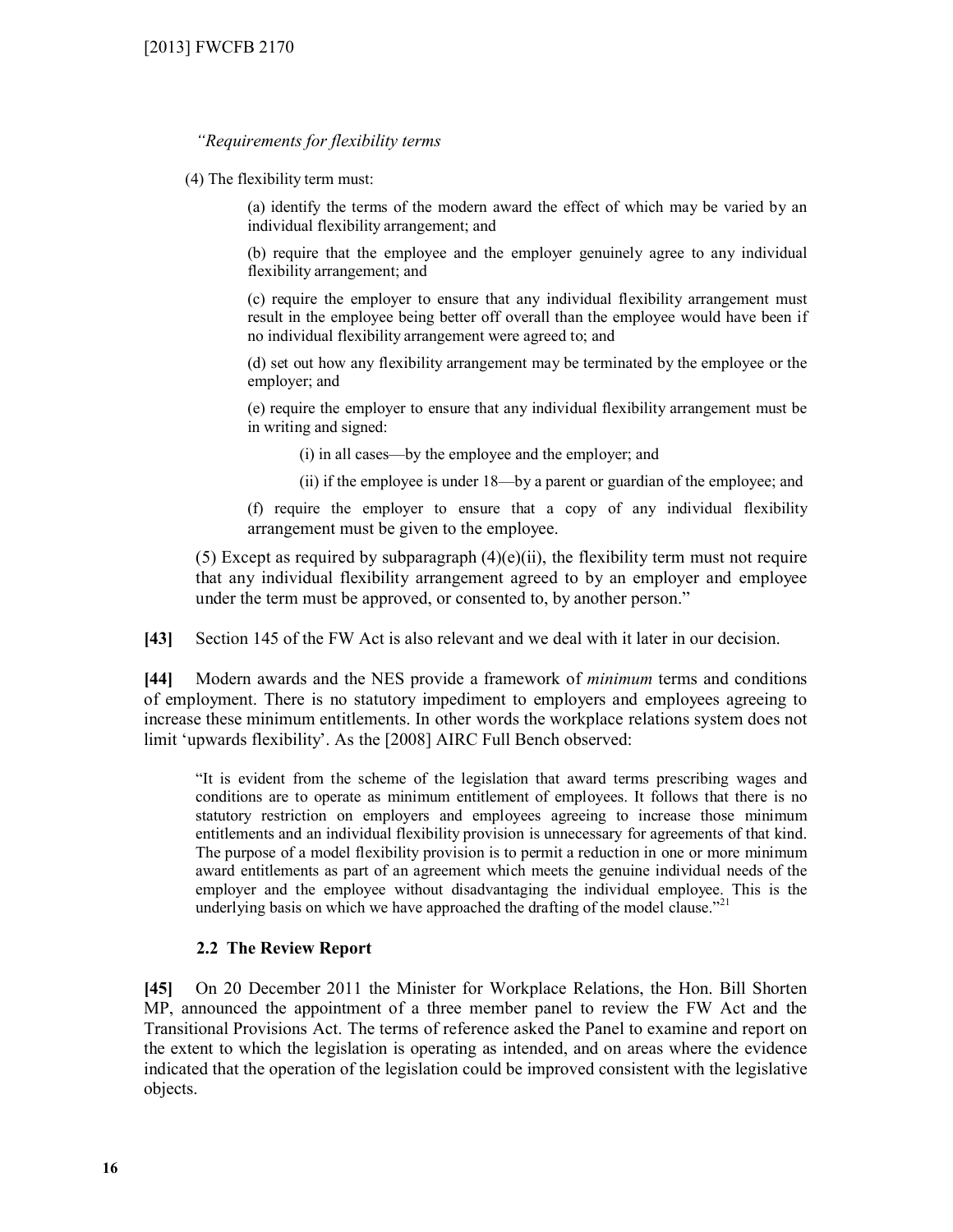*"Requirements for flexibility terms*

(4) The flexibility term must:

(a) identify the terms of the modern award the effect of which may be varied by an individual flexibility arrangement; and

(b) require that the employee and the employer genuinely agree to any individual flexibility arrangement; and

(c) require the employer to ensure that any individual flexibility arrangement must result in the employee being better off overall than the employee would have been if no individual flexibility arrangement were agreed to; and

(d) set out how any flexibility arrangement may be terminated by the employee or the employer; and

(e) require the employer to ensure that any individual flexibility arrangement must be in writing and signed:

(i) in all cases—by the employee and the employer; and

(ii) if the employee is under 18—by a parent or guardian of the employee; and

(f) require the employer to ensure that a copy of any individual flexibility arrangement must be given to the employee.

(5) Except as required by subparagraph (4)(e)(ii), the flexibility term must not require that any individual flexibility arrangement agreed to by an employer and employee under the term must be approved, or consented to, by another person."

**[43]** Section 145 of the FW Act is also relevant and we deal with it later in our decision.

**[44]** Modern awards and the NES provide a framework of *minimum* terms and conditions of employment. There is no statutory impediment to employers and employees agreeing to increase these minimum entitlements. In other words the workplace relations system does not limit 'upwards flexibility'. As the [2008] AIRC Full Bench observed:

> "It is evident from the scheme of the legislation that award terms prescribing wages and conditions are to operate as minimum entitlement of employees. It follows that there is no statutory restriction on employers and employees agreeing to increase those minimum entitlements and an individual flexibility provision is unnecessary for agreements of that kind. The purpose of a model flexibility provision is to permit a reduction in one or more minimum award entitlements as part of an agreement which meets the genuine individual needs of the employer and the employee without disadvantaging the individual employee. This is the underlying basis on which we have approached the drafting of the model clause."[21]

### 2.2 The Review Report

**[45]** On 20 December 2011 the Minister for Workplace Relations, the Hon. Bill Shorten MP, announced the appointment of a three member panel to review the FW Act and the Transitional Provisions Act. The terms of reference asked the Panel to examine and report on the extent to which the legislation is operating as intended, and on areas where the evidence indicated that the operation of the legislation could be improved consistent with the legislative objects.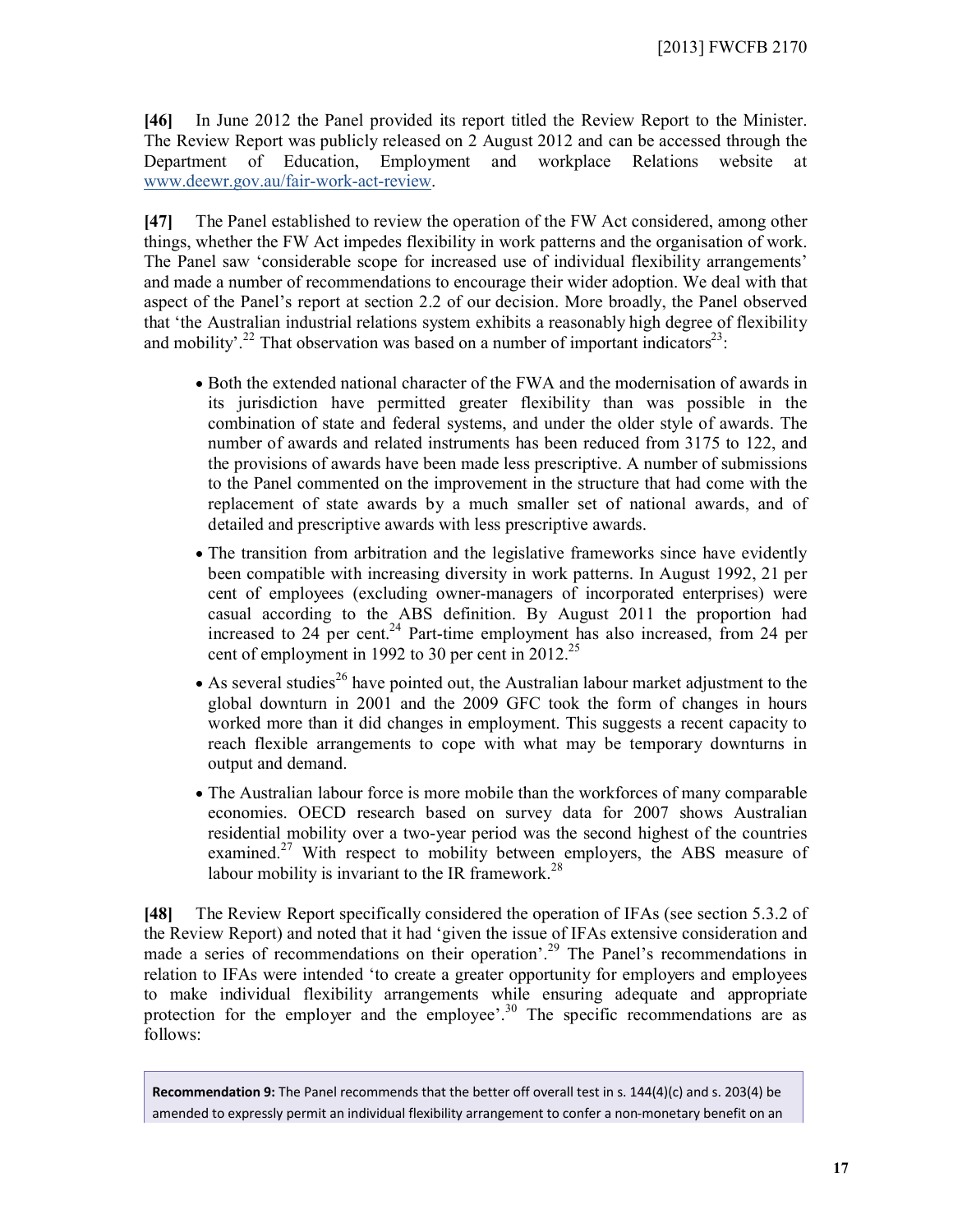**[46]** In June 2012 the Panel provided its report titled the Review Report to the Minister. The Review Report was publicly released on 2 August 2012 and can be accessed through the Department of Education, Employment and workplace Relations website at www.deewr.gov.au/fair-work-act-review.

**[47]** The Panel established to review the operation of the FW Act considered, among other things, whether the FW Act impedes flexibility in work patterns and the organisation of work. The Panel saw 'considerable scope for increased use of individual flexibility arrangements' and made a number of recommendations to encourage their wider adoption. We deal with that aspect of the Panel's report at section 2.2 of our decision. More broadly, the Panel observed that 'the Australian industrial relations system exhibits a reasonably high degree of flexibility and mobility'.[22] That observation was based on a number of important indicators[23]:

- Both the extended national character of the FWA and the modernisation of awards in its jurisdiction have permitted greater flexibility than was possible in the combination of state and federal systems, and under the older style of awards. The number of awards and related instruments has been reduced from 3175 to 122, and the provisions of awards have been made less prescriptive. A number of submissions to the Panel commented on the improvement in the structure that had come with the replacement of state awards by a much smaller set of national awards, and of detailed and prescriptive awards with less prescriptive awards.
- The transition from arbitration and the legislative frameworks since have evidently been compatible with increasing diversity in work patterns. In August 1992, 21 per cent of employees (excluding owner-managers of incorporated enterprises) were casual according to the ABS definition. By August 2011 the proportion had increased to 24 per cent.[24] Part-time employment has also increased, from 24 per cent of employment in 1992 to 30 per cent in 2012.[25]
- As several studies[26] have pointed out, the Australian labour market adjustment to the global downturn in 2001 and the 2009 GFC took the form of changes in hours worked more than it did changes in employment. This suggests a recent capacity to reach flexible arrangements to cope with what may be temporary downturns in output and demand.
- The Australian labour force is more mobile than the workforces of many comparable economies. OECD research based on survey data for 2007 shows Australian residential mobility over a two-year period was the second highest of the countries examined.[27] With respect to mobility between employers, the ABS measure of labour mobility is invariant to the IR framework.[28]

**[48]** The Review Report specifically considered the operation of IFAs (see section 5.3.2 of the Review Report) and noted that it had 'given the issue of IFAs extensive consideration and made a series of recommendations on their operation'.[29] The Panel's recommendations in relation to IFAs were intended 'to create a greater opportunity for employers and employees to make individual flexibility arrangements while ensuring adequate and appropriate protection for the employer and the employee'.[30] The specific recommendations are as follows:

> **Recommendation 9:** The Panel recommends that the better off overall test in s. 144(4)(c) and s. 203(4) be amended to expressly permit an individual flexibility arrangement to confer a non-monetary benefit on an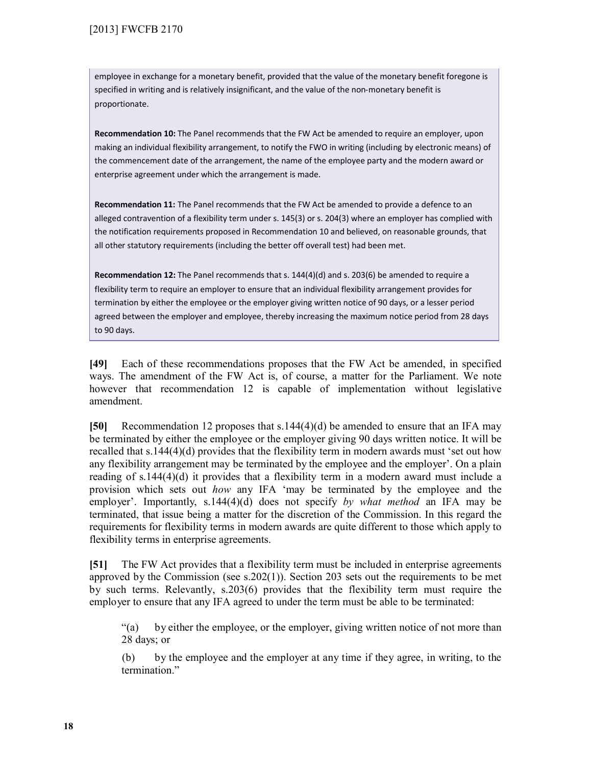employee in exchange for a monetary benefit, provided that the value of the monetary benefit foregone is specified in writing and is relatively insignificant, and the value of the non-monetary benefit is proportionate.

**Recommendation 10:** The Panel recommends that the FW Act be amended to require an employer, upon making an individual flexibility arrangement, to notify the FWO in writing (including by electronic means) of the commencement date of the arrangement, the name of the employee party and the modern award or enterprise agreement under which the arrangement is made.

**Recommendation 11:** The Panel recommends that the FW Act be amended to provide a defence to an alleged contravention of a flexibility term under s. 145(3) or s. 204(3) where an employer has complied with the notification requirements proposed in Recommendation 10 and believed, on reasonable grounds, that all other statutory requirements (including the better off overall test) had been met.

**Recommendation 12:** The Panel recommends that s. 144(4)(d) and s. 203(6) be amended to require a flexibility term to require an employer to ensure that an individual flexibility arrangement provides for termination by either the employee or the employer giving written notice of 90 days, or a lesser period agreed between the employer and employee, thereby increasing the maximum notice period from 28 days to 90 days.

**[49]** Each of these recommendations proposes that the FW Act be amended, in specified ways. The amendment of the FW Act is, of course, a matter for the Parliament. We note however that recommendation 12 is capable of implementation without legislative amendment.

**[50]** Recommendation 12 proposes that s.144(4)(d) be amended to ensure that an IFA may be terminated by either the employee or the employer giving 90 days written notice. It will be recalled that s.144(4)(d) provides that the flexibility term in modern awards must 'set out how any flexibility arrangement may be terminated by the employee and the employer'. On a plain reading of s.144(4)(d) it provides that a flexibility term in a modern award must include a provision which sets out *how* any IFA 'may be terminated by the employee and the employer'. Importantly, s.144(4)(d) does not specify *by what method* an IFA may be terminated, that issue being a matter for the discretion of the Commission. In this regard the requirements for flexibility terms in modern awards are quite different to those which apply to flexibility terms in enterprise agreements.

**[51]** The FW Act provides that a flexibility term must be included in enterprise agreements approved by the Commission (see s.202(1)). Section 203 sets out the requirements to be met by such terms. Relevantly, s.203(6) provides that the flexibility term must require the employer to ensure that any IFA agreed to under the term must be able to be terminated:

> "(a) by either the employee, or the employer, giving written notice of not more than 28 days; or
>
> (b) by the employee and the employer at any time if they agree, in writing, to the termination."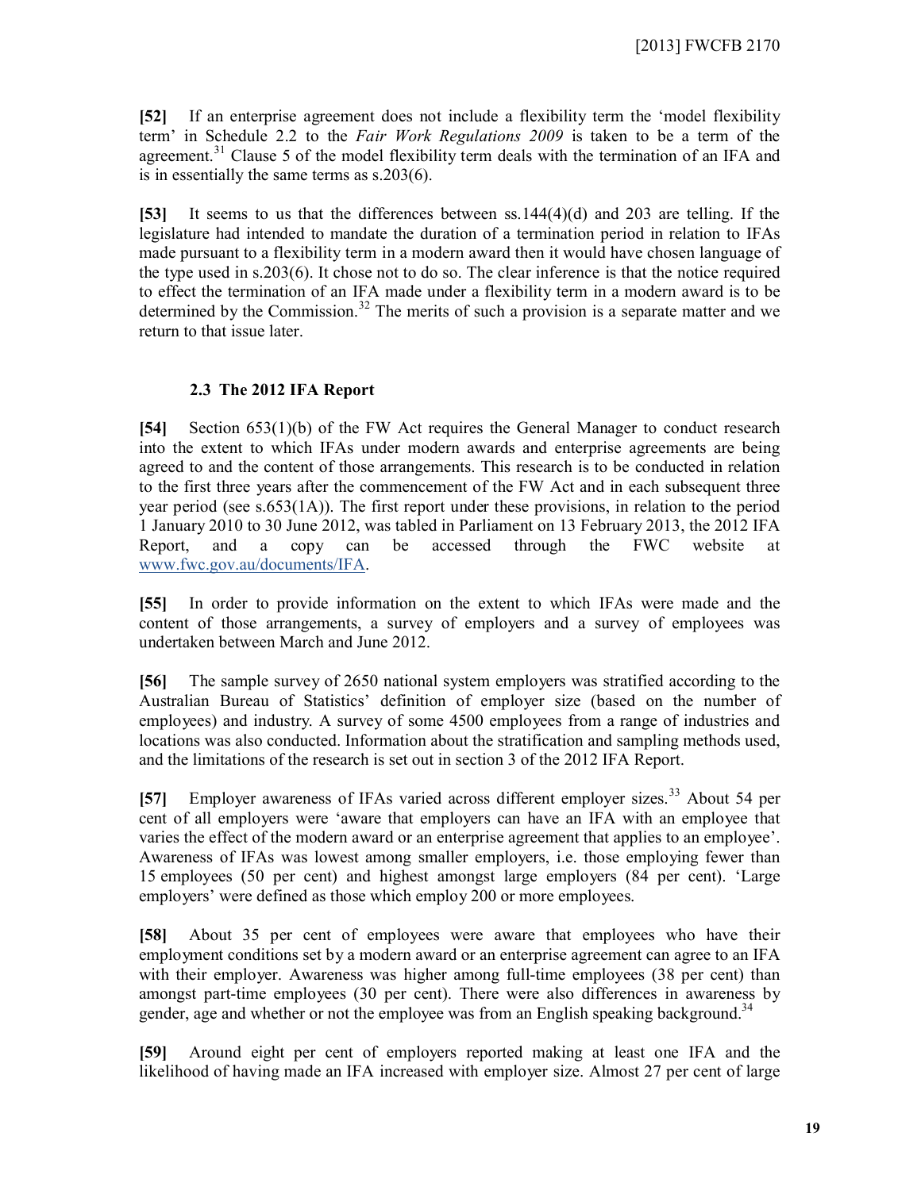**[52]** If an enterprise agreement does not include a flexibility term the 'model flexibility term' in Schedule 2.2 to the *Fair Work Regulations 2009* is taken to be a term of the agreement.[31] Clause 5 of the model flexibility term deals with the termination of an IFA and is in essentially the same terms as s.203(6).

**[53]** It seems to us that the differences between ss.144(4)(d) and 203 are telling. If the legislature had intended to mandate the duration of a termination period in relation to IFAs made pursuant to a flexibility term in a modern award then it would have chosen language of the type used in s.203(6). It chose not to do so. The clear inference is that the notice required to effect the termination of an IFA made under a flexibility term in a modern award is to be determined by the Commission.[32] The merits of such a provision is a separate matter and we return to that issue later.

### 2.3 The 2012 IFA Report

**[54]** Section 653(1)(b) of the FW Act requires the General Manager to conduct research into the extent to which IFAs under modern awards and enterprise agreements are being agreed to and the content of those arrangements. This research is to be conducted in relation to the first three years after the commencement of the FW Act and in each subsequent three year period (see s.653(1A)). The first report under these provisions, in relation to the period 1 January 2010 to 30 June 2012, was tabled in Parliament on 13 February 2013, the 2012 IFA Report, and a copy can be accessed through the FWC website at www.fwc.gov.au/documents/IFA.

**[55]** In order to provide information on the extent to which IFAs were made and the content of those arrangements, a survey of employers and a survey of employees was undertaken between March and June 2012.

**[56]** The sample survey of 2650 national system employers was stratified according to the Australian Bureau of Statistics' definition of employer size (based on the number of employees) and industry. A survey of some 4500 employees from a range of industries and locations was also conducted. Information about the stratification and sampling methods used, and the limitations of the research is set out in section 3 of the 2012 IFA Report.

**[57]** Employer awareness of IFAs varied across different employer sizes.[33] About 54 per cent of all employers were 'aware that employers can have an IFA with an employee that varies the effect of the modern award or an enterprise agreement that applies to an employee'. Awareness of IFAs was lowest among smaller employers, i.e. those employing fewer than 15 employees (50 per cent) and highest amongst large employers (84 per cent). 'Large employers' were defined as those which employ 200 or more employees.

**[58]** About 35 per cent of employees were aware that employees who have their employment conditions set by a modern award or an enterprise agreement can agree to an IFA with their employer. Awareness was higher among full-time employees (38 per cent) than amongst part-time employees (30 per cent). There were also differences in awareness by gender, age and whether or not the employee was from an English speaking background.[34]

**[59]** Around eight per cent of employers reported making at least one IFA and the likelihood of having made an IFA increased with employer size. Almost 27 per cent of large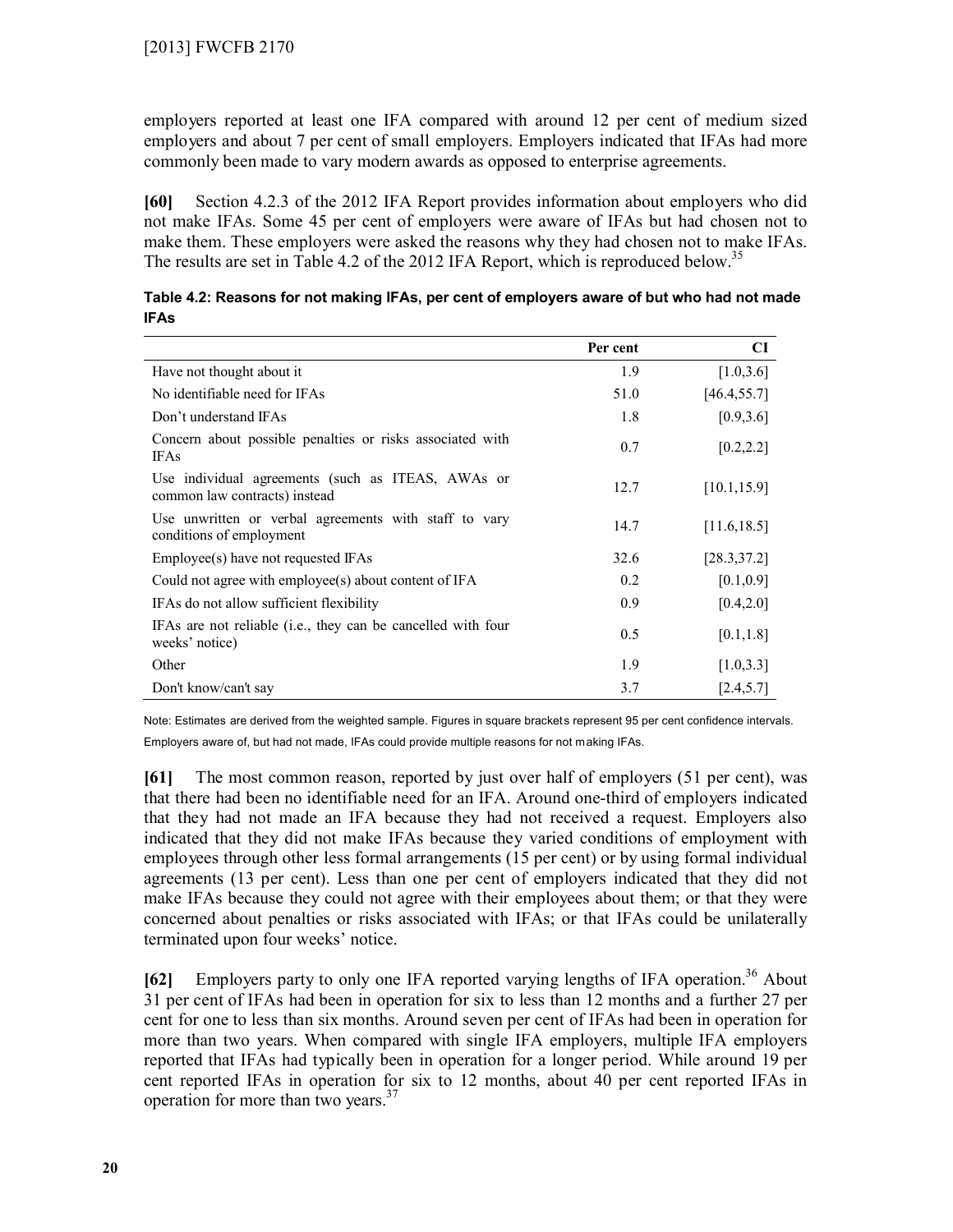employers reported at least one IFA compared with around 12 per cent of medium sized employers and about 7 per cent of small employers. Employers indicated that IFAs had more commonly been made to vary modern awards as opposed to enterprise agreements.

**[60]** Section 4.2.3 of the 2012 IFA Report provides information about employers who did not make IFAs. Some 45 per cent of employers were aware of IFAs but had chosen not to make them. These employers were asked the reasons why they had chosen not to make IFAs. The results are set in Table 4.2 of the 2012 IFA Report, which is reproduced below.[35]

**Table 4.2: Reasons for not making IFAs, per cent of employers aware of but who had not made IFAs**

| | Per cent | CI |
|---|---|---|
| Have not thought about it | 1.9 | [1.0,3.6] |
| No identifiable need for IFAs | 51.0 | [46.4,55.7] |
| Don't understand IFAs | 1.8 | [0.9,3.6] |
| Concern about possible penalties or risks associated with IFAs | 0.7 | [0.2,2.2] |
| Use individual agreements (such as ITEAS, AWAs or common law contracts) instead | 12.7 | [10.1,15.9] |
| Use unwritten or verbal agreements with staff to vary conditions of employment | 14.7 | [11.6,18.5] |
| Employee(s) have not requested IFAs | 32.6 | [28.3,37.2] |
| Could not agree with employee(s) about content of IFA | 0.2 | [0.1,0.9] |
| IFAs do not allow sufficient flexibility | 0.9 | [0.4,2.0] |
| IFAs are not reliable (i.e., they can be cancelled with four weeks' notice) | 0.5 | [0.1,1.8] |
| Other | 1.9 | [1.0,3.3] |
| Don't know/can't say | 3.7 | [2.4,5.7] |

Note: Estimates are derived from the weighted sample. Figures in square brackets represent 95 per cent confidence intervals. Employers aware of, but had not made, IFAs could provide multiple reasons for not making IFAs.

**[61]** The most common reason, reported by just over half of employers (51 per cent), was that there had been no identifiable need for an IFA. Around one-third of employers indicated that they had not made an IFA because they had not received a request. Employers also indicated that they did not make IFAs because they varied conditions of employment with employees through other less formal arrangements (15 per cent) or by using formal individual agreements (13 per cent). Less than one per cent of employers indicated that they did not make IFAs because they could not agree with their employees about them; or that they were concerned about penalties or risks associated with IFAs; or that IFAs could be unilaterally terminated upon four weeks' notice.

**[62]** Employers party to only one IFA reported varying lengths of IFA operation.[36] About 31 per cent of IFAs had been in operation for six to less than 12 months and a further 27 per cent for one to less than six months. Around seven per cent of IFAs had been in operation for more than two years. When compared with single IFA employers, multiple IFA employers reported that IFAs had typically been in operation for a longer period. While around 19 per cent reported IFAs in operation for six to 12 months, about 40 per cent reported IFAs in operation for more than two years.[37]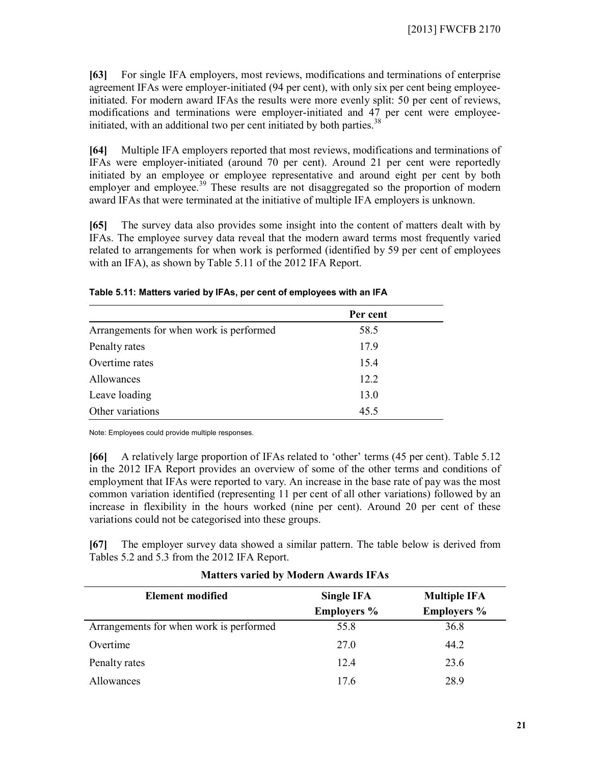**[63]** For single IFA employers, most reviews, modifications and terminations of enterprise agreement IFAs were employer-initiated (94 per cent), with only six per cent being employee-initiated. For modern award IFAs the results were more evenly split: 50 per cent of reviews, modifications and terminations were employer-initiated and 47 per cent were employee-initiated, with an additional two per cent initiated by both parties.[38]

**[64]** Multiple IFA employers reported that most reviews, modifications and terminations of IFAs were employer-initiated (around 70 per cent). Around 21 per cent were reportedly initiated by an employee or employee representative and around eight per cent by both employer and employee.[39] These results are not disaggregated so the proportion of modern award IFAs that were terminated at the initiative of multiple IFA employers is unknown.

**[65]** The survey data also provides some insight into the content of matters dealt with by IFAs. The employee survey data reveal that the modern award terms most frequently varied related to arrangements for when work is performed (identified by 59 per cent of employees with an IFA), as shown by Table 5.11 of the 2012 IFA Report.

**Table 5.11: Matters varied by IFAs, per cent of employees with an IFA**

| | Per cent |
|---|---|
| Arrangements for when work is performed | 58.5 |
| Penalty rates | 17.9 |
| Overtime rates | 15.4 |
| Allowances | 12.2 |
| Leave loading | 13.0 |
| Other variations | 45.5 |

Note: Employees could provide multiple responses.

**[66]** A relatively large proportion of IFAs related to 'other' terms (45 per cent). Table 5.12 in the 2012 IFA Report provides an overview of some of the other terms and conditions of employment that IFAs were reported to vary. An increase in the base rate of pay was the most common variation identified (representing 11 per cent of all other variations) followed by an increase in flexibility in the hours worked (nine per cent). Around 20 per cent of these variations could not be categorised into these groups.

**[67]** The employer survey data showed a similar pattern. The table below is derived from Tables 5.2 and 5.3 from the 2012 IFA Report.

**Matters varied by Modern Awards IFAs**

| Element modified | Single IFA Employers % | Multiple IFA Employers % |
|---|---|---|
| Arrangements for when work is performed | 55.8 | 36.8 |
| Overtime | 27.0 | 44.2 |
| Penalty rates | 12.4 | 23.6 |
| Allowances | 17.6 | 28.9 |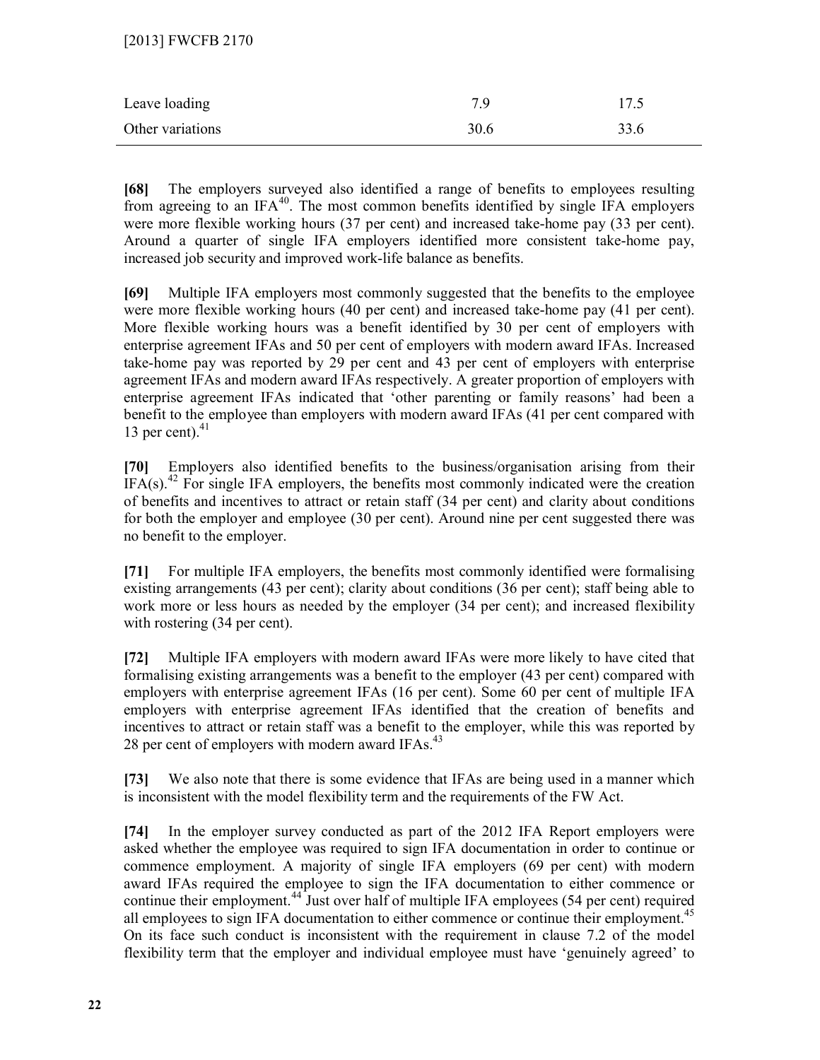| | | |
|---|---|---|
| Leave loading | 7.9 | 17.5 |
| Other variations | 30.6 | 33.6 |

**[68]** The employers surveyed also identified a range of benefits to employees resulting from agreeing to an IFA[40]. The most common benefits identified by single IFA employers were more flexible working hours (37 per cent) and increased take-home pay (33 per cent). Around a quarter of single IFA employers identified more consistent take-home pay, increased job security and improved work-life balance as benefits.

**[69]** Multiple IFA employers most commonly suggested that the benefits to the employee were more flexible working hours (40 per cent) and increased take-home pay (41 per cent). More flexible working hours was a benefit identified by 30 per cent of employers with enterprise agreement IFAs and 50 per cent of employers with modern award IFAs. Increased take-home pay was reported by 29 per cent and 43 per cent of employers with enterprise agreement IFAs and modern award IFAs respectively. A greater proportion of employers with enterprise agreement IFAs indicated that 'other parenting or family reasons' had been a benefit to the employee than employers with modern award IFAs (41 per cent compared with 13 per cent).[41]

**[70]** Employers also identified benefits to the business/organisation arising from their IFA(s).[42] For single IFA employers, the benefits most commonly indicated were the creation of benefits and incentives to attract or retain staff (34 per cent) and clarity about conditions for both the employer and employee (30 per cent). Around nine per cent suggested there was no benefit to the employer.

**[71]** For multiple IFA employers, the benefits most commonly identified were formalising existing arrangements (43 per cent); clarity about conditions (36 per cent); staff being able to work more or less hours as needed by the employer (34 per cent); and increased flexibility with rostering (34 per cent).

**[72]** Multiple IFA employers with modern award IFAs were more likely to have cited that formalising existing arrangements was a benefit to the employer (43 per cent) compared with employers with enterprise agreement IFAs (16 per cent). Some 60 per cent of multiple IFA employers with enterprise agreement IFAs identified that the creation of benefits and incentives to attract or retain staff was a benefit to the employer, while this was reported by 28 per cent of employers with modern award IFAs.[43]

**[73]** We also note that there is some evidence that IFAs are being used in a manner which is inconsistent with the model flexibility term and the requirements of the FW Act.

**[74]** In the employer survey conducted as part of the 2012 IFA Report employers were asked whether the employee was required to sign IFA documentation in order to continue or commence employment. A majority of single IFA employers (69 per cent) with modern award IFAs required the employee to sign the IFA documentation to either commence or continue their employment.[44] Just over half of multiple IFA employees (54 per cent) required all employees to sign IFA documentation to either commence or continue their employment.[45] On its face such conduct is inconsistent with the requirement in clause 7.2 of the model flexibility term that the employer and individual employee must have 'genuinely agreed' to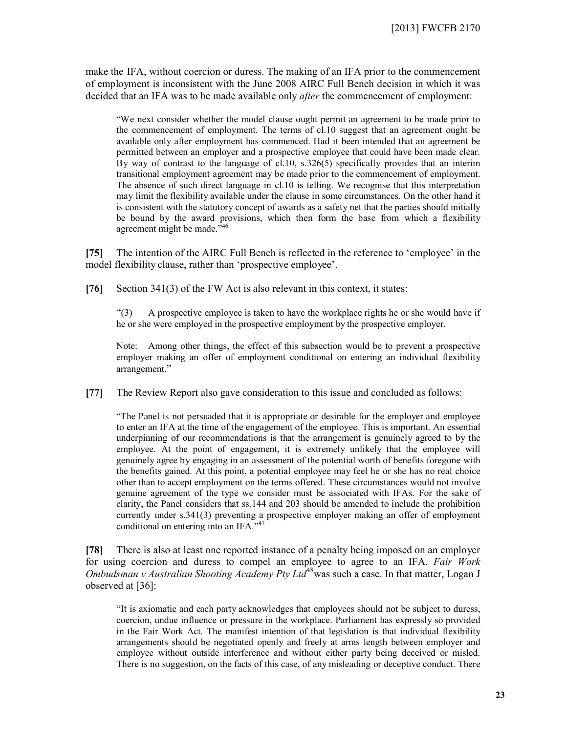make the IFA, without coercion or duress. The making of an IFA prior to the commencement of employment is inconsistent with the June 2008 AIRC Full Bench decision in which it was decided that an IFA was to be made available only *after* the commencement of employment:

> "We next consider whether the model clause ought permit an agreement to be made prior to the commencement of employment. The terms of cl.10 suggest that an agreement ought be available only after employment has commenced. Had it been intended that an agreement be permitted between an employer and a prospective employee that could have been made clear. By way of contrast to the language of cl.10, s.326(5) specifically provides that an interim transitional employment agreement may be made prior to the commencement of employment. The absence of such direct language in cl.10 is telling. We recognise that this interpretation may limit the flexibility available under the clause in some circumstances. On the other hand it is consistent with the statutory concept of awards as a safety net that the parties should initially be bound by the award provisions, which then form the base from which a flexibility agreement might be made."[46]

**[75]** The intention of the AIRC Full Bench is reflected in the reference to 'employee' in the model flexibility clause, rather than 'prospective employee'.

**[76]** Section 341(3) of the FW Act is also relevant in this context, it states:

> "(3) A prospective employee is taken to have the workplace rights he or she would have if he or she were employed in the prospective employment by the prospective employer.
>
> Note: Among other things, the effect of this subsection would be to prevent a prospective employer making an offer of employment conditional on entering an individual flexibility arrangement."

**[77]** The Review Report also gave consideration to this issue and concluded as follows:

> "The Panel is not persuaded that it is appropriate or desirable for the employer and employee to enter an IFA at the time of the engagement of the employee. This is important. An essential underpinning of our recommendations is that the arrangement is genuinely agreed to by the employee. At the point of engagement, it is extremely unlikely that the employee will genuinely agree by engaging in an assessment of the potential worth of benefits foregone with the benefits gained. At this point, a potential employee may feel he or she has no real choice other than to accept employment on the terms offered. These circumstances would not involve genuine agreement of the type we consider must be associated with IFAs. For the sake of clarity, the Panel considers that ss.144 and 203 should be amended to include the prohibition currently under s.341(3) preventing a prospective employer making an offer of employment conditional on entering into an IFA."[47]

**[78]** There is also at least one reported instance of a penalty being imposed on an employer for using coercion and duress to compel an employee to agree to an IFA. *Fair Work Ombudsman v Australian Shooting Academy Pty Ltd*[48] was such a case. In that matter, Logan J observed at [36]:

> "It is axiomatic and each party acknowledges that employees should not be subject to duress, coercion, undue influence or pressure in the workplace. Parliament has expressly so provided in the Fair Work Act. The manifest intention of that legislation is that individual flexibility arrangements should be negotiated openly and freely at arms length between employer and employee without outside interference and without either party being deceived or misled. There is no suggestion, on the facts of this case, of any misleading or deceptive conduct. There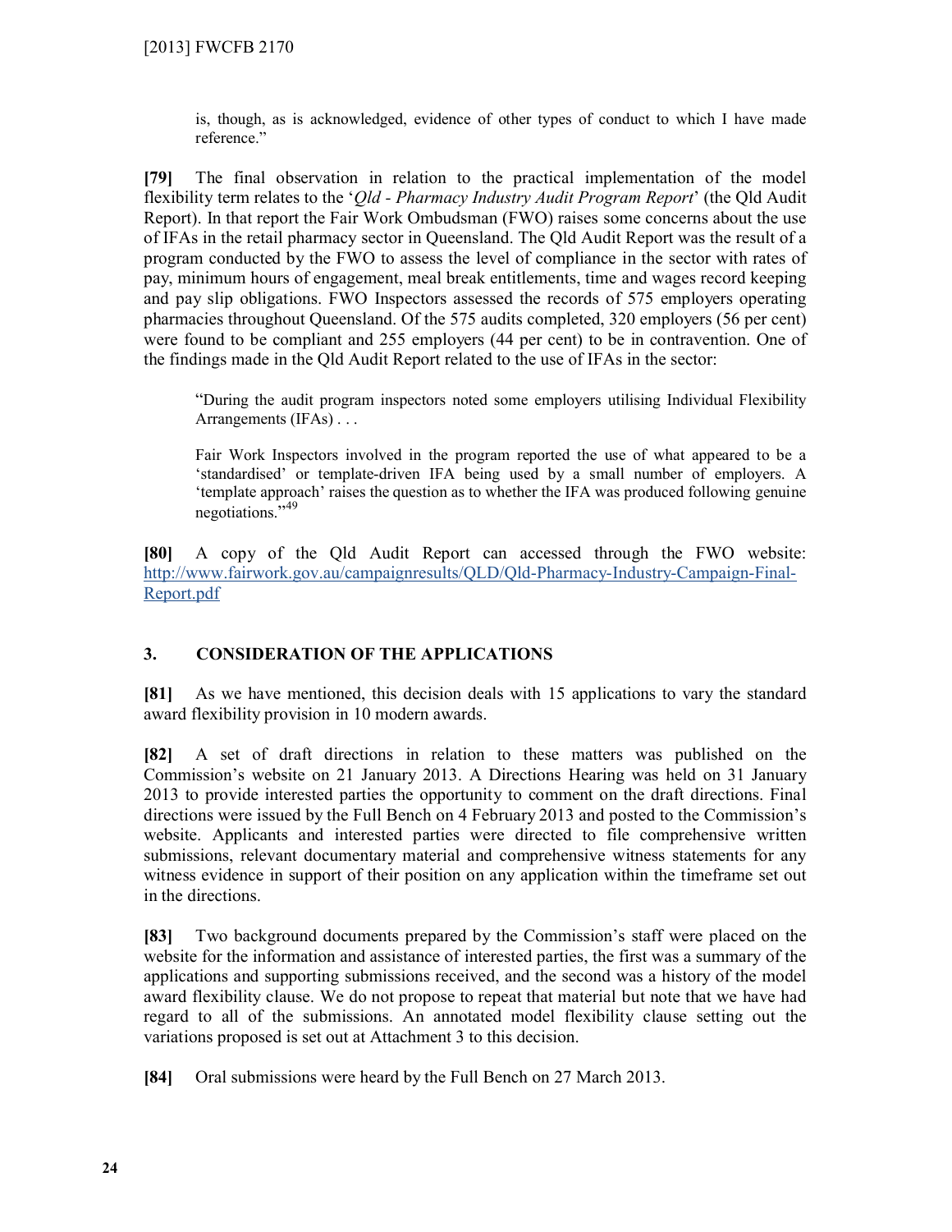is, though, as is acknowledged, evidence of other types of conduct to which I have made reference."

**[79]** The final observation in relation to the practical implementation of the model flexibility term relates to the '*Qld - Pharmacy Industry Audit Program Report*' (the Qld Audit Report). In that report the Fair Work Ombudsman (FWO) raises some concerns about the use of IFAs in the retail pharmacy sector in Queensland. The Qld Audit Report was the result of a program conducted by the FWO to assess the level of compliance in the sector with rates of pay, minimum hours of engagement, meal break entitlements, time and wages record keeping and pay slip obligations. FWO Inspectors assessed the records of 575 employers operating pharmacies throughout Queensland. Of the 575 audits completed, 320 employers (56 per cent) were found to be compliant and 255 employers (44 per cent) to be in contravention. One of the findings made in the Qld Audit Report related to the use of IFAs in the sector:

> "During the audit program inspectors noted some employers utilising Individual Flexibility Arrangements (IFAs) . . .
>
> Fair Work Inspectors involved in the program reported the use of what appeared to be a 'standardised' or template-driven IFA being used by a small number of employers. A 'template approach' raises the question as to whether the IFA was produced following genuine negotiations."[49]

**[80]** A copy of the Qld Audit Report can accessed through the FWO website: http://www.fairwork.gov.au/campaignresults/QLD/Qld-Pharmacy-Industry-Campaign-Final-Report.pdf

## 3. CONSIDERATION OF THE APPLICATIONS

**[81]** As we have mentioned, this decision deals with 15 applications to vary the standard award flexibility provision in 10 modern awards.

**[82]** A set of draft directions in relation to these matters was published on the Commission's website on 21 January 2013. A Directions Hearing was held on 31 January 2013 to provide interested parties the opportunity to comment on the draft directions. Final directions were issued by the Full Bench on 4 February 2013 and posted to the Commission's website. Applicants and interested parties were directed to file comprehensive written submissions, relevant documentary material and comprehensive witness statements for any witness evidence in support of their position on any application within the timeframe set out in the directions.

**[83]** Two background documents prepared by the Commission's staff were placed on the website for the information and assistance of interested parties, the first was a summary of the applications and supporting submissions received, and the second was a history of the model award flexibility clause. We do not propose to repeat that material but note that we have had regard to all of the submissions. An annotated model flexibility clause setting out the variations proposed is set out at Attachment 3 to this decision.

**[84]** Oral submissions were heard by the Full Bench on 27 March 2013.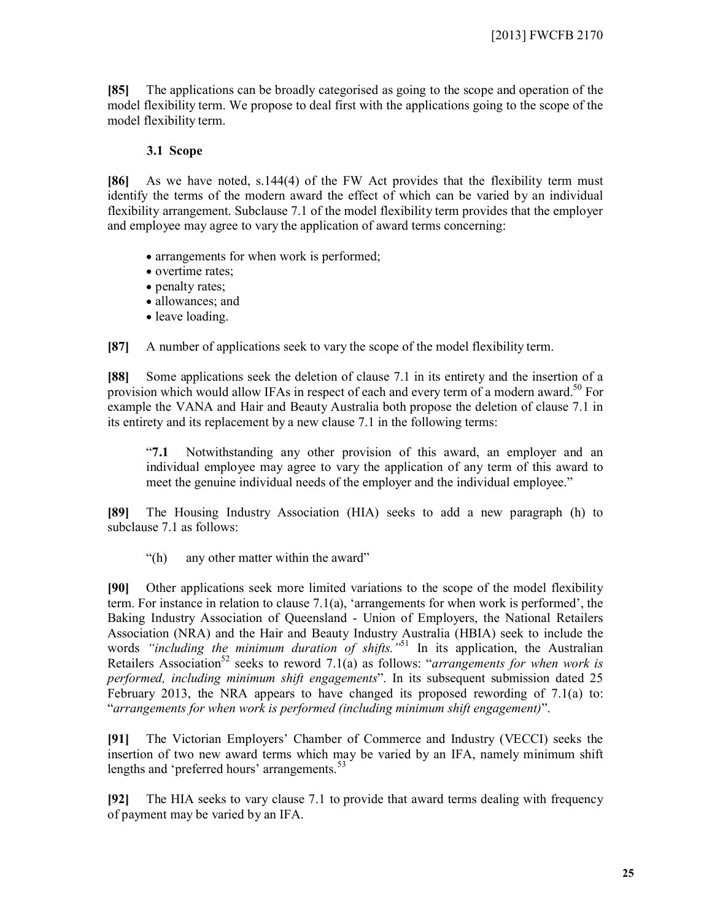**[85]** The applications can be broadly categorised as going to the scope and operation of the model flexibility term. We propose to deal first with the applications going to the scope of the model flexibility term.

### 3.1 Scope

**[86]** As we have noted, s.144(4) of the FW Act provides that the flexibility term must identify the terms of the modern award the effect of which can be varied by an individual flexibility arrangement. Subclause 7.1 of the model flexibility term provides that the employer and employee may agree to vary the application of award terms concerning:

- arrangements for when work is performed;
- overtime rates;
- penalty rates;
- allowances; and
- leave loading.

**[87]** A number of applications seek to vary the scope of the model flexibility term.

**[88]** Some applications seek the deletion of clause 7.1 in its entirety and the insertion of a provision which would allow IFAs in respect of each and every term of a modern award.[50] For example the VANA and Hair and Beauty Australia both propose the deletion of clause 7.1 in its entirety and its replacement by a new clause 7.1 in the following terms:

> "**7.1** Notwithstanding any other provision of this award, an employer and an individual employee may agree to vary the application of any term of this award to meet the genuine individual needs of the employer and the individual employee."

**[89]** The Housing Industry Association (HIA) seeks to add a new paragraph (h) to subclause 7.1 as follows:

> "(h) any other matter within the award"

**[90]** Other applications seek more limited variations to the scope of the model flexibility term. For instance in relation to clause 7.1(a), 'arrangements for when work is performed', the Baking Industry Association of Queensland - Union of Employers, the National Retailers Association (NRA) and the Hair and Beauty Industry Australia (HBIA) seek to include the words *"including the minimum duration of shifts."*[51] In its application, the Australian Retailers Association[52] seeks to reword 7.1(a) as follows: "*arrangements for when work is performed, including minimum shift engagements*". In its subsequent submission dated 25 February 2013, the NRA appears to have changed its proposed rewording of 7.1(a) to: "*arrangements for when work is performed (including minimum shift engagement)*".

**[91]** The Victorian Employers' Chamber of Commerce and Industry (VECCI) seeks the insertion of two new award terms which may be varied by an IFA, namely minimum shift lengths and 'preferred hours' arrangements.[53]

**[92]** The HIA seeks to vary clause 7.1 to provide that award terms dealing with frequency of payment may be varied by an IFA.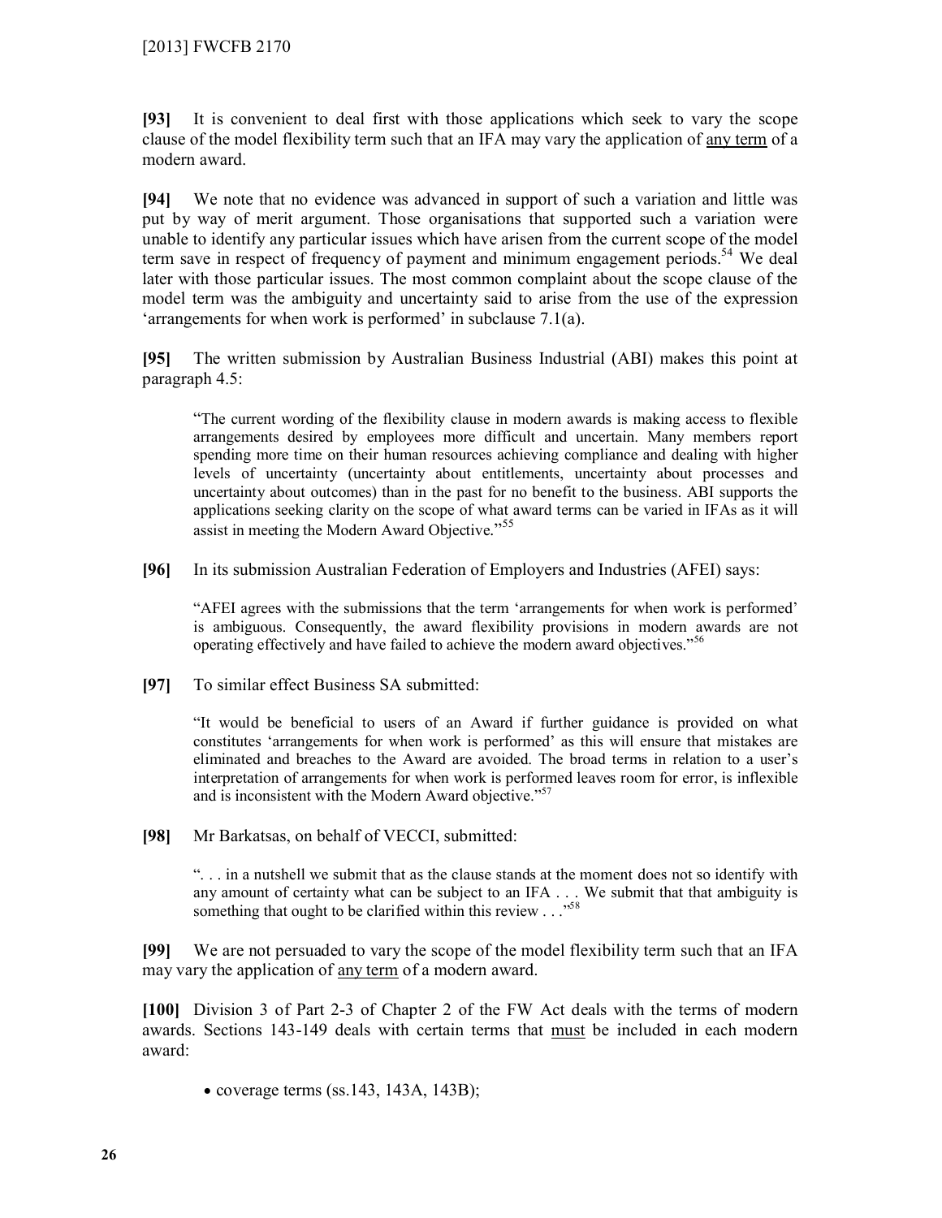**[93]** It is convenient to deal first with those applications which seek to vary the scope clause of the model flexibility term such that an IFA may vary the application of any term of a modern award.

**[94]** We note that no evidence was advanced in support of such a variation and little was put by way of merit argument. Those organisations that supported such a variation were unable to identify any particular issues which have arisen from the current scope of the model term save in respect of frequency of payment and minimum engagement periods.[54] We deal later with those particular issues. The most common complaint about the scope clause of the model term was the ambiguity and uncertainty said to arise from the use of the expression 'arrangements for when work is performed' in subclause 7.1(a).

**[95]** The written submission by Australian Business Industrial (ABI) makes this point at paragraph 4.5:

> "The current wording of the flexibility clause in modern awards is making access to flexible arrangements desired by employees more difficult and uncertain. Many members report spending more time on their human resources achieving compliance and dealing with higher levels of uncertainty (uncertainty about entitlements, uncertainty about processes and uncertainty about outcomes) than in the past for no benefit to the business. ABI supports the applications seeking clarity on the scope of what award terms can be varied in IFAs as it will assist in meeting the Modern Award Objective."[55]

**[96]** In its submission Australian Federation of Employers and Industries (AFEI) says:

> "AFEI agrees with the submissions that the term 'arrangements for when work is performed' is ambiguous. Consequently, the award flexibility provisions in modern awards are not operating effectively and have failed to achieve the modern award objectives."[56]

**[97]** To similar effect Business SA submitted:

> "It would be beneficial to users of an Award if further guidance is provided on what constitutes 'arrangements for when work is performed' as this will ensure that mistakes are eliminated and breaches to the Award are avoided. The broad terms in relation to a user's interpretation of arrangements for when work is performed leaves room for error, is inflexible and is inconsistent with the Modern Award objective."[57]

**[98]** Mr Barkatsas, on behalf of VECCI, submitted:

> ". . . in a nutshell we submit that as the clause stands at the moment does not so identify with any amount of certainty what can be subject to an IFA . . . We submit that that ambiguity is something that ought to be clarified within this review . . ."[58]

**[99]** We are not persuaded to vary the scope of the model flexibility term such that an IFA may vary the application of any term of a modern award.

**[100]** Division 3 of Part 2-3 of Chapter 2 of the FW Act deals with the terms of modern awards. Sections 143-149 deals with certain terms that must be included in each modern award:

- coverage terms (ss.143, 143A, 143B);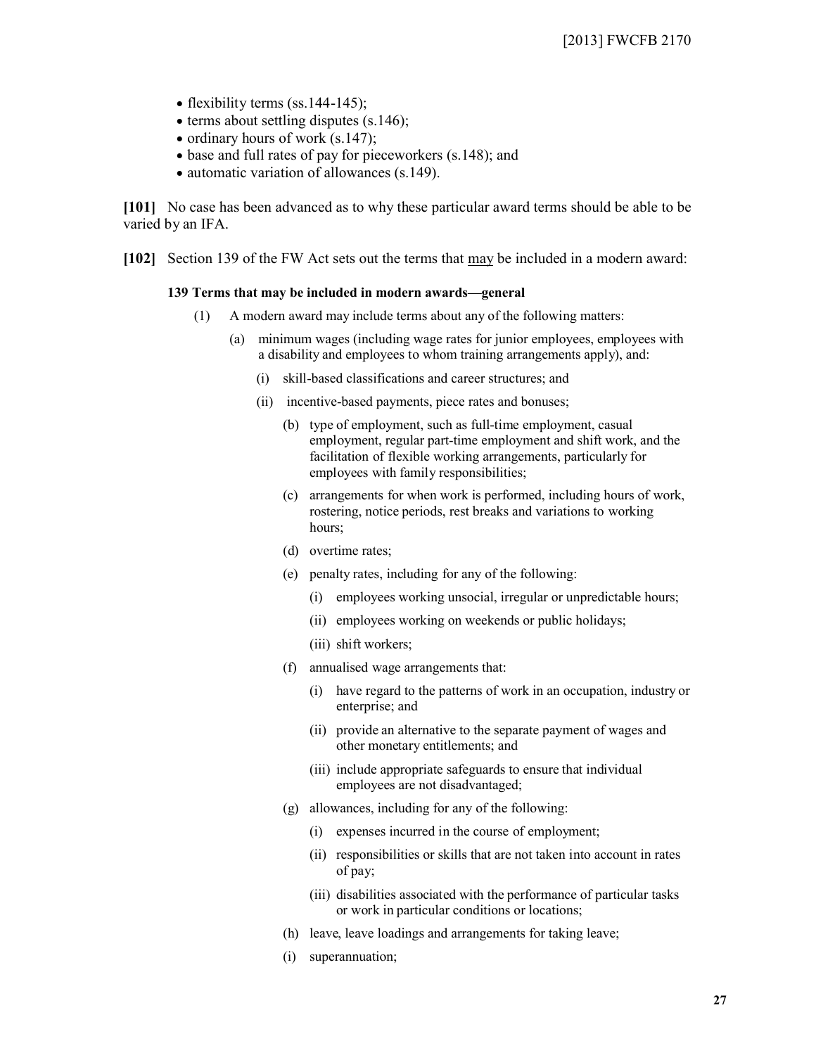- flexibility terms (ss.144-145);
- terms about settling disputes (s.146);
- ordinary hours of work (s.147);
- base and full rates of pay for pieceworkers (s.148); and
- automatic variation of allowances (s.149).

**[101]** No case has been advanced as to why these particular award terms should be able to be varied by an IFA.

**[102]** Section 139 of the FW Act sets out the terms that may be included in a modern award:

> **139 Terms that may be included in modern awards—general**
>
> (1) A modern award may include terms about any of the following matters:
>
> (a) minimum wages (including wage rates for junior employees, employees with a disability and employees to whom training arrangements apply), and:
>
> (i) skill-based classifications and career structures; and
>
> (ii) incentive-based payments, piece rates and bonuses;
>
> (b) type of employment, such as full-time employment, casual employment, regular part-time employment and shift work, and the facilitation of flexible working arrangements, particularly for employees with family responsibilities;
>
> (c) arrangements for when work is performed, including hours of work, rostering, notice periods, rest breaks and variations to working hours;
>
> (d) overtime rates;
>
> (e) penalty rates, including for any of the following:
>
> (i) employees working unsocial, irregular or unpredictable hours;
>
> (ii) employees working on weekends or public holidays;
>
> (iii) shift workers;
>
> (f) annualised wage arrangements that:
>
> (i) have regard to the patterns of work in an occupation, industry or enterprise; and
>
> (ii) provide an alternative to the separate payment of wages and other monetary entitlements; and
>
> (iii) include appropriate safeguards to ensure that individual employees are not disadvantaged;
>
> (g) allowances, including for any of the following:
>
> (i) expenses incurred in the course of employment;
>
> (ii) responsibilities or skills that are not taken into account in rates of pay;
>
> (iii) disabilities associated with the performance of particular tasks or work in particular conditions or locations;
>
> (h) leave, leave loadings and arrangements for taking leave;
>
> (i) superannuation;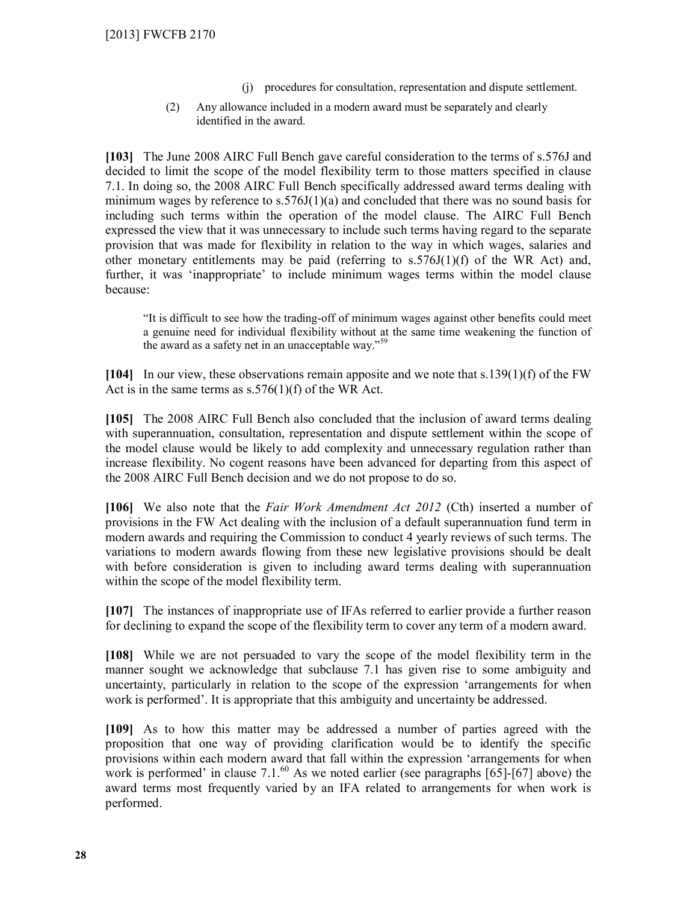(j) procedures for consultation, representation and dispute settlement.

(2) Any allowance included in a modern award must be separately and clearly identified in the award.

**[103]** The June 2008 AIRC Full Bench gave careful consideration to the terms of s.576J and decided to limit the scope of the model flexibility term to those matters specified in clause 7.1. In doing so, the 2008 AIRC Full Bench specifically addressed award terms dealing with minimum wages by reference to s.576J(1)(a) and concluded that there was no sound basis for including such terms within the operation of the model clause. The AIRC Full Bench expressed the view that it was unnecessary to include such terms having regard to the separate provision that was made for flexibility in relation to the way in which wages, salaries and other monetary entitlements may be paid (referring to s.576J(1)(f) of the WR Act) and, further, it was 'inappropriate' to include minimum wages terms within the model clause because:

> "It is difficult to see how the trading-off of minimum wages against other benefits could meet a genuine need for individual flexibility without at the same time weakening the function of the award as a safety net in an unacceptable way."[59]

**[104]** In our view, these observations remain apposite and we note that s.139(1)(f) of the FW Act is in the same terms as s.576(1)(f) of the WR Act.

**[105]** The 2008 AIRC Full Bench also concluded that the inclusion of award terms dealing with superannuation, consultation, representation and dispute settlement within the scope of the model clause would be likely to add complexity and unnecessary regulation rather than increase flexibility. No cogent reasons have been advanced for departing from this aspect of the 2008 AIRC Full Bench decision and we do not propose to do so.

**[106]** We also note that the *Fair Work Amendment Act 2012* (Cth) inserted a number of provisions in the FW Act dealing with the inclusion of a default superannuation fund term in modern awards and requiring the Commission to conduct 4 yearly reviews of such terms. The variations to modern awards flowing from these new legislative provisions should be dealt with before consideration is given to including award terms dealing with superannuation within the scope of the model flexibility term.

**[107]** The instances of inappropriate use of IFAs referred to earlier provide a further reason for declining to expand the scope of the flexibility term to cover any term of a modern award.

**[108]** While we are not persuaded to vary the scope of the model flexibility term in the manner sought we acknowledge that subclause 7.1 has given rise to some ambiguity and uncertainty, particularly in relation to the scope of the expression 'arrangements for when work is performed'. It is appropriate that this ambiguity and uncertainty be addressed.

**[109]** As to how this matter may be addressed a number of parties agreed with the proposition that one way of providing clarification would be to identify the specific provisions within each modern award that fall within the expression 'arrangements for when work is performed' in clause 7.1.[60] As we noted earlier (see paragraphs [65]-[67] above) the award terms most frequently varied by an IFA related to arrangements for when work is performed.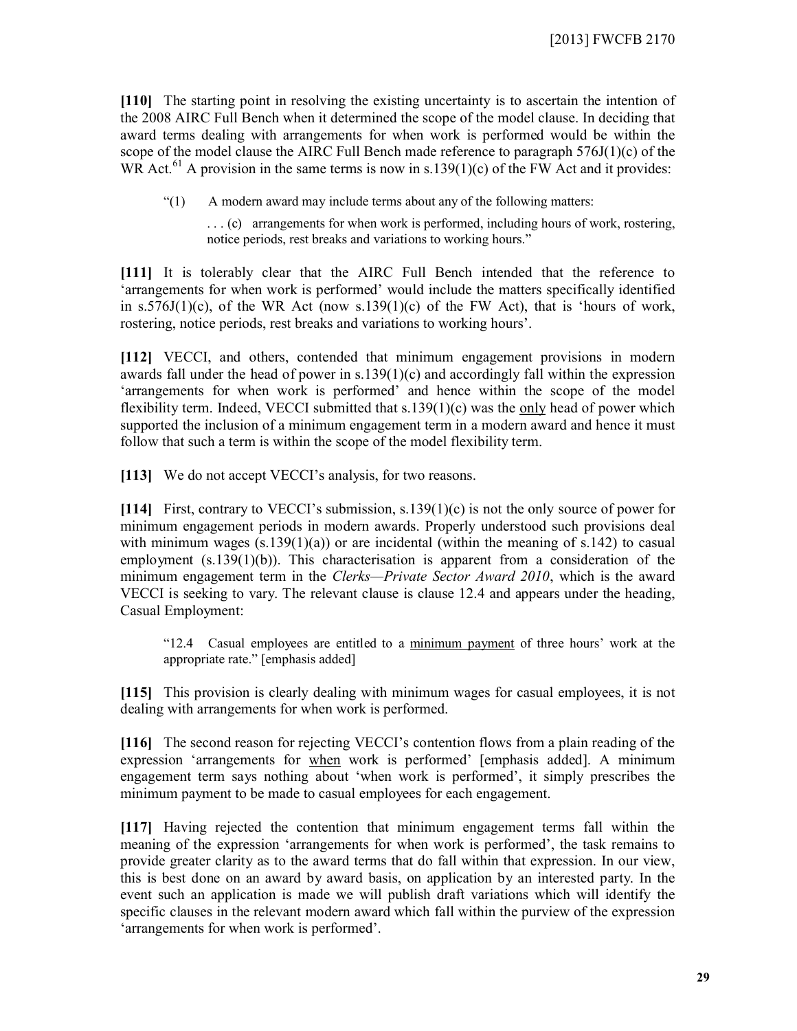**[110]** The starting point in resolving the existing uncertainty is to ascertain the intention of the 2008 AIRC Full Bench when it determined the scope of the model clause. In deciding that award terms dealing with arrangements for when work is performed would be within the scope of the model clause the AIRC Full Bench made reference to paragraph 576J(1)(c) of the WR Act.[61] A provision in the same terms is now in s.139(1)(c) of the FW Act and it provides:

> "(1) A modern award may include terms about any of the following matters:
>
> . . . (c) arrangements for when work is performed, including hours of work, rostering, notice periods, rest breaks and variations to working hours."

**[111]** It is tolerably clear that the AIRC Full Bench intended that the reference to 'arrangements for when work is performed' would include the matters specifically identified in s.576J(1)(c), of the WR Act (now s.139(1)(c) of the FW Act), that is 'hours of work, rostering, notice periods, rest breaks and variations to working hours'.

**[112]** VECCI, and others, contended that minimum engagement provisions in modern awards fall under the head of power in s.139(1)(c) and accordingly fall within the expression 'arrangements for when work is performed' and hence within the scope of the model flexibility term. Indeed, VECCI submitted that s.139(1)(c) was the <u>only</u> head of power which supported the inclusion of a minimum engagement term in a modern award and hence it must follow that such a term is within the scope of the model flexibility term.

**[113]** We do not accept VECCI's analysis, for two reasons.

**[114]** First, contrary to VECCI's submission, s.139(1)(c) is not the only source of power for minimum engagement periods in modern awards. Properly understood such provisions deal with minimum wages (s.139(1)(a)) or are incidental (within the meaning of s.142) to casual employment (s.139(1)(b)). This characterisation is apparent from a consideration of the minimum engagement term in the *Clerks—Private Sector Award 2010*, which is the award VECCI is seeking to vary. The relevant clause is clause 12.4 and appears under the heading, Casual Employment:

> "12.4 Casual employees are entitled to a <u>minimum payment</u> of three hours' work at the appropriate rate." [emphasis added]

**[115]** This provision is clearly dealing with minimum wages for casual employees, it is not dealing with arrangements for when work is performed.

**[116]** The second reason for rejecting VECCI's contention flows from a plain reading of the expression 'arrangements for <u>when</u> work is performed' [emphasis added]. A minimum engagement term says nothing about 'when work is performed', it simply prescribes the minimum payment to be made to casual employees for each engagement.

**[117]** Having rejected the contention that minimum engagement terms fall within the meaning of the expression 'arrangements for when work is performed', the task remains to provide greater clarity as to the award terms that do fall within that expression. In our view, this is best done on an award by award basis, on application by an interested party. In the event such an application is made we will publish draft variations which will identify the specific clauses in the relevant modern award which fall within the purview of the expression 'arrangements for when work is performed'.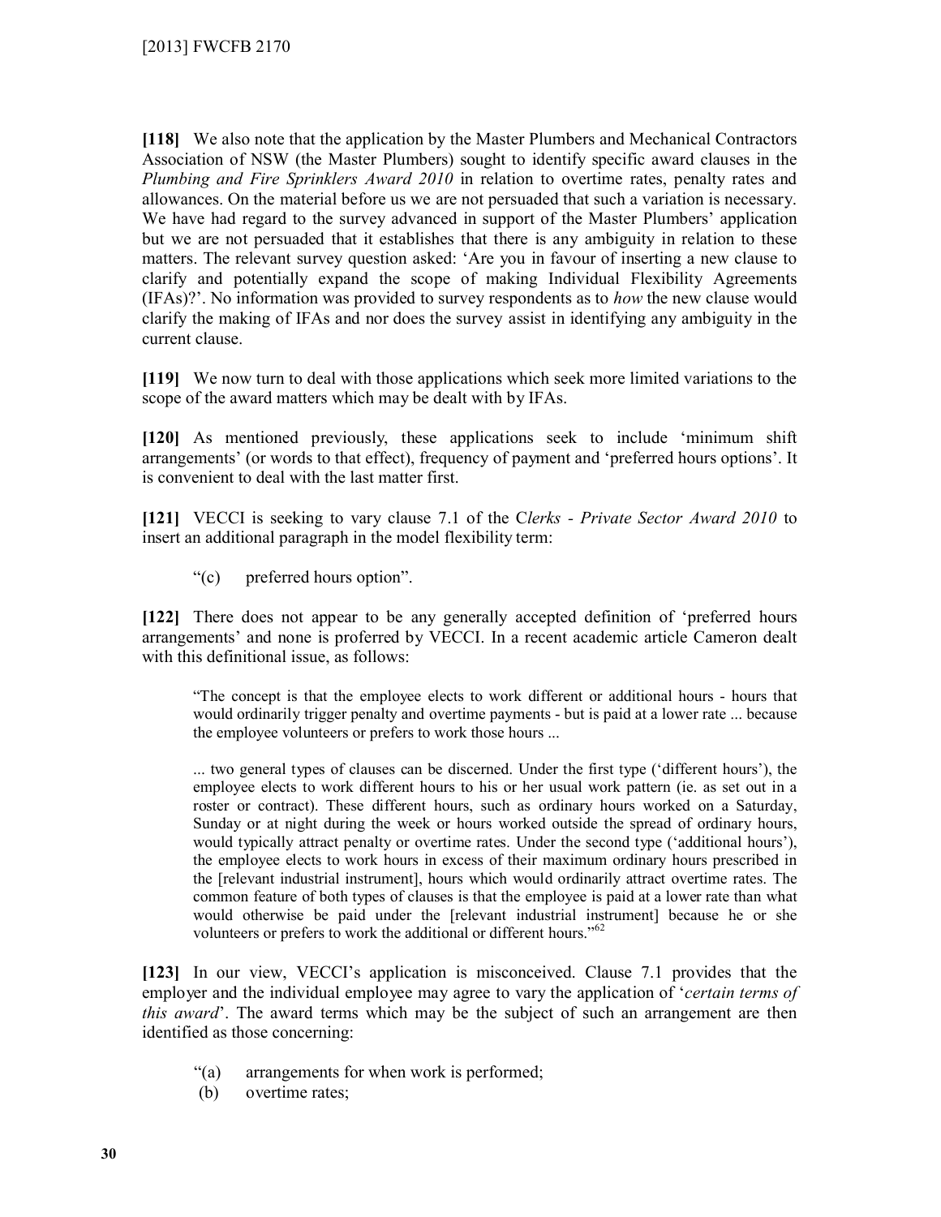**[118]** We also note that the application by the Master Plumbers and Mechanical Contractors Association of NSW (the Master Plumbers) sought to identify specific award clauses in the *Plumbing and Fire Sprinklers Award 2010* in relation to overtime rates, penalty rates and allowances. On the material before us we are not persuaded that such a variation is necessary. We have had regard to the survey advanced in support of the Master Plumbers' application but we are not persuaded that it establishes that there is any ambiguity in relation to these matters. The relevant survey question asked: 'Are you in favour of inserting a new clause to clarify and potentially expand the scope of making Individual Flexibility Agreements (IFAs)?'. No information was provided to survey respondents as to *how* the new clause would clarify the making of IFAs and nor does the survey assist in identifying any ambiguity in the current clause.

**[119]** We now turn to deal with those applications which seek more limited variations to the scope of the award matters which may be dealt with by IFAs.

**[120]** As mentioned previously, these applications seek to include 'minimum shift arrangements' (or words to that effect), frequency of payment and 'preferred hours options'. It is convenient to deal with the last matter first.

**[121]** VECCI is seeking to vary clause 7.1 of the C*lerks - Private Sector Award 2010* to insert an additional paragraph in the model flexibility term:

> "(c) preferred hours option".

**[122]** There does not appear to be any generally accepted definition of 'preferred hours arrangements' and none is proferred by VECCI. In a recent academic article Cameron dealt with this definitional issue, as follows:

> "The concept is that the employee elects to work different or additional hours - hours that would ordinarily trigger penalty and overtime payments - but is paid at a lower rate ... because the employee volunteers or prefers to work those hours ...
>
> ... two general types of clauses can be discerned. Under the first type ('different hours'), the employee elects to work different hours to his or her usual work pattern (ie. as set out in a roster or contract). These different hours, such as ordinary hours worked on a Saturday, Sunday or at night during the week or hours worked outside the spread of ordinary hours, would typically attract penalty or overtime rates. Under the second type ('additional hours'), the employee elects to work hours in excess of their maximum ordinary hours prescribed in the [relevant industrial instrument], hours which would ordinarily attract overtime rates. The common feature of both types of clauses is that the employee is paid at a lower rate than what would otherwise be paid under the [relevant industrial instrument] because he or she volunteers or prefers to work the additional or different hours."[62]

**[123]** In our view, VECCI's application is misconceived. Clause 7.1 provides that the employer and the individual employee may agree to vary the application of '*certain terms of this award*'. The award terms which may be the subject of such an arrangement are then identified as those concerning:

> "(a) arrangements for when work is performed;
> (b) overtime rates;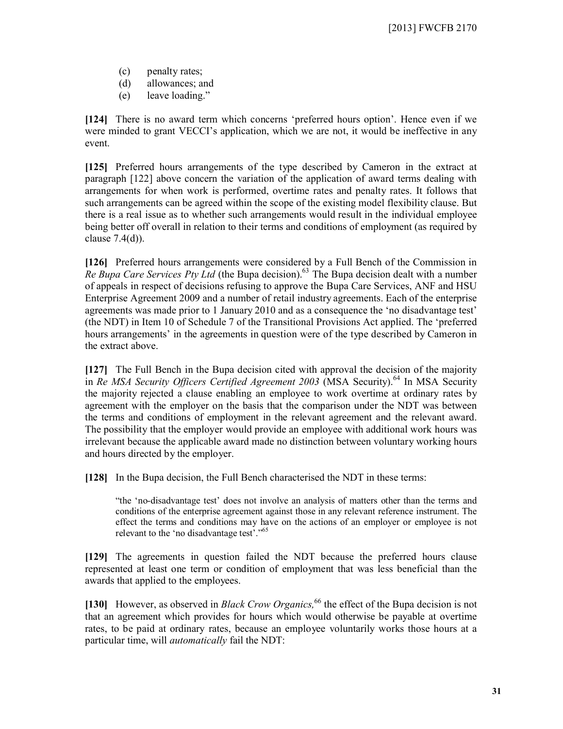(c) penalty rates;
(d) allowances; and
(e) leave loading."

**[124]** There is no award term which concerns 'preferred hours option'. Hence even if we were minded to grant VECCI's application, which we are not, it would be ineffective in any event.

**[125]** Preferred hours arrangements of the type described by Cameron in the extract at paragraph [122] above concern the variation of the application of award terms dealing with arrangements for when work is performed, overtime rates and penalty rates. It follows that such arrangements can be agreed within the scope of the existing model flexibility clause. But there is a real issue as to whether such arrangements would result in the individual employee being better off overall in relation to their terms and conditions of employment (as required by clause 7.4(d)).

**[126]** Preferred hours arrangements were considered by a Full Bench of the Commission in *Re Bupa Care Services Pty Ltd* (the Bupa decision).[63] The Bupa decision dealt with a number of appeals in respect of decisions refusing to approve the Bupa Care Services, ANF and HSU Enterprise Agreement 2009 and a number of retail industry agreements. Each of the enterprise agreements was made prior to 1 January 2010 and as a consequence the 'no disadvantage test' (the NDT) in Item 10 of Schedule 7 of the Transitional Provisions Act applied. The 'preferred hours arrangements' in the agreements in question were of the type described by Cameron in the extract above.

**[127]** The Full Bench in the Bupa decision cited with approval the decision of the majority in *Re MSA Security Officers Certified Agreement 2003* (MSA Security).[64] In MSA Security the majority rejected a clause enabling an employee to work overtime at ordinary rates by agreement with the employer on the basis that the comparison under the NDT was between the terms and conditions of employment in the relevant agreement and the relevant award. The possibility that the employer would provide an employee with additional work hours was irrelevant because the applicable award made no distinction between voluntary working hours and hours directed by the employer.

**[128]** In the Bupa decision, the Full Bench characterised the NDT in these terms:

> "the 'no-disadvantage test' does not involve an analysis of matters other than the terms and conditions of the enterprise agreement against those in any relevant reference instrument. The effect the terms and conditions may have on the actions of an employer or employee is not relevant to the 'no disadvantage test'."[65]

**[129]** The agreements in question failed the NDT because the preferred hours clause represented at least one term or condition of employment that was less beneficial than the awards that applied to the employees.

**[130]** However, as observed in *Black Crow Organics,*[66] the effect of the Bupa decision is not that an agreement which provides for hours which would otherwise be payable at overtime rates, to be paid at ordinary rates, because an employee voluntarily works those hours at a particular time, will *automatically* fail the NDT: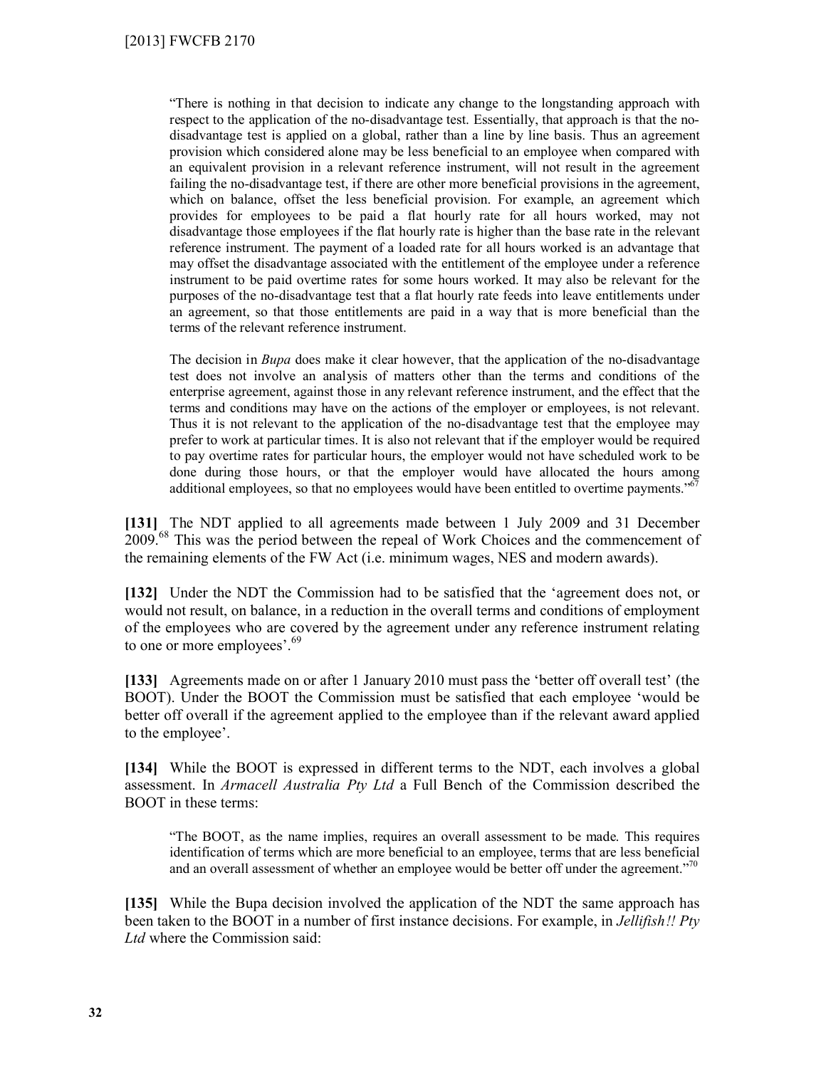> "There is nothing in that decision to indicate any change to the longstanding approach with respect to the application of the no-disadvantage test. Essentially, that approach is that the no-disadvantage test is applied on a global, rather than a line by line basis. Thus an agreement provision which considered alone may be less beneficial to an employee when compared with an equivalent provision in a relevant reference instrument, will not result in the agreement failing the no-disadvantage test, if there are other more beneficial provisions in the agreement, which on balance, offset the less beneficial provision. For example, an agreement which provides for employees to be paid a flat hourly rate for all hours worked, may not disadvantage those employees if the flat hourly rate is higher than the base rate in the relevant reference instrument. The payment of a loaded rate for all hours worked is an advantage that may offset the disadvantage associated with the entitlement of the employee under a reference instrument to be paid overtime rates for some hours worked. It may also be relevant for the purposes of the no-disadvantage test that a flat hourly rate feeds into leave entitlements under an agreement, so that those entitlements are paid in a way that is more beneficial than the terms of the relevant reference instrument.
>
> The decision in *Bupa* does make it clear however, that the application of the no-disadvantage test does not involve an analysis of matters other than the terms and conditions of the enterprise agreement, against those in any relevant reference instrument, and the effect that the terms and conditions may have on the actions of the employer or employees, is not relevant. Thus it is not relevant to the application of the no-disadvantage test that the employee may prefer to work at particular times. It is also not relevant that if the employer would be required to pay overtime rates for particular hours, the employer would not have scheduled work to be done during those hours, or that the employer would have allocated the hours among additional employees, so that no employees would have been entitled to overtime payments."[67]

**[131]** The NDT applied to all agreements made between 1 July 2009 and 31 December 2009.[68] This was the period between the repeal of Work Choices and the commencement of the remaining elements of the FW Act (i.e. minimum wages, NES and modern awards).

**[132]** Under the NDT the Commission had to be satisfied that the 'agreement does not, or would not result, on balance, in a reduction in the overall terms and conditions of employment of the employees who are covered by the agreement under any reference instrument relating to one or more employees'.[69]

**[133]** Agreements made on or after 1 January 2010 must pass the 'better off overall test' (the BOOT). Under the BOOT the Commission must be satisfied that each employee 'would be better off overall if the agreement applied to the employee than if the relevant award applied to the employee'.

**[134]** While the BOOT is expressed in different terms to the NDT, each involves a global assessment. In *Armacell Australia Pty Ltd* a Full Bench of the Commission described the BOOT in these terms:

> "The BOOT, as the name implies, requires an overall assessment to be made. This requires identification of terms which are more beneficial to an employee, terms that are less beneficial and an overall assessment of whether an employee would be better off under the agreement."[70]

**[135]** While the Bupa decision involved the application of the NDT the same approach has been taken to the BOOT in a number of first instance decisions. For example, in *Jellifish!! Pty Ltd* where the Commission said: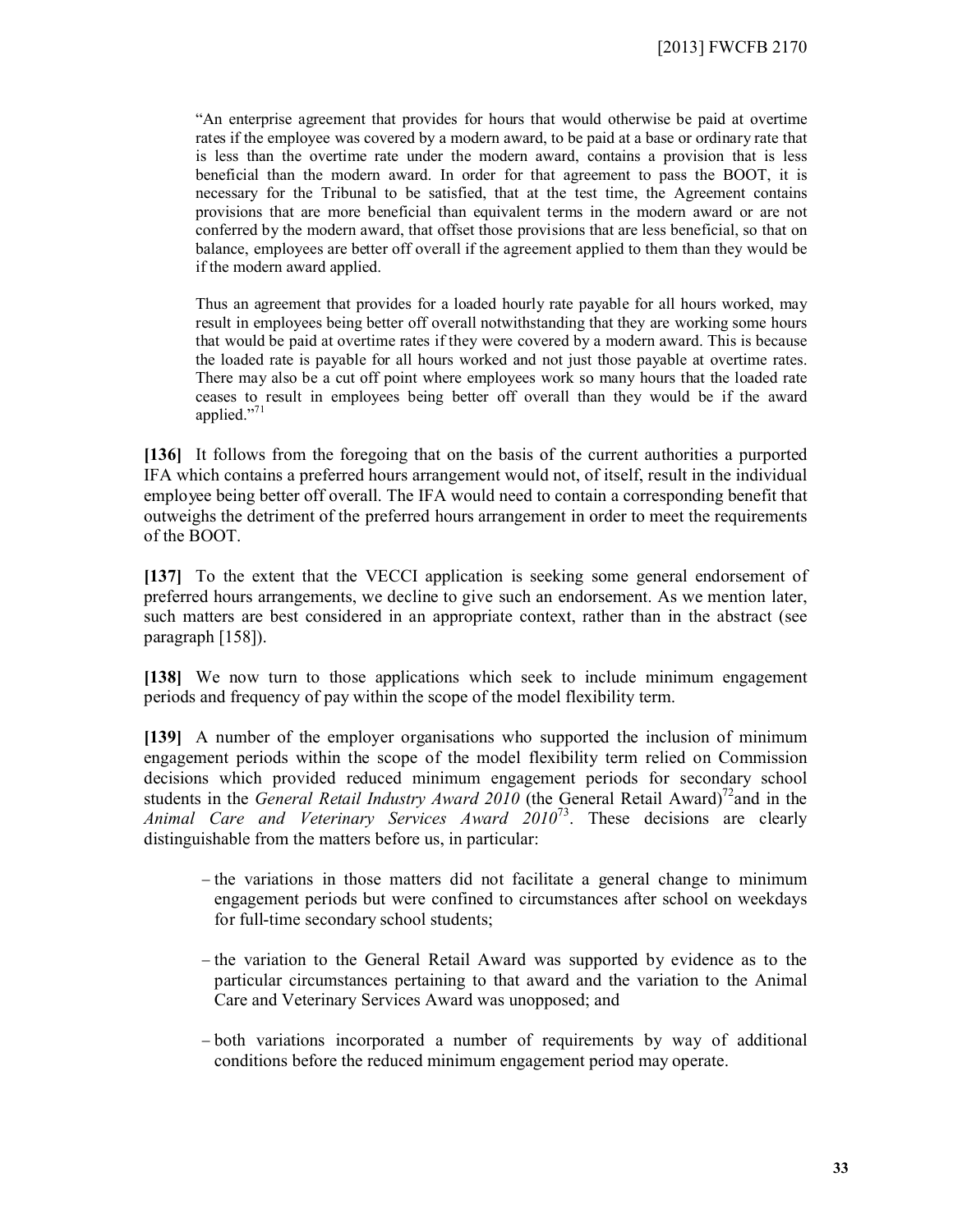"An enterprise agreement that provides for hours that would otherwise be paid at overtime rates if the employee was covered by a modern award, to be paid at a base or ordinary rate that is less than the overtime rate under the modern award, contains a provision that is less beneficial than the modern award. In order for that agreement to pass the BOOT, it is necessary for the Tribunal to be satisfied, that at the test time, the Agreement contains provisions that are more beneficial than equivalent terms in the modern award or are not conferred by the modern award, that offset those provisions that are less beneficial, so that on balance, employees are better off overall if the agreement applied to them than they would be if the modern award applied.

Thus an agreement that provides for a loaded hourly rate payable for all hours worked, may result in employees being better off overall notwithstanding that they are working some hours that would be paid at overtime rates if they were covered by a modern award. This is because the loaded rate is payable for all hours worked and not just those payable at overtime rates. There may also be a cut off point where employees work so many hours that the loaded rate ceases to result in employees being better off overall than they would be if the award applied."[71]

**[136]** It follows from the foregoing that on the basis of the current authorities a purported IFA which contains a preferred hours arrangement would not, of itself, result in the individual employee being better off overall. The IFA would need to contain a corresponding benefit that outweighs the detriment of the preferred hours arrangement in order to meet the requirements of the BOOT.

**[137]** To the extent that the VECCI application is seeking some general endorsement of preferred hours arrangements, we decline to give such an endorsement. As we mention later, such matters are best considered in an appropriate context, rather than in the abstract (see paragraph [158]).

**[138]** We now turn to those applications which seek to include minimum engagement periods and frequency of pay within the scope of the model flexibility term.

**[139]** A number of the employer organisations who supported the inclusion of minimum engagement periods within the scope of the model flexibility term relied on Commission decisions which provided reduced minimum engagement periods for secondary school students in the *General Retail Industry Award 2010* (the General Retail Award)[72] and in the *Animal Care and Veterinary Services Award 2010*[73]. These decisions are clearly distinguishable from the matters before us, in particular:

- the variations in those matters did not facilitate a general change to minimum engagement periods but were confined to circumstances after school on weekdays for full-time secondary school students;
- the variation to the General Retail Award was supported by evidence as to the particular circumstances pertaining to that award and the variation to the Animal Care and Veterinary Services Award was unopposed; and
- both variations incorporated a number of requirements by way of additional conditions before the reduced minimum engagement period may operate.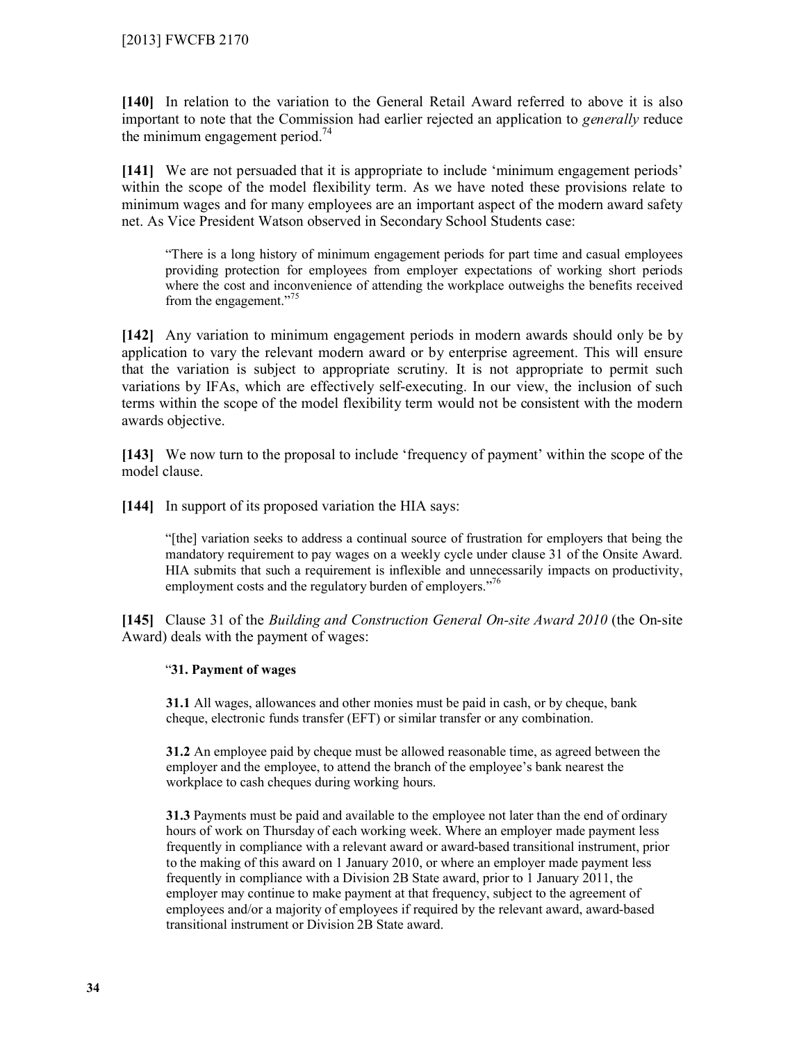**[140]** In relation to the variation to the General Retail Award referred to above it is also important to note that the Commission had earlier rejected an application to *generally* reduce the minimum engagement period.[74]

**[141]** We are not persuaded that it is appropriate to include 'minimum engagement periods' within the scope of the model flexibility term. As we have noted these provisions relate to minimum wages and for many employees are an important aspect of the modern award safety net. As Vice President Watson observed in Secondary School Students case:

> "There is a long history of minimum engagement periods for part time and casual employees providing protection for employees from employer expectations of working short periods where the cost and inconvenience of attending the workplace outweighs the benefits received from the engagement."[75]

**[142]** Any variation to minimum engagement periods in modern awards should only be by application to vary the relevant modern award or by enterprise agreement. This will ensure that the variation is subject to appropriate scrutiny. It is not appropriate to permit such variations by IFAs, which are effectively self-executing. In our view, the inclusion of such terms within the scope of the model flexibility term would not be consistent with the modern awards objective.

**[143]** We now turn to the proposal to include 'frequency of payment' within the scope of the model clause.

**[144]** In support of its proposed variation the HIA says:

> "[the] variation seeks to address a continual source of frustration for employers that being the mandatory requirement to pay wages on a weekly cycle under clause 31 of the Onsite Award. HIA submits that such a requirement is inflexible and unnecessarily impacts on productivity, employment costs and the regulatory burden of employers."[76]

**[145]** Clause 31 of the *Building and Construction General On-site Award 2010* (the On-site Award) deals with the payment of wages:

> "**31. Payment of wages**
>
> **31.1** All wages, allowances and other monies must be paid in cash, or by cheque, bank cheque, electronic funds transfer (EFT) or similar transfer or any combination.
>
> **31.2** An employee paid by cheque must be allowed reasonable time, as agreed between the employer and the employee, to attend the branch of the employee's bank nearest the workplace to cash cheques during working hours.
>
> **31.3** Payments must be paid and available to the employee not later than the end of ordinary hours of work on Thursday of each working week. Where an employer made payment less frequently in compliance with a relevant award or award-based transitional instrument, prior to the making of this award on 1 January 2010, or where an employer made payment less frequently in compliance with a Division 2B State award, prior to 1 January 2011, the employer may continue to make payment at that frequency, subject to the agreement of employees and/or a majority of employees if required by the relevant award, award-based transitional instrument or Division 2B State award.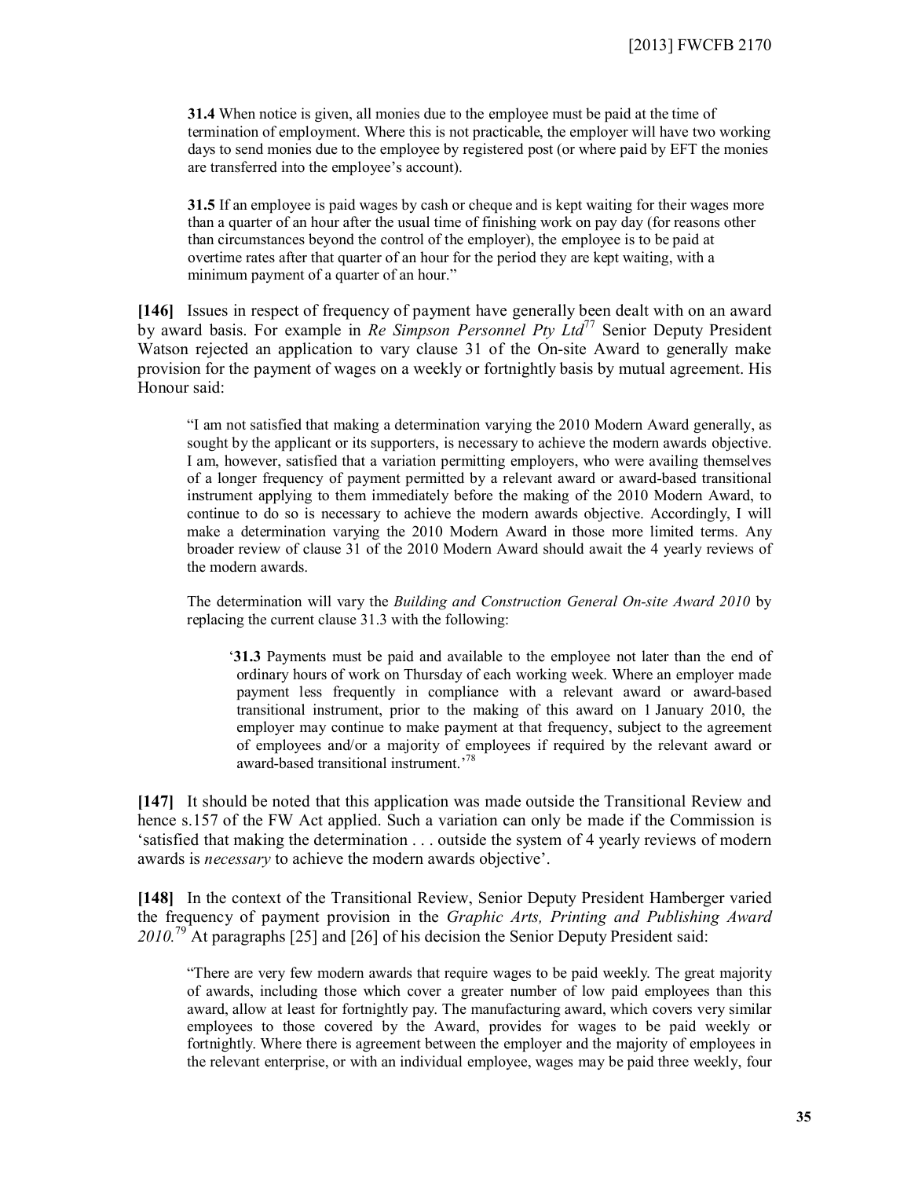> **31.4** When notice is given, all monies due to the employee must be paid at the time of termination of employment. Where this is not practicable, the employer will have two working days to send monies due to the employee by registered post (or where paid by EFT the monies are transferred into the employee's account).
>
> **31.5** If an employee is paid wages by cash or cheque and is kept waiting for their wages more than a quarter of an hour after the usual time of finishing work on pay day (for reasons other than circumstances beyond the control of the employer), the employee is to be paid at overtime rates after that quarter of an hour for the period they are kept waiting, with a minimum payment of a quarter of an hour."

**[146]** Issues in respect of frequency of payment have generally been dealt with on an award by award basis. For example in *Re Simpson Personnel Pty Ltd*[77] Senior Deputy President Watson rejected an application to vary clause 31 of the On-site Award to generally make provision for the payment of wages on a weekly or fortnightly basis by mutual agreement. His Honour said:

> "I am not satisfied that making a determination varying the 2010 Modern Award generally, as sought by the applicant or its supporters, is necessary to achieve the modern awards objective. I am, however, satisfied that a variation permitting employers, who were availing themselves of a longer frequency of payment permitted by a relevant award or award-based transitional instrument applying to them immediately before the making of the 2010 Modern Award, to continue to do so is necessary to achieve the modern awards objective. Accordingly, I will make a determination varying the 2010 Modern Award in those more limited terms. Any broader review of clause 31 of the 2010 Modern Award should await the 4 yearly reviews of the modern awards.
>
> The determination will vary the *Building and Construction General On-site Award 2010* by replacing the current clause 31.3 with the following:
>
> > '**31.3** Payments must be paid and available to the employee not later than the end of ordinary hours of work on Thursday of each working week. Where an employer made payment less frequently in compliance with a relevant award or award-based transitional instrument, prior to the making of this award on 1 January 2010, the employer may continue to make payment at that frequency, subject to the agreement of employees and/or a majority of employees if required by the relevant award or award-based transitional instrument.'[78]

**[147]** It should be noted that this application was made outside the Transitional Review and hence s.157 of the FW Act applied. Such a variation can only be made if the Commission is 'satisfied that making the determination . . . outside the system of 4 yearly reviews of modern awards is *necessary* to achieve the modern awards objective'.

**[148]** In the context of the Transitional Review, Senior Deputy President Hamberger varied the frequency of payment provision in the *Graphic Arts, Printing and Publishing Award 2010.*[79] At paragraphs [25] and [26] of his decision the Senior Deputy President said:

> "There are very few modern awards that require wages to be paid weekly. The great majority of awards, including those which cover a greater number of low paid employees than this award, allow at least for fortnightly pay. The manufacturing award, which covers very similar employees to those covered by the Award, provides for wages to be paid weekly or fortnightly. Where there is agreement between the employer and the majority of employees in the relevant enterprise, or with an individual employee, wages may be paid three weekly, four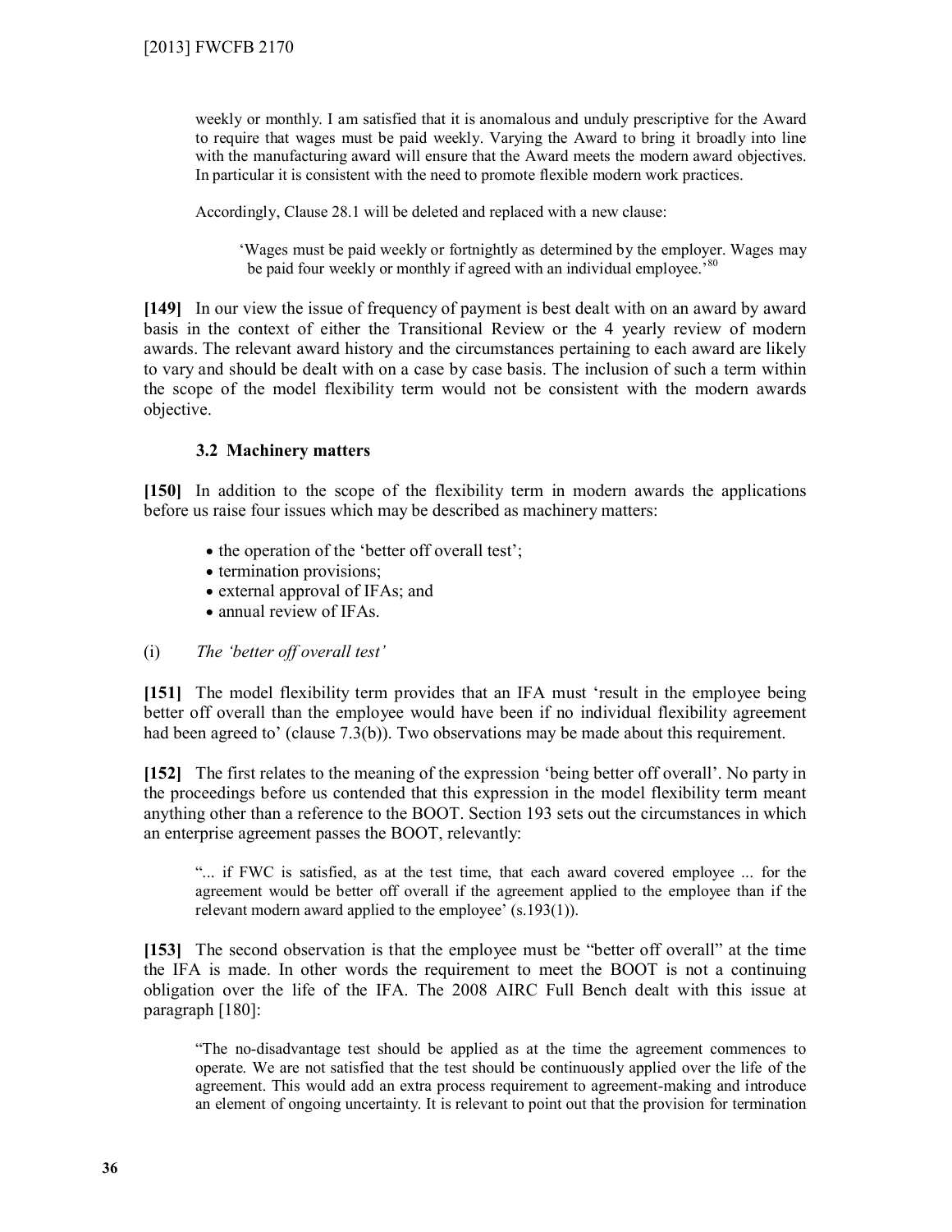> weekly or monthly. I am satisfied that it is anomalous and unduly prescriptive for the Award to require that wages must be paid weekly. Varying the Award to bring it broadly into line with the manufacturing award will ensure that the Award meets the modern award objectives. In particular it is consistent with the need to promote flexible modern work practices.
>
> Accordingly, Clause 28.1 will be deleted and replaced with a new clause:
>
>> 'Wages must be paid weekly or fortnightly as determined by the employer. Wages may be paid four weekly or monthly if agreed with an individual employee.'[80]

**[149]** In our view the issue of frequency of payment is best dealt with on an award by award basis in the context of either the Transitional Review or the 4 yearly review of modern awards. The relevant award history and the circumstances pertaining to each award are likely to vary and should be dealt with on a case by case basis. The inclusion of such a term within the scope of the model flexibility term would not be consistent with the modern awards objective.

### 3.2 Machinery matters

**[150]** In addition to the scope of the flexibility term in modern awards the applications before us raise four issues which may be described as machinery matters:

- the operation of the 'better off overall test';
- termination provisions;
- external approval of IFAs; and
- annual review of IFAs.

(i) *The 'better off overall test'*

**[151]** The model flexibility term provides that an IFA must 'result in the employee being better off overall than the employee would have been if no individual flexibility agreement had been agreed to' (clause 7.3(b)). Two observations may be made about this requirement.

**[152]** The first relates to the meaning of the expression 'being better off overall'. No party in the proceedings before us contended that this expression in the model flexibility term meant anything other than a reference to the BOOT. Section 193 sets out the circumstances in which an enterprise agreement passes the BOOT, relevantly:

> "... if FWC is satisfied, as at the test time, that each award covered employee ... for the agreement would be better off overall if the agreement applied to the employee than if the relevant modern award applied to the employee' (s.193(1)).

**[153]** The second observation is that the employee must be "better off overall" at the time the IFA is made. In other words the requirement to meet the BOOT is not a continuing obligation over the life of the IFA. The 2008 AIRC Full Bench dealt with this issue at paragraph [180]:

> "The no-disadvantage test should be applied as at the time the agreement commences to operate. We are not satisfied that the test should be continuously applied over the life of the agreement. This would add an extra process requirement to agreement-making and introduce an element of ongoing uncertainty. It is relevant to point out that the provision for termination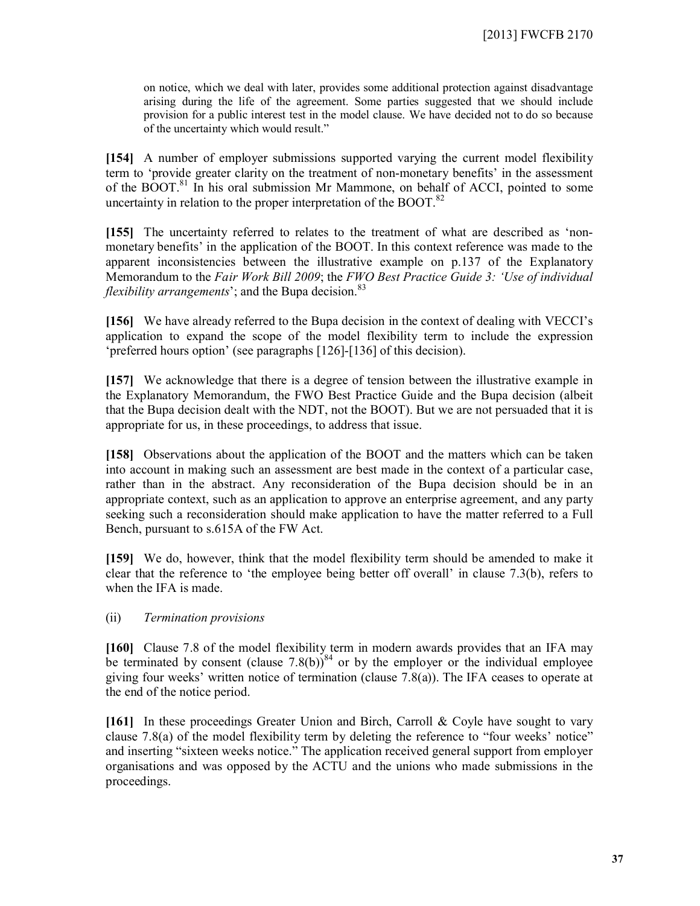> on notice, which we deal with later, provides some additional protection against disadvantage arising during the life of the agreement. Some parties suggested that we should include provision for a public interest test in the model clause. We have decided not to do so because of the uncertainty which would result."

**[154]** A number of employer submissions supported varying the current model flexibility term to 'provide greater clarity on the treatment of non-monetary benefits' in the assessment of the BOOT.[81] In his oral submission Mr Mammone, on behalf of ACCI, pointed to some uncertainty in relation to the proper interpretation of the BOOT.[82]

**[155]** The uncertainty referred to relates to the treatment of what are described as 'non-monetary benefits' in the application of the BOOT. In this context reference was made to the apparent inconsistencies between the illustrative example on p.137 of the Explanatory Memorandum to the *Fair Work Bill 2009*; the *FWO Best Practice Guide 3: 'Use of individual flexibility arrangements*'; and the Bupa decision.[83]

**[156]** We have already referred to the Bupa decision in the context of dealing with VECCI's application to expand the scope of the model flexibility term to include the expression 'preferred hours option' (see paragraphs [126]-[136] of this decision).

**[157]** We acknowledge that there is a degree of tension between the illustrative example in the Explanatory Memorandum, the FWO Best Practice Guide and the Bupa decision (albeit that the Bupa decision dealt with the NDT, not the BOOT). But we are not persuaded that it is appropriate for us, in these proceedings, to address that issue.

**[158]** Observations about the application of the BOOT and the matters which can be taken into account in making such an assessment are best made in the context of a particular case, rather than in the abstract. Any reconsideration of the Bupa decision should be in an appropriate context, such as an application to approve an enterprise agreement, and any party seeking such a reconsideration should make application to have the matter referred to a Full Bench, pursuant to s.615A of the FW Act.

**[159]** We do, however, think that the model flexibility term should be amended to make it clear that the reference to 'the employee being better off overall' in clause 7.3(b), refers to when the IFA is made.

(ii) *Termination provisions*

**[160]** Clause 7.8 of the model flexibility term in modern awards provides that an IFA may be terminated by consent (clause 7.8(b))[84] or by the employer or the individual employee giving four weeks' written notice of termination (clause 7.8(a)). The IFA ceases to operate at the end of the notice period.

**[161]** In these proceedings Greater Union and Birch, Carroll & Coyle have sought to vary clause 7.8(a) of the model flexibility term by deleting the reference to "four weeks' notice" and inserting "sixteen weeks notice." The application received general support from employer organisations and was opposed by the ACTU and the unions who made submissions in the proceedings.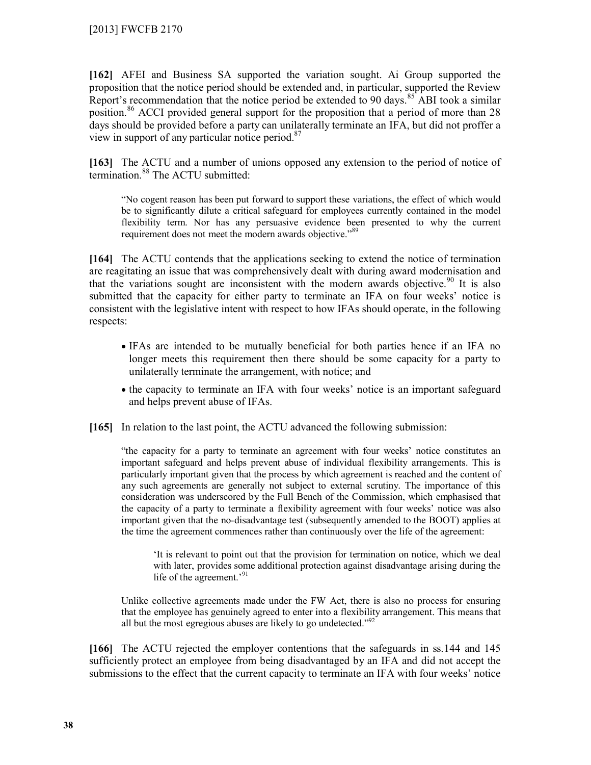**[162]** AFEI and Business SA supported the variation sought. Ai Group supported the proposition that the notice period should be extended and, in particular, supported the Review Report's recommendation that the notice period be extended to 90 days.[85] ABI took a similar position.[86] ACCI provided general support for the proposition that a period of more than 28 days should be provided before a party can unilaterally terminate an IFA, but did not proffer a view in support of any particular notice period.[87]

**[163]** The ACTU and a number of unions opposed any extension to the period of notice of termination.[88] The ACTU submitted:

> "No cogent reason has been put forward to support these variations, the effect of which would be to significantly dilute a critical safeguard for employees currently contained in the model flexibility term. Nor has any persuasive evidence been presented to why the current requirement does not meet the modern awards objective."[89]

**[164]** The ACTU contends that the applications seeking to extend the notice of termination are reagitating an issue that was comprehensively dealt with during award modernisation and that the variations sought are inconsistent with the modern awards objective.[90] It is also submitted that the capacity for either party to terminate an IFA on four weeks' notice is consistent with the legislative intent with respect to how IFAs should operate, in the following respects:

- IFAs are intended to be mutually beneficial for both parties hence if an IFA no longer meets this requirement then there should be some capacity for a party to unilaterally terminate the arrangement, with notice; and
- the capacity to terminate an IFA with four weeks' notice is an important safeguard and helps prevent abuse of IFAs.

**[165]** In relation to the last point, the ACTU advanced the following submission:

> "the capacity for a party to terminate an agreement with four weeks' notice constitutes an important safeguard and helps prevent abuse of individual flexibility arrangements. This is particularly important given that the process by which agreement is reached and the content of any such agreements are generally not subject to external scrutiny. The importance of this consideration was underscored by the Full Bench of the Commission, which emphasised that the capacity of a party to terminate a flexibility agreement with four weeks' notice was also important given that the no-disadvantage test (subsequently amended to the BOOT) applies at the time the agreement commences rather than continuously over the life of the agreement:
>
> > 'It is relevant to point out that the provision for termination on notice, which we deal with later, provides some additional protection against disadvantage arising during the life of the agreement.'[91]
>
> Unlike collective agreements made under the FW Act, there is also no process for ensuring that the employee has genuinely agreed to enter into a flexibility arrangement. This means that all but the most egregious abuses are likely to go undetected."[92]

**[166]** The ACTU rejected the employer contentions that the safeguards in ss.144 and 145 sufficiently protect an employee from being disadvantaged by an IFA and did not accept the submissions to the effect that the current capacity to terminate an IFA with four weeks' notice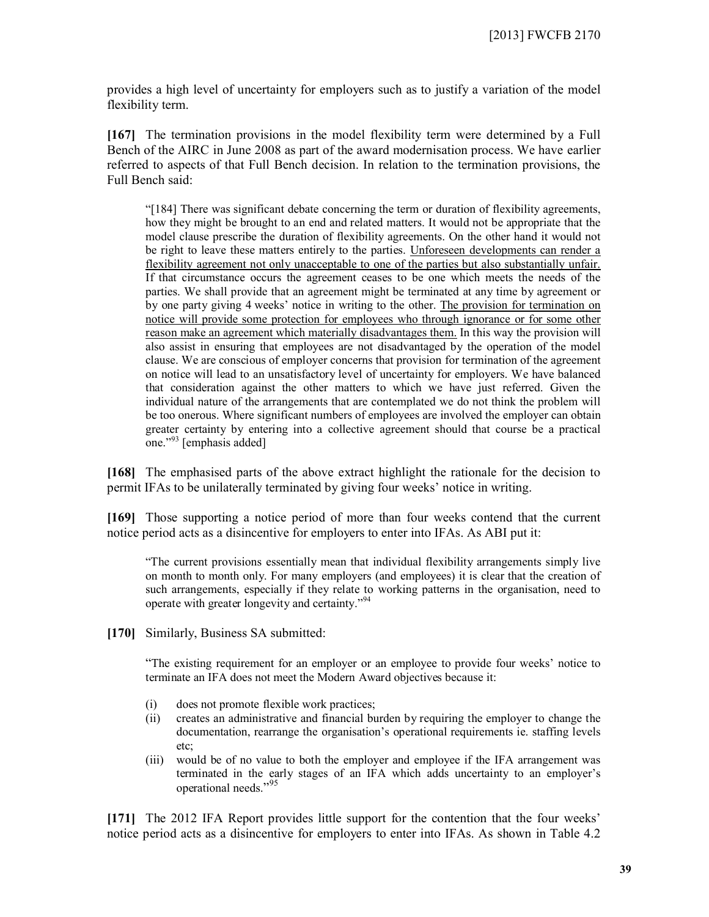provides a high level of uncertainty for employers such as to justify a variation of the model flexibility term.

**[167]** The termination provisions in the model flexibility term were determined by a Full Bench of the AIRC in June 2008 as part of the award modernisation process. We have earlier referred to aspects of that Full Bench decision. In relation to the termination provisions, the Full Bench said:

> "[184] There was significant debate concerning the term or duration of flexibility agreements, how they might be brought to an end and related matters. It would not be appropriate that the model clause prescribe the duration of flexibility agreements. On the other hand it would not be right to leave these matters entirely to the parties. <u>Unforeseen developments can render a flexibility agreement not only unacceptable to one of the parties but also substantially unfair.</u> If that circumstance occurs the agreement ceases to be one which meets the needs of the parties. We shall provide that an agreement might be terminated at any time by agreement or by one party giving 4 weeks' notice in writing to the other. <u>The provision for termination on notice will provide some protection for employees who through ignorance or for some other reason make an agreement which materially disadvantages them.</u> In this way the provision will also assist in ensuring that employees are not disadvantaged by the operation of the model clause. We are conscious of employer concerns that provision for termination of the agreement on notice will lead to an unsatisfactory level of uncertainty for employers. We have balanced that consideration against the other matters to which we have just referred. Given the individual nature of the arrangements that are contemplated we do not think the problem will be too onerous. Where significant numbers of employees are involved the employer can obtain greater certainty by entering into a collective agreement should that course be a practical one."[93] [emphasis added]

**[168]** The emphasised parts of the above extract highlight the rationale for the decision to permit IFAs to be unilaterally terminated by giving four weeks' notice in writing.

**[169]** Those supporting a notice period of more than four weeks contend that the current notice period acts as a disincentive for employers to enter into IFAs. As ABI put it:

> "The current provisions essentially mean that individual flexibility arrangements simply live on month to month only. For many employers (and employees) it is clear that the creation of such arrangements, especially if they relate to working patterns in the organisation, need to operate with greater longevity and certainty."[94]

**[170]** Similarly, Business SA submitted:

> "The existing requirement for an employer or an employee to provide four weeks' notice to terminate an IFA does not meet the Modern Award objectives because it:
>
> (i) does not promote flexible work practices;
>
> (ii) creates an administrative and financial burden by requiring the employer to change the documentation, rearrange the organisation's operational requirements ie. staffing levels etc;
>
> (iii) would be of no value to both the employer and employee if the IFA arrangement was terminated in the early stages of an IFA which adds uncertainty to an employer's operational needs."[95]

**[171]** The 2012 IFA Report provides little support for the contention that the four weeks' notice period acts as a disincentive for employers to enter into IFAs. As shown in Table 4.2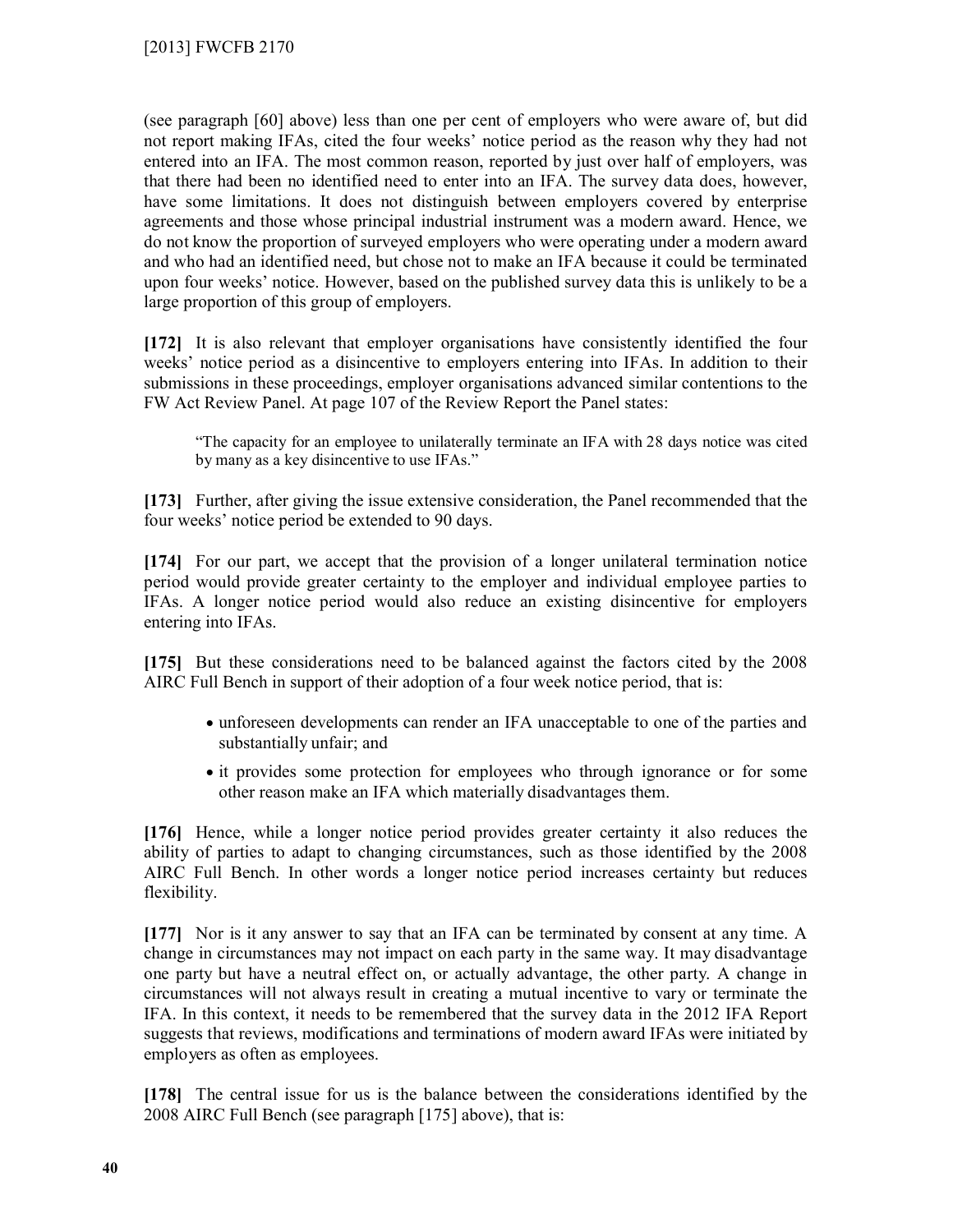(see paragraph [60] above) less than one per cent of employers who were aware of, but did not report making IFAs, cited the four weeks' notice period as the reason why they had not entered into an IFA. The most common reason, reported by just over half of employers, was that there had been no identified need to enter into an IFA. The survey data does, however, have some limitations. It does not distinguish between employers covered by enterprise agreements and those whose principal industrial instrument was a modern award. Hence, we do not know the proportion of surveyed employers who were operating under a modern award and who had an identified need, but chose not to make an IFA because it could be terminated upon four weeks' notice. However, based on the published survey data this is unlikely to be a large proportion of this group of employers.

**[172]** It is also relevant that employer organisations have consistently identified the four weeks' notice period as a disincentive to employers entering into IFAs. In addition to their submissions in these proceedings, employer organisations advanced similar contentions to the FW Act Review Panel. At page 107 of the Review Report the Panel states:

> "The capacity for an employee to unilaterally terminate an IFA with 28 days notice was cited by many as a key disincentive to use IFAs."

**[173]** Further, after giving the issue extensive consideration, the Panel recommended that the four weeks' notice period be extended to 90 days.

**[174]** For our part, we accept that the provision of a longer unilateral termination notice period would provide greater certainty to the employer and individual employee parties to IFAs. A longer notice period would also reduce an existing disincentive for employers entering into IFAs.

**[175]** But these considerations need to be balanced against the factors cited by the 2008 AIRC Full Bench in support of their adoption of a four week notice period, that is:

- unforeseen developments can render an IFA unacceptable to one of the parties and substantially unfair; and
- it provides some protection for employees who through ignorance or for some other reason make an IFA which materially disadvantages them.

**[176]** Hence, while a longer notice period provides greater certainty it also reduces the ability of parties to adapt to changing circumstances, such as those identified by the 2008 AIRC Full Bench. In other words a longer notice period increases certainty but reduces flexibility.

**[177]** Nor is it any answer to say that an IFA can be terminated by consent at any time. A change in circumstances may not impact on each party in the same way. It may disadvantage one party but have a neutral effect on, or actually advantage, the other party. A change in circumstances will not always result in creating a mutual incentive to vary or terminate the IFA. In this context, it needs to be remembered that the survey data in the 2012 IFA Report suggests that reviews, modifications and terminations of modern award IFAs were initiated by employers as often as employees.

**[178]** The central issue for us is the balance between the considerations identified by the 2008 AIRC Full Bench (see paragraph [175] above), that is: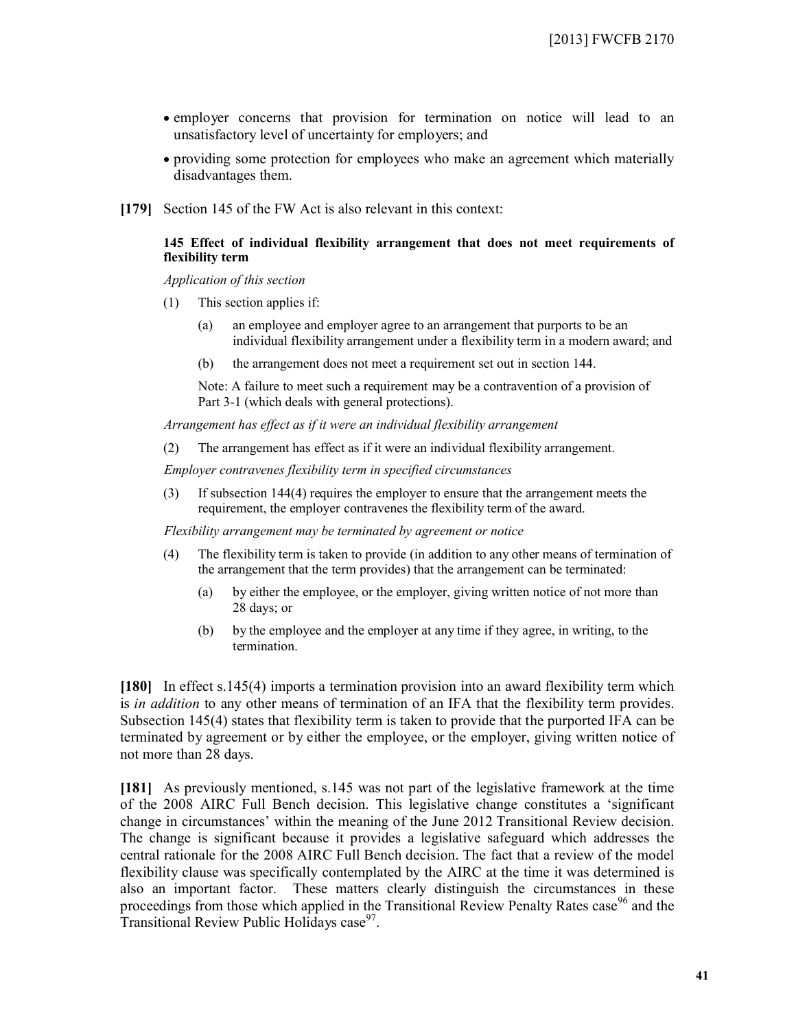- employer concerns that provision for termination on notice will lead to an unsatisfactory level of uncertainty for employers; and
- providing some protection for employees who make an agreement which materially disadvantages them.

**[179]** Section 145 of the FW Act is also relevant in this context:

> **145 Effect of individual flexibility arrangement that does not meet requirements of flexibility term**
>
> *Application of this section*
>
> (1) This section applies if:
>
> (a) an employee and employer agree to an arrangement that purports to be an individual flexibility arrangement under a flexibility term in a modern award; and
>
> (b) the arrangement does not meet a requirement set out in section 144.
>
> Note: A failure to meet such a requirement may be a contravention of a provision of Part 3-1 (which deals with general protections).
>
> *Arrangement has effect as if it were an individual flexibility arrangement*
>
> (2) The arrangement has effect as if it were an individual flexibility arrangement.
>
> *Employer contravenes flexibility term in specified circumstances*
>
> (3) If subsection 144(4) requires the employer to ensure that the arrangement meets the requirement, the employer contravenes the flexibility term of the award.
>
> *Flexibility arrangement may be terminated by agreement or notice*
>
> (4) The flexibility term is taken to provide (in addition to any other means of termination of the arrangement that the term provides) that the arrangement can be terminated:
>
> (a) by either the employee, or the employer, giving written notice of not more than 28 days; or
>
> (b) by the employee and the employer at any time if they agree, in writing, to the termination.

**[180]** In effect s.145(4) imports a termination provision into an award flexibility term which is *in addition* to any other means of termination of an IFA that the flexibility term provides. Subsection 145(4) states that flexibility term is taken to provide that the purported IFA can be terminated by agreement or by either the employee, or the employer, giving written notice of not more than 28 days.

**[181]** As previously mentioned, s.145 was not part of the legislative framework at the time of the 2008 AIRC Full Bench decision. This legislative change constitutes a 'significant change in circumstances' within the meaning of the June 2012 Transitional Review decision. The change is significant because it provides a legislative safeguard which addresses the central rationale for the 2008 AIRC Full Bench decision. The fact that a review of the model flexibility clause was specifically contemplated by the AIRC at the time it was determined is also an important factor. These matters clearly distinguish the circumstances in these proceedings from those which applied in the Transitional Review Penalty Rates case[96] and the Transitional Review Public Holidays case[97].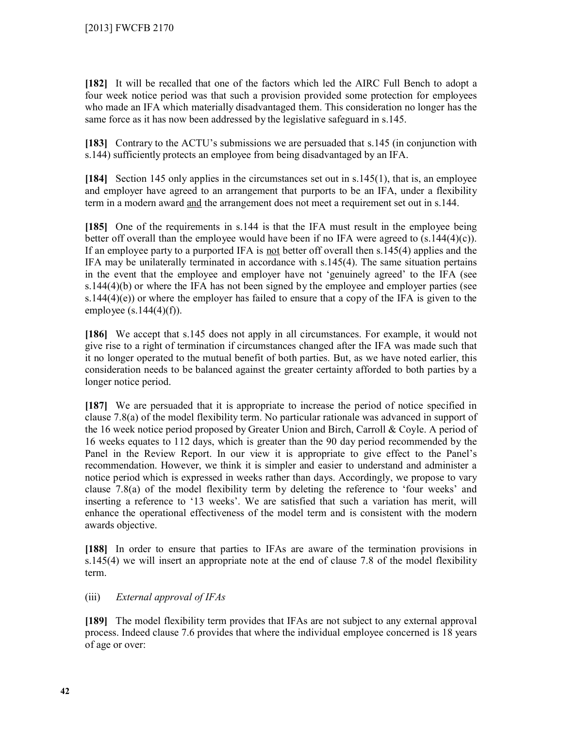**[182]** It will be recalled that one of the factors which led the AIRC Full Bench to adopt a four week notice period was that such a provision provided some protection for employees who made an IFA which materially disadvantaged them. This consideration no longer has the same force as it has now been addressed by the legislative safeguard in s.145.

**[183]** Contrary to the ACTU's submissions we are persuaded that s.145 (in conjunction with s.144) sufficiently protects an employee from being disadvantaged by an IFA.

**[184]** Section 145 only applies in the circumstances set out in s.145(1), that is, an employee and employer have agreed to an arrangement that purports to be an IFA, under a flexibility term in a modern award <u>and</u> the arrangement does not meet a requirement set out in s.144.

**[185]** One of the requirements in s.144 is that the IFA must result in the employee being better off overall than the employee would have been if no IFA were agreed to (s.144(4)(c)). If an employee party to a purported IFA is <u>not</u> better off overall then s.145(4) applies and the IFA may be unilaterally terminated in accordance with s.145(4). The same situation pertains in the event that the employee and employer have not 'genuinely agreed' to the IFA (see s.144(4)(b) or where the IFA has not been signed by the employee and employer parties (see s.144(4)(e)) or where the employer has failed to ensure that a copy of the IFA is given to the employee (s.144(4)(f)).

**[186]** We accept that s.145 does not apply in all circumstances. For example, it would not give rise to a right of termination if circumstances changed after the IFA was made such that it no longer operated to the mutual benefit of both parties. But, as we have noted earlier, this consideration needs to be balanced against the greater certainty afforded to both parties by a longer notice period.

**[187]** We are persuaded that it is appropriate to increase the period of notice specified in clause 7.8(a) of the model flexibility term. No particular rationale was advanced in support of the 16 week notice period proposed by Greater Union and Birch, Carroll & Coyle. A period of 16 weeks equates to 112 days, which is greater than the 90 day period recommended by the Panel in the Review Report. In our view it is appropriate to give effect to the Panel's recommendation. However, we think it is simpler and easier to understand and administer a notice period which is expressed in weeks rather than days. Accordingly, we propose to vary clause 7.8(a) of the model flexibility term by deleting the reference to 'four weeks' and inserting a reference to '13 weeks'. We are satisfied that such a variation has merit, will enhance the operational effectiveness of the model term and is consistent with the modern awards objective.

**[188]** In order to ensure that parties to IFAs are aware of the termination provisions in s.145(4) we will insert an appropriate note at the end of clause 7.8 of the model flexibility term.

(iii) *External approval of IFAs*

**[189]** The model flexibility term provides that IFAs are not subject to any external approval process. Indeed clause 7.6 provides that where the individual employee concerned is 18 years of age or over: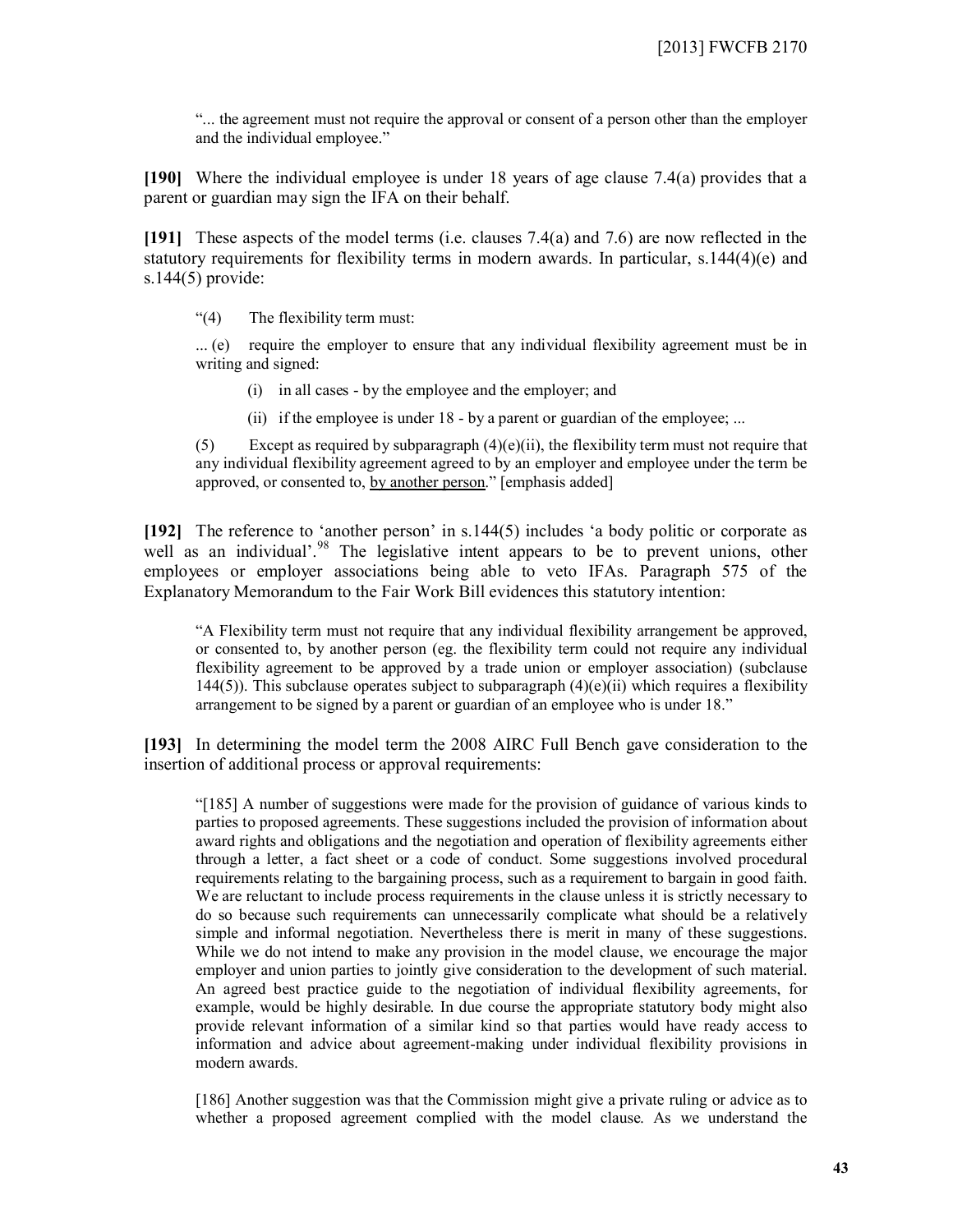"... the agreement must not require the approval or consent of a person other than the employer and the individual employee."

**[190]** Where the individual employee is under 18 years of age clause 7.4(a) provides that a parent or guardian may sign the IFA on their behalf.

**[191]** These aspects of the model terms (i.e. clauses 7.4(a) and 7.6) are now reflected in the statutory requirements for flexibility terms in modern awards. In particular, s.144(4)(e) and s.144(5) provide:

> "(4) The flexibility term must:
>
> ... (e) require the employer to ensure that any individual flexibility agreement must be in writing and signed:
>
> (i) in all cases - by the employee and the employer; and
>
> (ii) if the employee is under 18 - by a parent or guardian of the employee; ...
>
> (5) Except as required by subparagraph (4)(e)(ii), the flexibility term must not require that any individual flexibility agreement agreed to by an employer and employee under the term be approved, or consented to, <u>by another person</u>." [emphasis added]

**[192]** The reference to 'another person' in s.144(5) includes 'a body politic or corporate as well as an individual'.[98] The legislative intent appears to be to prevent unions, other employees or employer associations being able to veto IFAs. Paragraph 575 of the Explanatory Memorandum to the Fair Work Bill evidences this statutory intention:

> "A Flexibility term must not require that any individual flexibility arrangement be approved, or consented to, by another person (eg. the flexibility term could not require any individual flexibility agreement to be approved by a trade union or employer association) (subclause 144(5)). This subclause operates subject to subparagraph (4)(e)(ii) which requires a flexibility arrangement to be signed by a parent or guardian of an employee who is under 18."

**[193]** In determining the model term the 2008 AIRC Full Bench gave consideration to the insertion of additional process or approval requirements:

> "[185] A number of suggestions were made for the provision of guidance of various kinds to parties to proposed agreements. These suggestions included the provision of information about award rights and obligations and the negotiation and operation of flexibility agreements either through a letter, a fact sheet or a code of conduct. Some suggestions involved procedural requirements relating to the bargaining process, such as a requirement to bargain in good faith. We are reluctant to include process requirements in the clause unless it is strictly necessary to do so because such requirements can unnecessarily complicate what should be a relatively simple and informal negotiation. Nevertheless there is merit in many of these suggestions. While we do not intend to make any provision in the model clause, we encourage the major employer and union parties to jointly give consideration to the development of such material. An agreed best practice guide to the negotiation of individual flexibility agreements, for example, would be highly desirable. In due course the appropriate statutory body might also provide relevant information of a similar kind so that parties would have ready access to information and advice about agreement-making under individual flexibility provisions in modern awards.
>
> [186] Another suggestion was that the Commission might give a private ruling or advice as to whether a proposed agreement complied with the model clause. As we understand the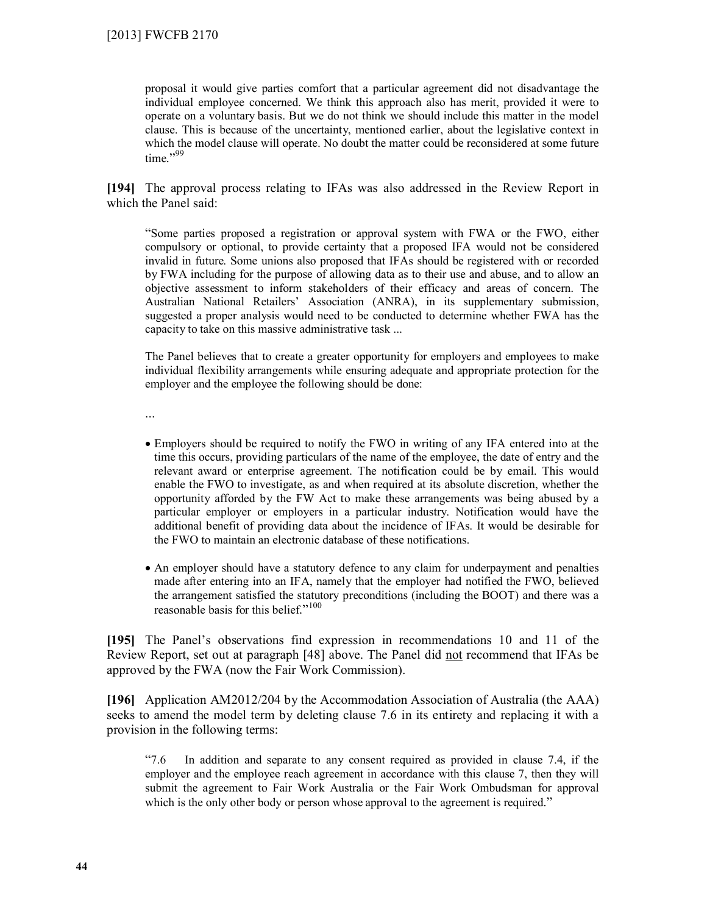> proposal it would give parties comfort that a particular agreement did not disadvantage the individual employee concerned. We think this approach also has merit, provided it were to operate on a voluntary basis. But we do not think we should include this matter in the model clause. This is because of the uncertainty, mentioned earlier, about the legislative context in which the model clause will operate. No doubt the matter could be reconsidered at some future time."[99]

**[194]** The approval process relating to IFAs was also addressed in the Review Report in which the Panel said:

> "Some parties proposed a registration or approval system with FWA or the FWO, either compulsory or optional, to provide certainty that a proposed IFA would not be considered invalid in future. Some unions also proposed that IFAs should be registered with or recorded by FWA including for the purpose of allowing data as to their use and abuse, and to allow an objective assessment to inform stakeholders of their efficacy and areas of concern. The Australian National Retailers' Association (ANRA), in its supplementary submission, suggested a proper analysis would need to be conducted to determine whether FWA has the capacity to take on this massive administrative task ...
>
> The Panel believes that to create a greater opportunity for employers and employees to make individual flexibility arrangements while ensuring adequate and appropriate protection for the employer and the employee the following should be done:
>
> ...
>
> - Employers should be required to notify the FWO in writing of any IFA entered into at the time this occurs, providing particulars of the name of the employee, the date of entry and the relevant award or enterprise agreement. The notification could be by email. This would enable the FWO to investigate, as and when required at its absolute discretion, whether the opportunity afforded by the FW Act to make these arrangements was being abused by a particular employer or employers in a particular industry. Notification would have the additional benefit of providing data about the incidence of IFAs. It would be desirable for the FWO to maintain an electronic database of these notifications.
>
> - An employer should have a statutory defence to any claim for underpayment and penalties made after entering into an IFA, namely that the employer had notified the FWO, believed the arrangement satisfied the statutory preconditions (including the BOOT) and there was a reasonable basis for this belief."[100]

**[195]** The Panel's observations find expression in recommendations 10 and 11 of the Review Report, set out at paragraph [48] above. The Panel did not recommend that IFAs be approved by the FWA (now the Fair Work Commission).

**[196]** Application AM2012/204 by the Accommodation Association of Australia (the AAA) seeks to amend the model term by deleting clause 7.6 in its entirety and replacing it with a provision in the following terms:

> "7.6 In addition and separate to any consent required as provided in clause 7.4, if the employer and the employee reach agreement in accordance with this clause 7, then they will submit the agreement to Fair Work Australia or the Fair Work Ombudsman for approval which is the only other body or person whose approval to the agreement is required."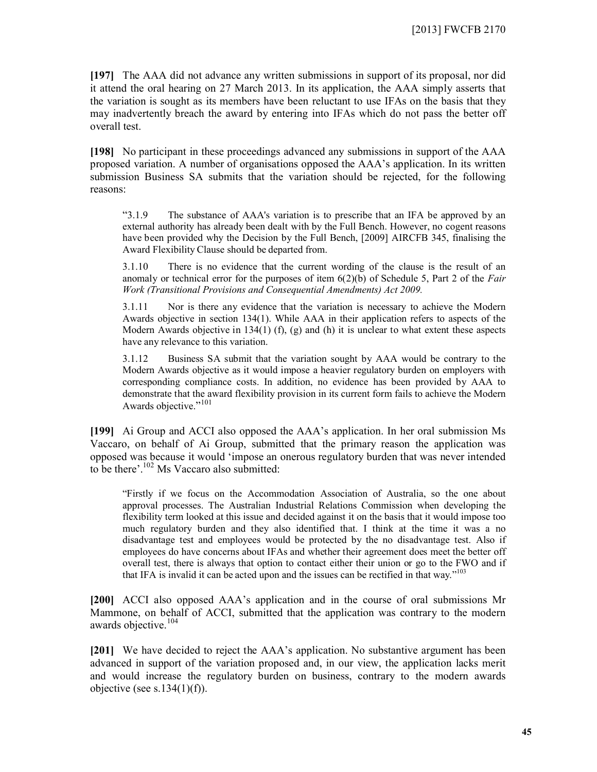**[197]** The AAA did not advance any written submissions in support of its proposal, nor did it attend the oral hearing on 27 March 2013. In its application, the AAA simply asserts that the variation is sought as its members have been reluctant to use IFAs on the basis that they may inadvertently breach the award by entering into IFAs which do not pass the better off overall test.

**[198]** No participant in these proceedings advanced any submissions in support of the AAA proposed variation. A number of organisations opposed the AAA's application. In its written submission Business SA submits that the variation should be rejected, for the following reasons:

> "3.1.9 The substance of AAA's variation is to prescribe that an IFA be approved by an external authority has already been dealt with by the Full Bench. However, no cogent reasons have been provided why the Decision by the Full Bench, [2009] AIRCFB 345, finalising the Award Flexibility Clause should be departed from.
>
> 3.1.10 There is no evidence that the current wording of the clause is the result of an anomaly or technical error for the purposes of item 6(2)(b) of Schedule 5, Part 2 of the *Fair Work (Transitional Provisions and Consequential Amendments) Act 2009.*
>
> 3.1.11 Nor is there any evidence that the variation is necessary to achieve the Modern Awards objective in section 134(1). While AAA in their application refers to aspects of the Modern Awards objective in 134(1) (f), (g) and (h) it is unclear to what extent these aspects have any relevance to this variation.
>
> 3.1.12 Business SA submit that the variation sought by AAA would be contrary to the Modern Awards objective as it would impose a heavier regulatory burden on employers with corresponding compliance costs. In addition, no evidence has been provided by AAA to demonstrate that the award flexibility provision in its current form fails to achieve the Modern Awards objective."[101]

**[199]** Ai Group and ACCI also opposed the AAA's application. In her oral submission Ms Vaccaro, on behalf of Ai Group, submitted that the primary reason the application was opposed was because it would 'impose an onerous regulatory burden that was never intended to be there'.[102] Ms Vaccaro also submitted:

> "Firstly if we focus on the Accommodation Association of Australia, so the one about approval processes. The Australian Industrial Relations Commission when developing the flexibility term looked at this issue and decided against it on the basis that it would impose too much regulatory burden and they also identified that. I think at the time it was a no disadvantage test and employees would be protected by the no disadvantage test. Also if employees do have concerns about IFAs and whether their agreement does meet the better off overall test, there is always that option to contact either their union or go to the FWO and if that IFA is invalid it can be acted upon and the issues can be rectified in that way."[103]

**[200]** ACCI also opposed AAA's application and in the course of oral submissions Mr Mammone, on behalf of ACCI, submitted that the application was contrary to the modern awards objective.[104]

**[201]** We have decided to reject the AAA's application. No substantive argument has been advanced in support of the variation proposed and, in our view, the application lacks merit and would increase the regulatory burden on business, contrary to the modern awards objective (see s.134(1)(f)).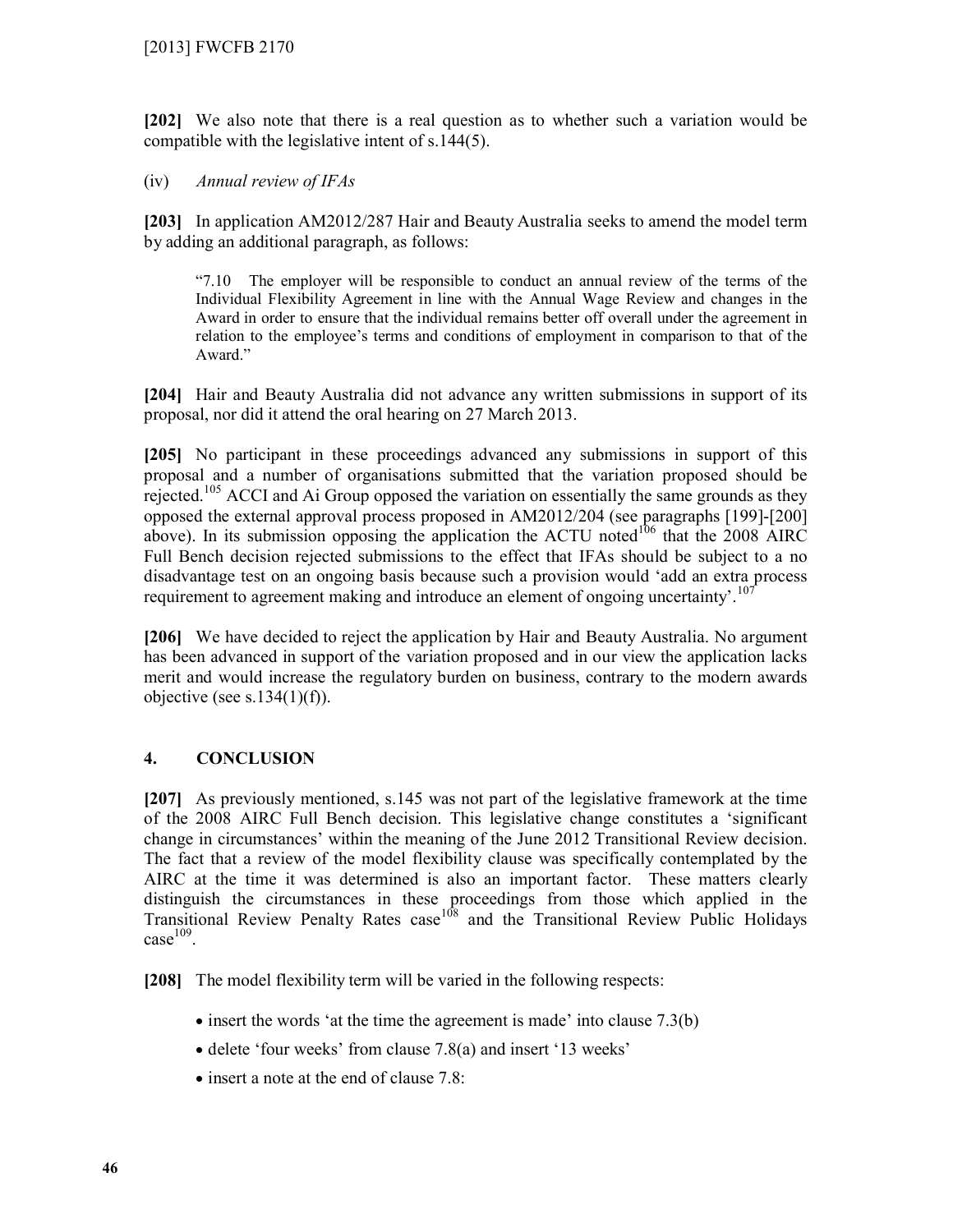**[202]** We also note that there is a real question as to whether such a variation would be compatible with the legislative intent of s.144(5).

(iv) *Annual review of IFAs*

**[203]** In application AM2012/287 Hair and Beauty Australia seeks to amend the model term by adding an additional paragraph, as follows:

> "7.10 The employer will be responsible to conduct an annual review of the terms of the Individual Flexibility Agreement in line with the Annual Wage Review and changes in the Award in order to ensure that the individual remains better off overall under the agreement in relation to the employee's terms and conditions of employment in comparison to that of the Award."

**[204]** Hair and Beauty Australia did not advance any written submissions in support of its proposal, nor did it attend the oral hearing on 27 March 2013.

**[205]** No participant in these proceedings advanced any submissions in support of this proposal and a number of organisations submitted that the variation proposed should be rejected.[105] ACCI and Ai Group opposed the variation on essentially the same grounds as they opposed the external approval process proposed in AM2012/204 (see paragraphs [199]-[200] above). In its submission opposing the application the ACTU noted[106] that the 2008 AIRC Full Bench decision rejected submissions to the effect that IFAs should be subject to a no disadvantage test on an ongoing basis because such a provision would 'add an extra process requirement to agreement making and introduce an element of ongoing uncertainty'.[107]

**[206]** We have decided to reject the application by Hair and Beauty Australia. No argument has been advanced in support of the variation proposed and in our view the application lacks merit and would increase the regulatory burden on business, contrary to the modern awards objective (see s.134(1)(f)).

## 4. CONCLUSION

**[207]** As previously mentioned, s.145 was not part of the legislative framework at the time of the 2008 AIRC Full Bench decision. This legislative change constitutes a 'significant change in circumstances' within the meaning of the June 2012 Transitional Review decision. The fact that a review of the model flexibility clause was specifically contemplated by the AIRC at the time it was determined is also an important factor. These matters clearly distinguish the circumstances in these proceedings from those which applied in the Transitional Review Penalty Rates case[108] and the Transitional Review Public Holidays case[109].

**[208]** The model flexibility term will be varied in the following respects:

- insert the words 'at the time the agreement is made' into clause 7.3(b)
- delete 'four weeks' from clause 7.8(a) and insert '13 weeks'
- insert a note at the end of clause 7.8: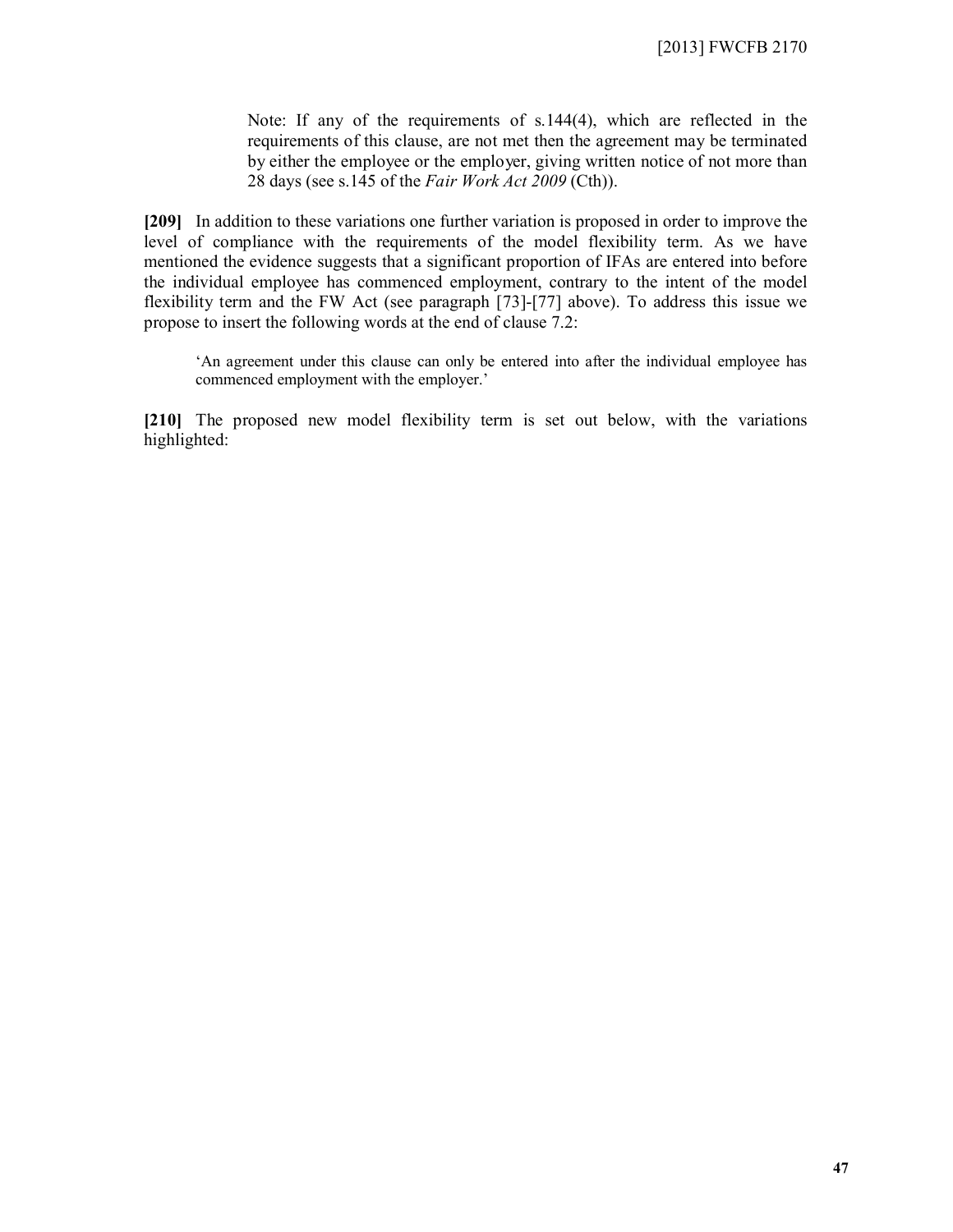> Note: If any of the requirements of s.144(4), which are reflected in the requirements of this clause, are not met then the agreement may be terminated by either the employee or the employer, giving written notice of not more than 28 days (see s.145 of the *Fair Work Act 2009* (Cth)).

**[209]** In addition to these variations one further variation is proposed in order to improve the level of compliance with the requirements of the model flexibility term. As we have mentioned the evidence suggests that a significant proportion of IFAs are entered into before the individual employee has commenced employment, contrary to the intent of the model flexibility term and the FW Act (see paragraph [73]-[77] above). To address this issue we propose to insert the following words at the end of clause 7.2:

> 'An agreement under this clause can only be entered into after the individual employee has commenced employment with the employer.'

**[210]** The proposed new model flexibility term is set out below, with the variations highlighted: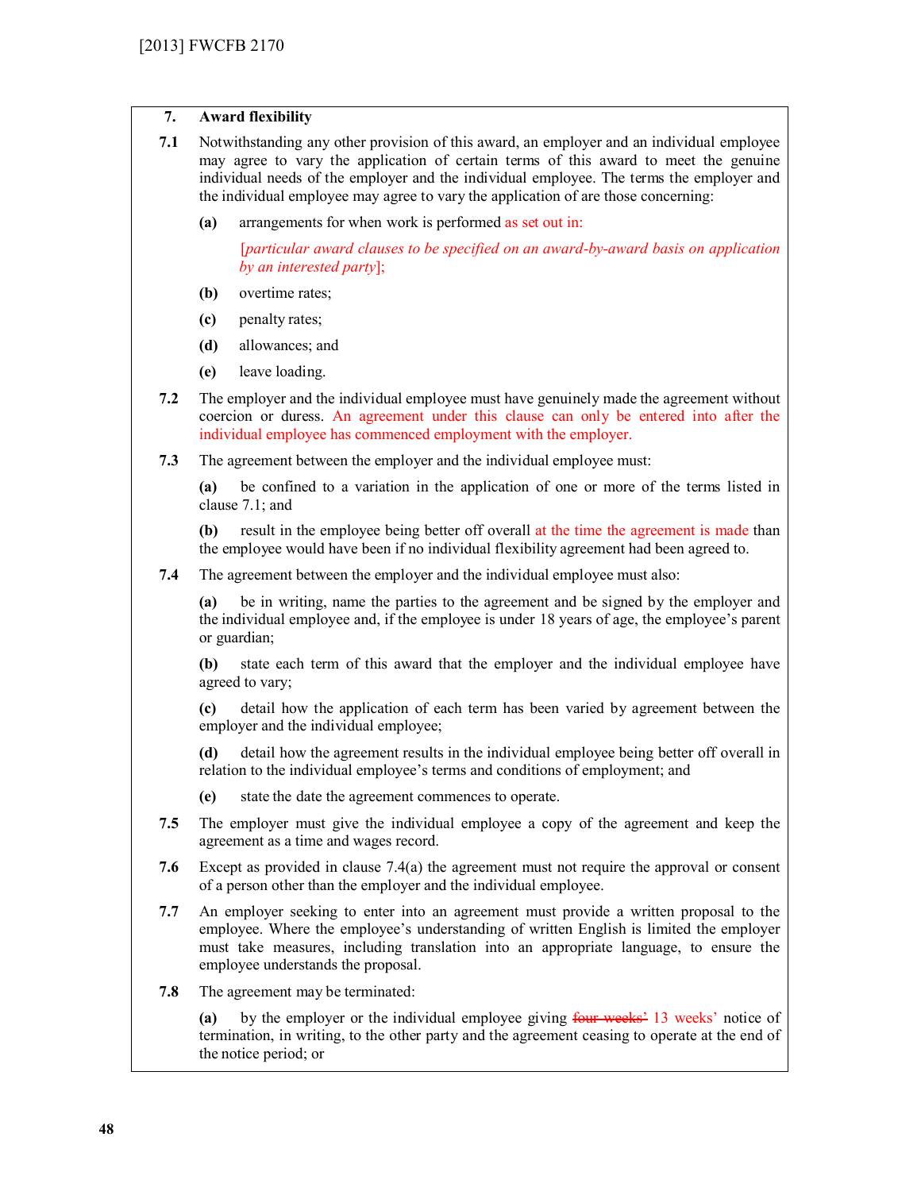**7. Award flexibility**

**7.1** Notwithstanding any other provision of this award, an employer and an individual employee may agree to vary the application of certain terms of this award to meet the genuine individual needs of the employer and the individual employee. The terms the employer and the individual employee may agree to vary the application of are those concerning:

**(a)** arrangements for when work is performed as set out in:

[*particular award clauses to be specified on an award-by-award basis on application by an interested party*];

**(b)** overtime rates;

**(c)** penalty rates;

**(d)** allowances; and

**(e)** leave loading.

**7.2** The employer and the individual employee must have genuinely made the agreement without coercion or duress. An agreement under this clause can only be entered into after the individual employee has commenced employment with the employer.

**7.3** The agreement between the employer and the individual employee must:

**(a)** be confined to a variation in the application of one or more of the terms listed in clause 7.1; and

**(b)** result in the employee being better off overall at the time the agreement is made than the employee would have been if no individual flexibility agreement had been agreed to.

**7.4** The agreement between the employer and the individual employee must also:

**(a)** be in writing, name the parties to the agreement and be signed by the employer and the individual employee and, if the employee is under 18 years of age, the employee's parent or guardian;

**(b)** state each term of this award that the employer and the individual employee have agreed to vary;

**(c)** detail how the application of each term has been varied by agreement between the employer and the individual employee;

**(d)** detail how the agreement results in the individual employee being better off overall in relation to the individual employee's terms and conditions of employment; and

**(e)** state the date the agreement commences to operate.

**7.5** The employer must give the individual employee a copy of the agreement and keep the agreement as a time and wages record.

**7.6** Except as provided in clause 7.4(a) the agreement must not require the approval or consent of a person other than the employer and the individual employee.

**7.7** An employer seeking to enter into an agreement must provide a written proposal to the employee. Where the employee's understanding of written English is limited the employer must take measures, including translation into an appropriate language, to ensure the employee understands the proposal.

**7.8** The agreement may be terminated:

**(a)** by the employer or the individual employee giving ~~four weeks'~~ 13 weeks' notice of termination, in writing, to the other party and the agreement ceasing to operate at the end of the notice period; or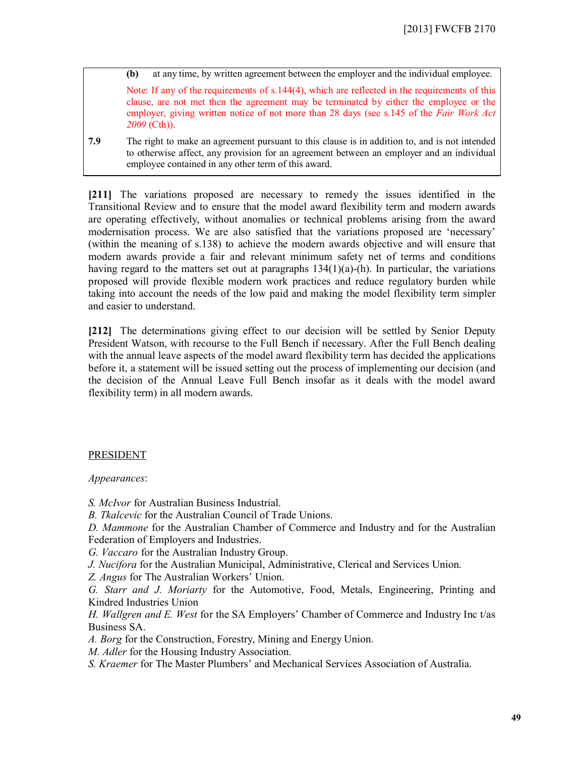**(b)** at any time, by written agreement between the employer and the individual employee.

Note: If any of the requirements of s.144(4), which are reflected in the requirements of this clause, are not met then the agreement may be terminated by either the employee or the employer, giving written notice of not more than 28 days (see s.145 of the *Fair Work Act 2009* (Cth)).

**7.9** The right to make an agreement pursuant to this clause is in addition to, and is not intended to otherwise affect, any provision for an agreement between an employer and an individual employee contained in any other term of this award.

**[211]** The variations proposed are necessary to remedy the issues identified in the Transitional Review and to ensure that the model award flexibility term and modern awards are operating effectively, without anomalies or technical problems arising from the award modernisation process. We are also satisfied that the variations proposed are 'necessary' (within the meaning of s.138) to achieve the modern awards objective and will ensure that modern awards provide a fair and relevant minimum safety net of terms and conditions having regard to the matters set out at paragraphs 134(1)(a)-(h). In particular, the variations proposed will provide flexible modern work practices and reduce regulatory burden while taking into account the needs of the low paid and making the model flexibility term simpler and easier to understand.

**[212]** The determinations giving effect to our decision will be settled by Senior Deputy President Watson, with recourse to the Full Bench if necessary. After the Full Bench dealing with the annual leave aspects of the model award flexibility term has decided the applications before it, a statement will be issued setting out the process of implementing our decision (and the decision of the Annual Leave Full Bench insofar as it deals with the model award flexibility term) in all modern awards.

PRESIDENT

*Appearances*:

*S. McIvor* for Australian Business Industrial.
*B. Tkalcevic* for the Australian Council of Trade Unions.
*D. Mammone* for the Australian Chamber of Commerce and Industry and for the Australian Federation of Employers and Industries.
*G. Vaccaro* for the Australian Industry Group.
*J. Nucifora* for the Australian Municipal, Administrative, Clerical and Services Union.
*Z. Angus* for The Australian Workers' Union.
*G. Starr and J. Moriarty* for the Automotive, Food, Metals, Engineering, Printing and Kindred Industries Union
*H. Wallgren and E. West* for the SA Employers' Chamber of Commerce and Industry Inc t/as Business SA.
*A. Borg* for the Construction, Forestry, Mining and Energy Union.
*M. Adler* for the Housing Industry Association.
*S. Kraemer* for The Master Plumbers' and Mechanical Services Association of Australia.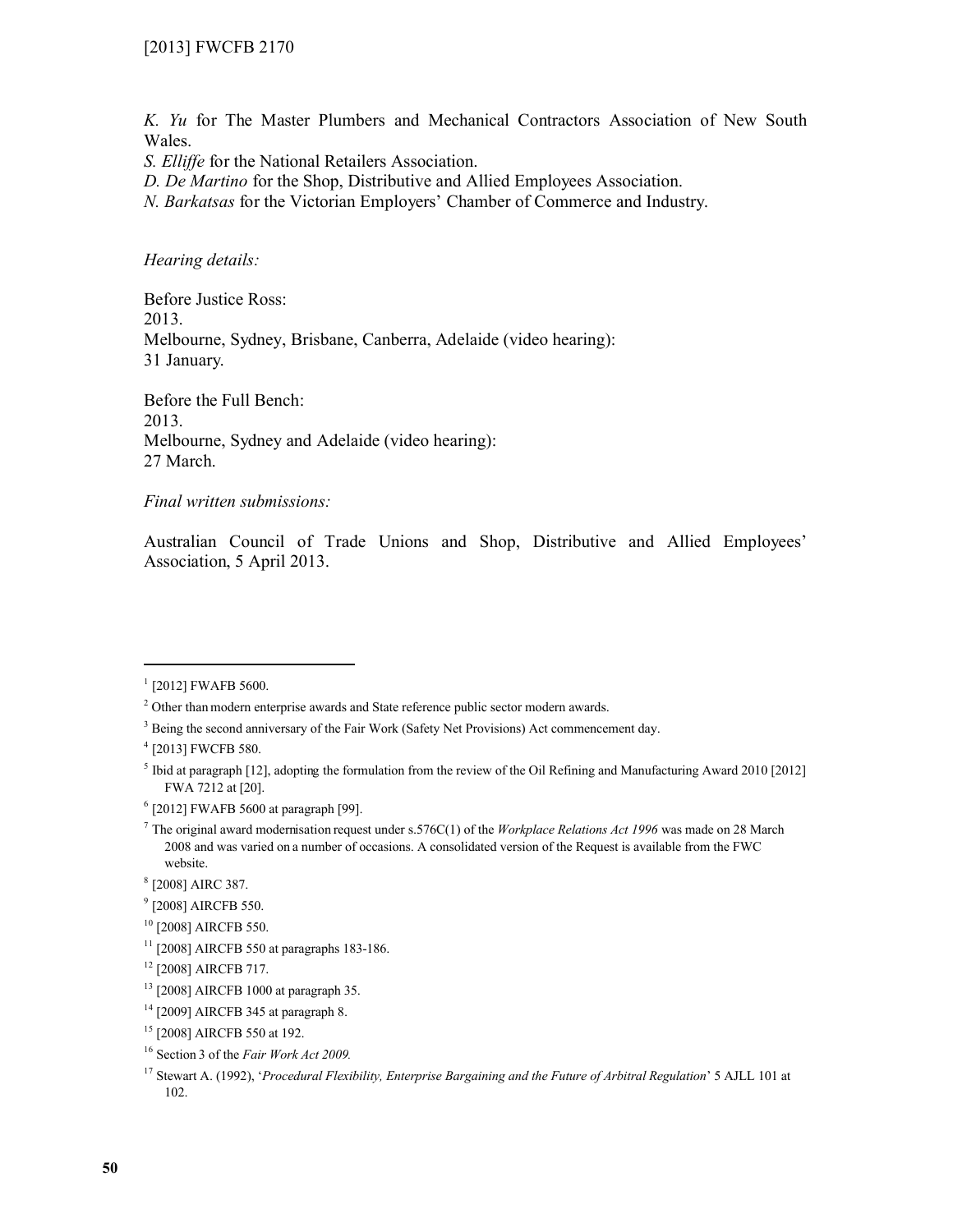*K. Yu* for The Master Plumbers and Mechanical Contractors Association of New South Wales.
*S. Elliffe* for the National Retailers Association.
*D. De Martino* for the Shop, Distributive and Allied Employees Association.
*N. Barkatsas* for the Victorian Employers' Chamber of Commerce and Industry.

*Hearing details:*

Before Justice Ross:
2013.
Melbourne, Sydney, Brisbane, Canberra, Adelaide (video hearing):
31 January.

Before the Full Bench:
2013.
Melbourne, Sydney and Adelaide (video hearing):
27 March.

*Final written submissions:*

Australian Council of Trade Unions and Shop, Distributive and Allied Employees' Association, 5 April 2013.

---

[1] [2012] FWAFB 5600.

[2] Other than modern enterprise awards and State reference public sector modern awards.

[3] Being the second anniversary of the Fair Work (Safety Net Provisions) Act commencement day.

[4] [2013] FWCFB 580.

[5] Ibid at paragraph [12], adopting the formulation from the review of the Oil Refining and Manufacturing Award 2010 [2012] FWA 7212 at [20].

[6] [2012] FWAFB 5600 at paragraph [99].

[7] The original award modernisation request under s.576C(1) of the *Workplace Relations Act 1996* was made on 28 March 2008 and was varied on a number of occasions. A consolidated version of the Request is available from the FWC website.

[8] [2008] AIRC 387.

[9] [2008] AIRCFB 550.

[10] [2008] AIRCFB 550.

[11] [2008] AIRCFB 550 at paragraphs 183-186.

[12] [2008] AIRCFB 717.

[13] [2008] AIRCFB 1000 at paragraph 35.

[14] [2009] AIRCFB 345 at paragraph 8.

[15] [2008] AIRCFB 550 at 192.

[16] Section 3 of the *Fair Work Act 2009.*

[17] Stewart A. (1992), '*Procedural Flexibility, Enterprise Bargaining and the Future of Arbitral Regulation*' 5 AJLL 101 at 102.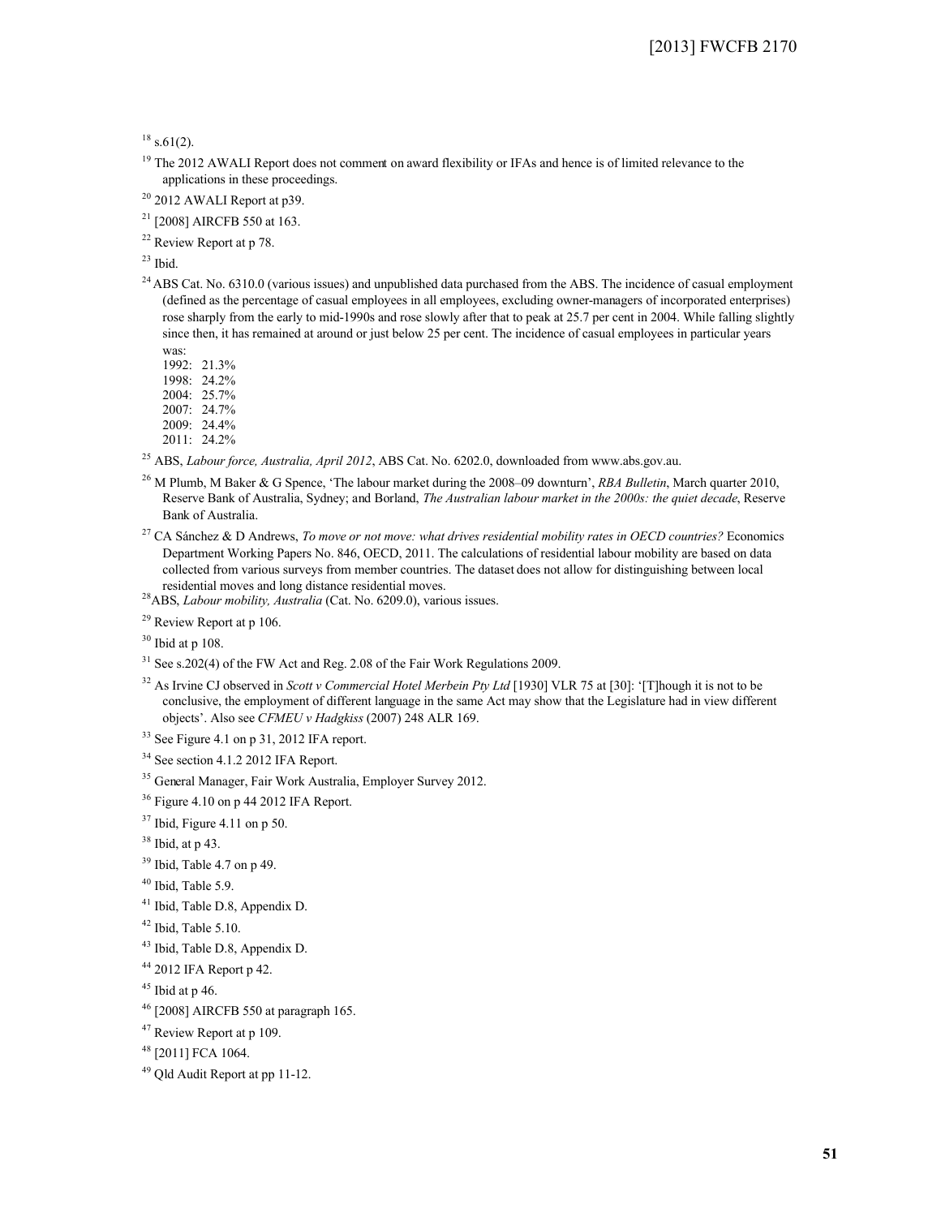[18] s.61(2).

[19] The 2012 AWALI Report does not comment on award flexibility or IFAs and hence is of limited relevance to the applications in these proceedings.

[20] 2012 AWALI Report at p39.

[21] [2008] AIRCFB 550 at 163.

[22] Review Report at p 78.

[23] Ibid.

[24] ABS Cat. No. 6310.0 (various issues) and unpublished data purchased from the ABS. The incidence of casual employment (defined as the percentage of casual employees in all employees, excluding owner-managers of incorporated enterprises) rose sharply from the early to mid-1990s and rose slowly after that to peak at 25.7 per cent in 2004. While falling slightly since then, it has remained at around or just below 25 per cent. The incidence of casual employees in particular years was:
1992: 21.3%
1998: 24.2%
2004: 25.7%
2007: 24.7%
2009: 24.4%
2011: 24.2%

[25] ABS, *Labour force, Australia, April 2012*, ABS Cat. No. 6202.0, downloaded from www.abs.gov.au.

[26] M Plumb, M Baker & G Spence, 'The labour market during the 2008–09 downturn', *RBA Bulletin*, March quarter 2010, Reserve Bank of Australia, Sydney; and Borland, *The Australian labour market in the 2000s: the quiet decade*, Reserve Bank of Australia.

[27] CA Sánchez & D Andrews, *To move or not move: what drives residential mobility rates in OECD countries?* Economics Department Working Papers No. 846, OECD, 2011. The calculations of residential labour mobility are based on data collected from various surveys from member countries. The dataset does not allow for distinguishing between local residential moves and long distance residential moves.

[28] ABS, *Labour mobility, Australia* (Cat. No. 6209.0), various issues.

[29] Review Report at p 106.

[30] Ibid at p 108.

[31] See s.202(4) of the FW Act and Reg. 2.08 of the Fair Work Regulations 2009.

[32] As Irvine CJ observed in *Scott v Commercial Hotel Merbein Pty Ltd* [1930] VLR 75 at [30]: '[T]hough it is not to be conclusive, the employment of different language in the same Act may show that the Legislature had in view different objects'. Also see *CFMEU v Hadgkiss* (2007) 248 ALR 169.

[33] See Figure 4.1 on p 31, 2012 IFA report.

[34] See section 4.1.2 2012 IFA Report.

[35] General Manager, Fair Work Australia, Employer Survey 2012.

[36] Figure 4.10 on p 44 2012 IFA Report.

[37] Ibid, Figure 4.11 on p 50.

[38] Ibid, at p 43.

[39] Ibid, Table 4.7 on p 49.

[40] Ibid, Table 5.9.

[41] Ibid, Table D.8, Appendix D.

[42] Ibid, Table 5.10.

[43] Ibid, Table D.8, Appendix D.

[44] 2012 IFA Report p 42.

[45] Ibid at p 46.

[46] [2008] AIRCFB 550 at paragraph 165.

[47] Review Report at p 109.

[48] [2011] FCA 1064.

[49] Qld Audit Report at pp 11-12.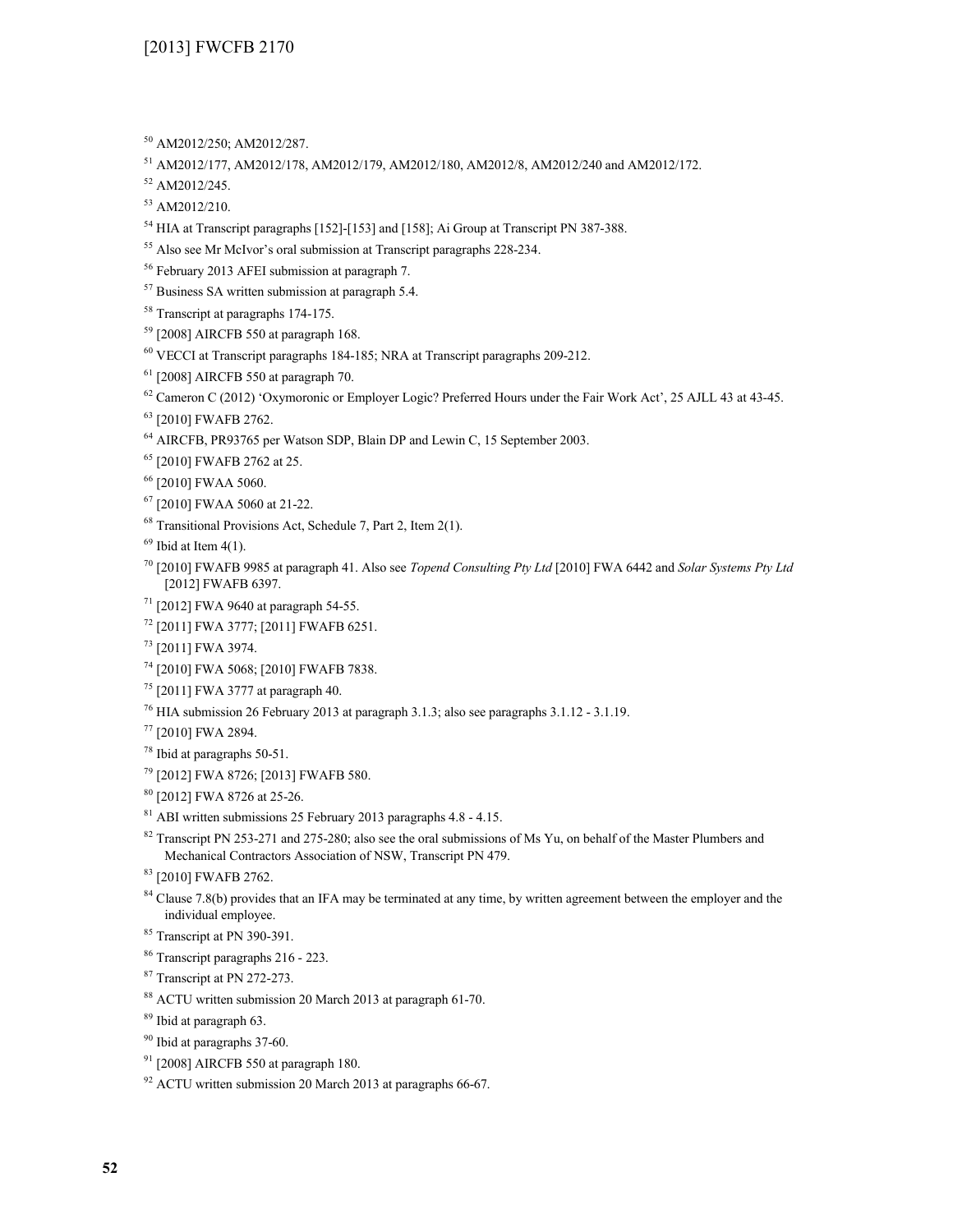[50] AM2012/250; AM2012/287.

[51] AM2012/177, AM2012/178, AM2012/179, AM2012/180, AM2012/8, AM2012/240 and AM2012/172.

[52] AM2012/245.

[53] AM2012/210.

[54] HIA at Transcript paragraphs [152]-[153] and [158]; Ai Group at Transcript PN 387-388.

[55] Also see Mr McIvor's oral submission at Transcript paragraphs 228-234.

[56] February 2013 AFEI submission at paragraph 7.

[57] Business SA written submission at paragraph 5.4.

[58] Transcript at paragraphs 174-175.

[59] [2008] AIRCFB 550 at paragraph 168.

[60] VECCI at Transcript paragraphs 184-185; NRA at Transcript paragraphs 209-212.

[61] [2008] AIRCFB 550 at paragraph 70.

[62] Cameron C (2012) 'Oxymoronic or Employer Logic? Preferred Hours under the Fair Work Act', 25 AJLL 43 at 43-45.

[63] [2010] FWAFB 2762.

[64] AIRCFB, PR93765 per Watson SDP, Blain DP and Lewin C, 15 September 2003.

[65] [2010] FWAFB 2762 at 25.

[66] [2010] FWAA 5060.

[67] [2010] FWAA 5060 at 21-22.

[68] Transitional Provisions Act, Schedule 7, Part 2, Item 2(1).

[69] Ibid at Item 4(1).

[70] [2010] FWAFB 9985 at paragraph 41. Also see *Topend Consulting Pty Ltd* [2010] FWA 6442 and *Solar Systems Pty Ltd* [2012] FWAFB 6397.

[71] [2012] FWA 9640 at paragraph 54-55.

[72] [2011] FWA 3777; [2011] FWAFB 6251.

[73] [2011] FWA 3974.

[74] [2010] FWA 5068; [2010] FWAFB 7838.

[75] [2011] FWA 3777 at paragraph 40.

[76] HIA submission 26 February 2013 at paragraph 3.1.3; also see paragraphs 3.1.12 - 3.1.19.

[77] [2010] FWA 2894.

[78] Ibid at paragraphs 50-51.

[79] [2012] FWA 8726; [2013] FWAFB 580.

[80] [2012] FWA 8726 at 25-26.

[81] ABI written submissions 25 February 2013 paragraphs 4.8 - 4.15.

[82] Transcript PN 253-271 and 275-280; also see the oral submissions of Ms Yu, on behalf of the Master Plumbers and Mechanical Contractors Association of NSW, Transcript PN 479.

[83] [2010] FWAFB 2762.

[84] Clause 7.8(b) provides that an IFA may be terminated at any time, by written agreement between the employer and the individual employee.

[85] Transcript at PN 390-391.

[86] Transcript paragraphs 216 - 223.

[87] Transcript at PN 272-273.

[88] ACTU written submission 20 March 2013 at paragraph 61-70.

[89] Ibid at paragraph 63.

[90] Ibid at paragraphs 37-60.

[91] [2008] AIRCFB 550 at paragraph 180.

[92] ACTU written submission 20 March 2013 at paragraphs 66-67.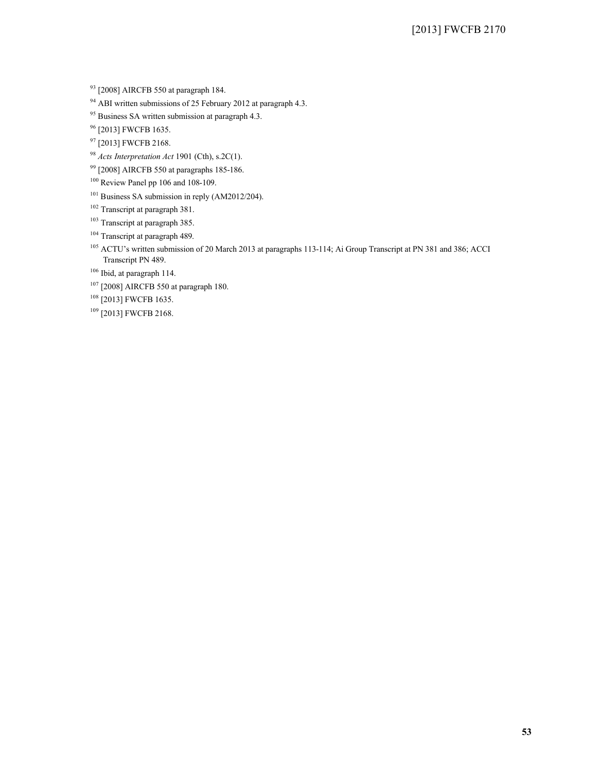[93] [2008] AIRCFB 550 at paragraph 184.

[94] ABI written submissions of 25 February 2012 at paragraph 4.3.

[95] Business SA written submission at paragraph 4.3.

[96] [2013] FWCFB 1635.

[97] [2013] FWCFB 2168.

[98] *Acts Interpretation Act* 1901 (Cth), s.2C(1).

[99] [2008] AIRCFB 550 at paragraphs 185-186.

[100] Review Panel pp 106 and 108-109.

[101] Business SA submission in reply (AM2012/204).

[102] Transcript at paragraph 381.

[103] Transcript at paragraph 385.

[104] Transcript at paragraph 489.

[105] ACTU's written submission of 20 March 2013 at paragraphs 113-114; Ai Group Transcript at PN 381 and 386; ACCI Transcript PN 489.

[106] Ibid, at paragraph 114.

[107] [2008] AIRCFB 550 at paragraph 180.

[108] [2013] FWCFB 1635.

[109] [2013] FWCFB 2168.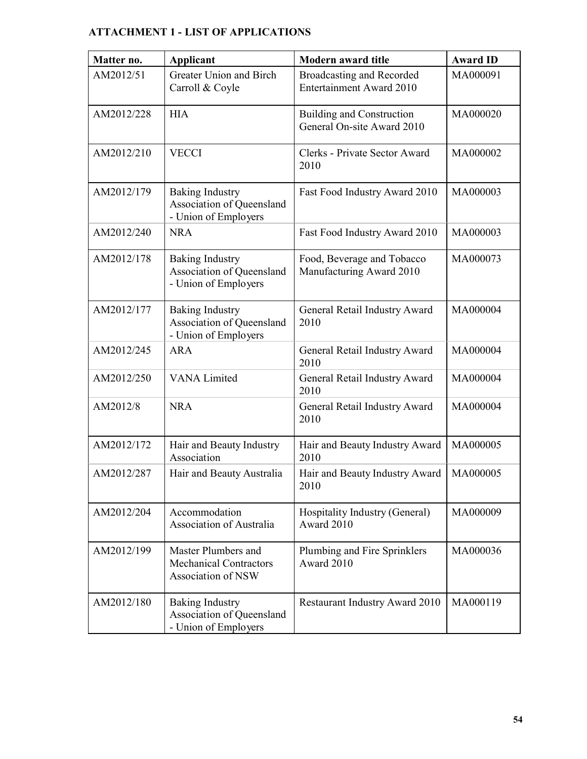**ATTACHMENT 1 - LIST OF APPLICATIONS**

| Matter no. | Applicant | Modern award title | Award ID |
|---|---|---|---|
| AM2012/51 | Greater Union and Birch Carroll & Coyle | Broadcasting and Recorded Entertainment Award 2010 | MA000091 |
| AM2012/228 | HIA | Building and Construction General On-site Award 2010 | MA000020 |
| AM2012/210 | VECCI | Clerks - Private Sector Award 2010 | MA000002 |
| AM2012/179 | Baking Industry Association of Queensland - Union of Employers | Fast Food Industry Award 2010 | MA000003 |
| AM2012/240 | NRA | Fast Food Industry Award 2010 | MA000003 |
| AM2012/178 | Baking Industry Association of Queensland - Union of Employers | Food, Beverage and Tobacco Manufacturing Award 2010 | MA000073 |
| AM2012/177 | Baking Industry Association of Queensland - Union of Employers | General Retail Industry Award 2010 | MA000004 |
| AM2012/245 | ARA | General Retail Industry Award 2010 | MA000004 |
| AM2012/250 | VANA Limited | General Retail Industry Award 2010 | MA000004 |
| AM2012/8 | NRA | General Retail Industry Award 2010 | MA000004 |
| AM2012/172 | Hair and Beauty Industry Association | Hair and Beauty Industry Award 2010 | MA000005 |
| AM2012/287 | Hair and Beauty Australia | Hair and Beauty Industry Award 2010 | MA000005 |
| AM2012/204 | Accommodation Association of Australia | Hospitality Industry (General) Award 2010 | MA000009 |
| AM2012/199 | Master Plumbers and Mechanical Contractors Association of NSW | Plumbing and Fire Sprinklers Award 2010 | MA000036 |
| AM2012/180 | Baking Industry Association of Queensland - Union of Employers | Restaurant Industry Award 2010 | MA000119 |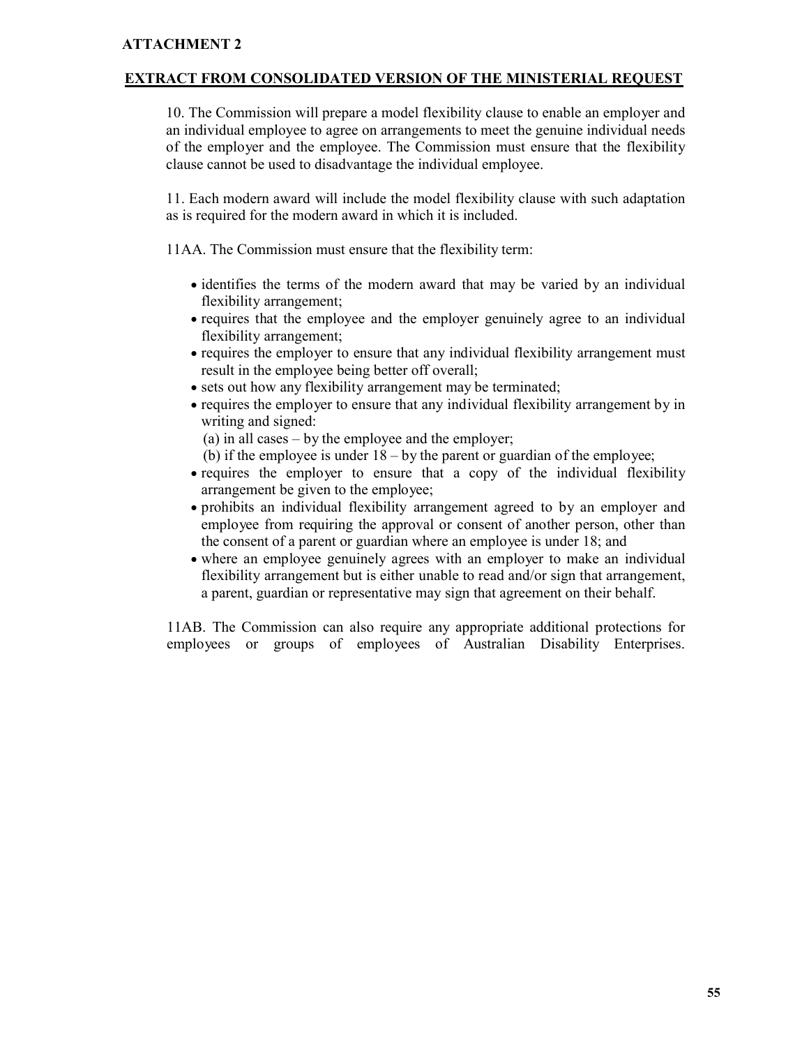**ATTACHMENT 2**

**EXTRACT FROM CONSOLIDATED VERSION OF THE MINISTERIAL REQUEST**

10. The Commission will prepare a model flexibility clause to enable an employer and an individual employee to agree on arrangements to meet the genuine individual needs of the employer and the employee. The Commission must ensure that the flexibility clause cannot be used to disadvantage the individual employee.

11. Each modern award will include the model flexibility clause with such adaptation as is required for the modern award in which it is included.

11AA. The Commission must ensure that the flexibility term:

- identifies the terms of the modern award that may be varied by an individual flexibility arrangement;
- requires that the employee and the employer genuinely agree to an individual flexibility arrangement;
- requires the employer to ensure that any individual flexibility arrangement must result in the employee being better off overall;
- sets out how any flexibility arrangement may be terminated;
- requires the employer to ensure that any individual flexibility arrangement by in writing and signed:
  (a) in all cases – by the employee and the employer;
  (b) if the employee is under 18 – by the parent or guardian of the employee;
- requires the employer to ensure that a copy of the individual flexibility arrangement be given to the employee;
- prohibits an individual flexibility arrangement agreed to by an employer and employee from requiring the approval or consent of another person, other than the consent of a parent or guardian where an employee is under 18; and
- where an employee genuinely agrees with an employer to make an individual flexibility arrangement but is either unable to read and/or sign that arrangement, a parent, guardian or representative may sign that agreement on their behalf.

11AB. The Commission can also require any appropriate additional protections for employees or groups of employees of Australian Disability Enterprises.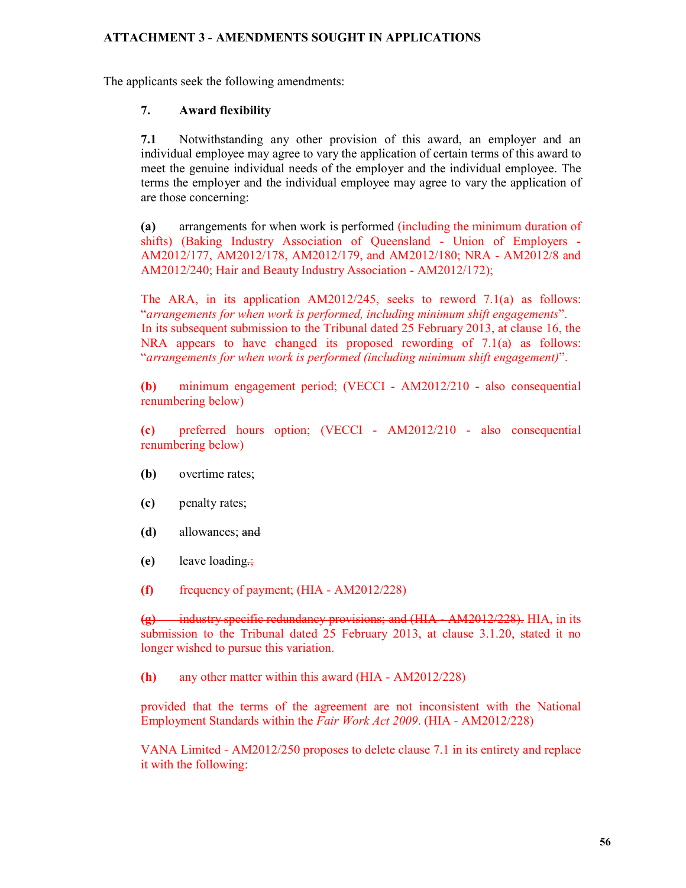**ATTACHMENT 3 - AMENDMENTS SOUGHT IN APPLICATIONS**

The applicants seek the following amendments:

**7. Award flexibility**

**7.1** Notwithstanding any other provision of this award, an employer and an individual employee may agree to vary the application of certain terms of this award to meet the genuine individual needs of the employer and the individual employee. The terms the employer and the individual employee may agree to vary the application of are those concerning:

**(a)** arrangements for when work is performed (including the minimum duration of shifts) (Baking Industry Association of Queensland - Union of Employers - AM2012/177, AM2012/178, AM2012/179, and AM2012/180; NRA - AM2012/8 and AM2012/240; Hair and Beauty Industry Association - AM2012/172);

The ARA, in its application AM2012/245, seeks to reword 7.1(a) as follows: "*arrangements for when work is performed, including minimum shift engagements*". In its subsequent submission to the Tribunal dated 25 February 2013, at clause 16, the NRA appears to have changed its proposed rewording of 7.1(a) as follows: "*arrangements for when work is performed (including minimum shift engagement)*".

**(b)** minimum engagement period; (VECCI - AM2012/210 - also consequential renumbering below)

**(c)** preferred hours option; (VECCI - AM2012/210 - also consequential renumbering below)

**(b)** overtime rates;

**(c)** penalty rates;

**(d)** allowances; ~~and~~

**(e)** leave loading~~.~~;

**(f)** frequency of payment; (HIA - AM2012/228)

~~**(g)** industry specific redundancy provisions; and (HIA - AM2012/228).~~ HIA, in its submission to the Tribunal dated 25 February 2013, at clause 3.1.20, stated it no longer wished to pursue this variation.

**(h)** any other matter within this award (HIA - AM2012/228)

provided that the terms of the agreement are not inconsistent with the National Employment Standards within the *Fair Work Act 2009*. (HIA - AM2012/228)

VANA Limited - AM2012/250 proposes to delete clause 7.1 in its entirety and replace it with the following: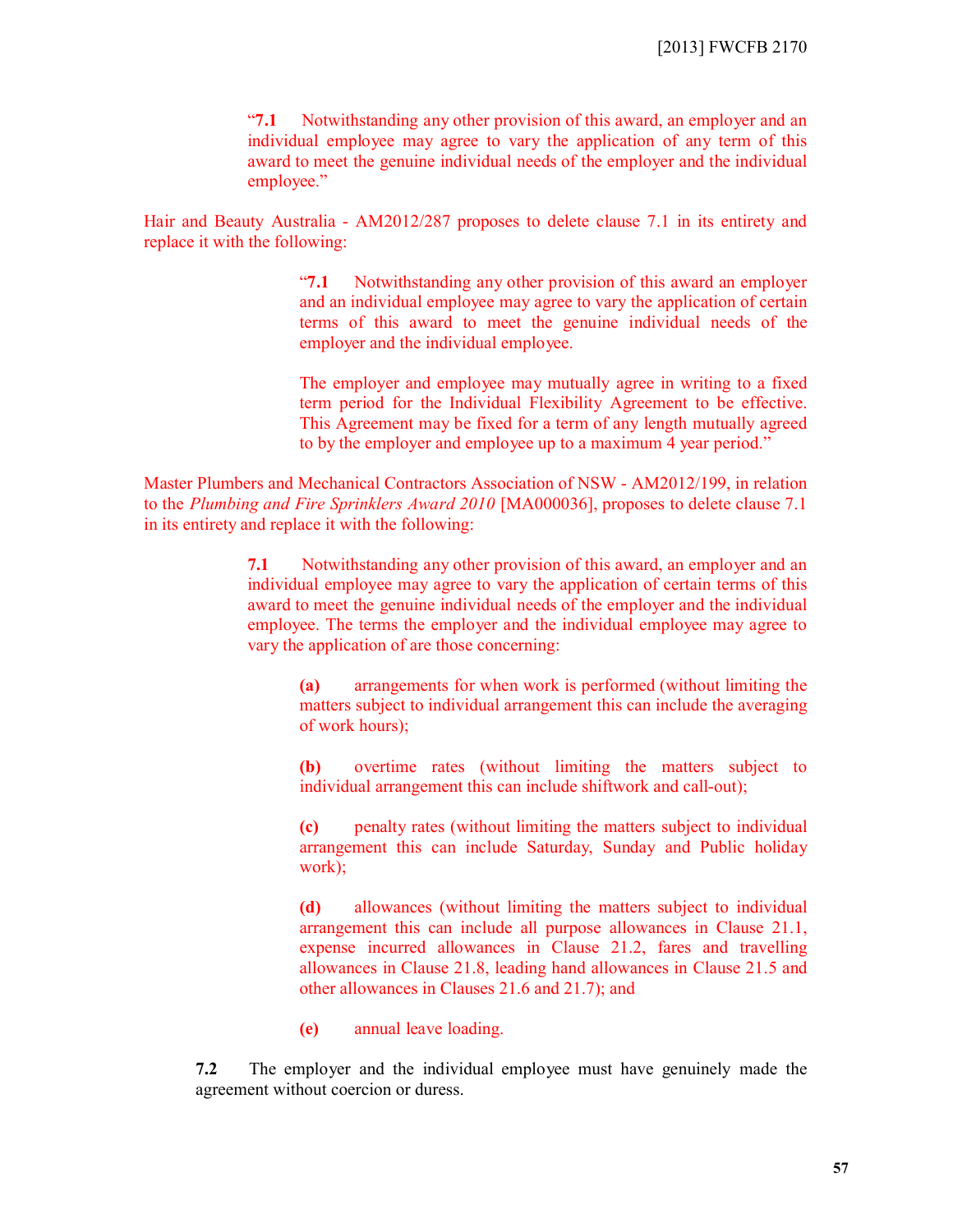"**7.1** Notwithstanding any other provision of this award, an employer and an individual employee may agree to vary the application of any term of this award to meet the genuine individual needs of the employer and the individual employee."

Hair and Beauty Australia - AM2012/287 proposes to delete clause 7.1 in its entirety and replace it with the following:

> "**7.1** Notwithstanding any other provision of this award an employer and an individual employee may agree to vary the application of certain terms of this award to meet the genuine individual needs of the employer and the individual employee.
>
> The employer and employee may mutually agree in writing to a fixed term period for the Individual Flexibility Agreement to be effective. This Agreement may be fixed for a term of any length mutually agreed to by the employer and employee up to a maximum 4 year period."

Master Plumbers and Mechanical Contractors Association of NSW - AM2012/199, in relation to the *Plumbing and Fire Sprinklers Award 2010* [MA000036], proposes to delete clause 7.1 in its entirety and replace it with the following:

**7.1** Notwithstanding any other provision of this award, an employer and an individual employee may agree to vary the application of certain terms of this award to meet the genuine individual needs of the employer and the individual employee. The terms the employer and the individual employee may agree to vary the application of are those concerning:

- **(a)** arrangements for when work is performed (without limiting the matters subject to individual arrangement this can include the averaging of work hours);
- **(b)** overtime rates (without limiting the matters subject to individual arrangement this can include shiftwork and call-out);
- **(c)** penalty rates (without limiting the matters subject to individual arrangement this can include Saturday, Sunday and Public holiday work);
- **(d)** allowances (without limiting the matters subject to individual arrangement this can include all purpose allowances in Clause 21.1, expense incurred allowances in Clause 21.2, fares and travelling allowances in Clause 21.8, leading hand allowances in Clause 21.5 and other allowances in Clauses 21.6 and 21.7); and
- **(e)** annual leave loading.

**7.2** The employer and the individual employee must have genuinely made the agreement without coercion or duress.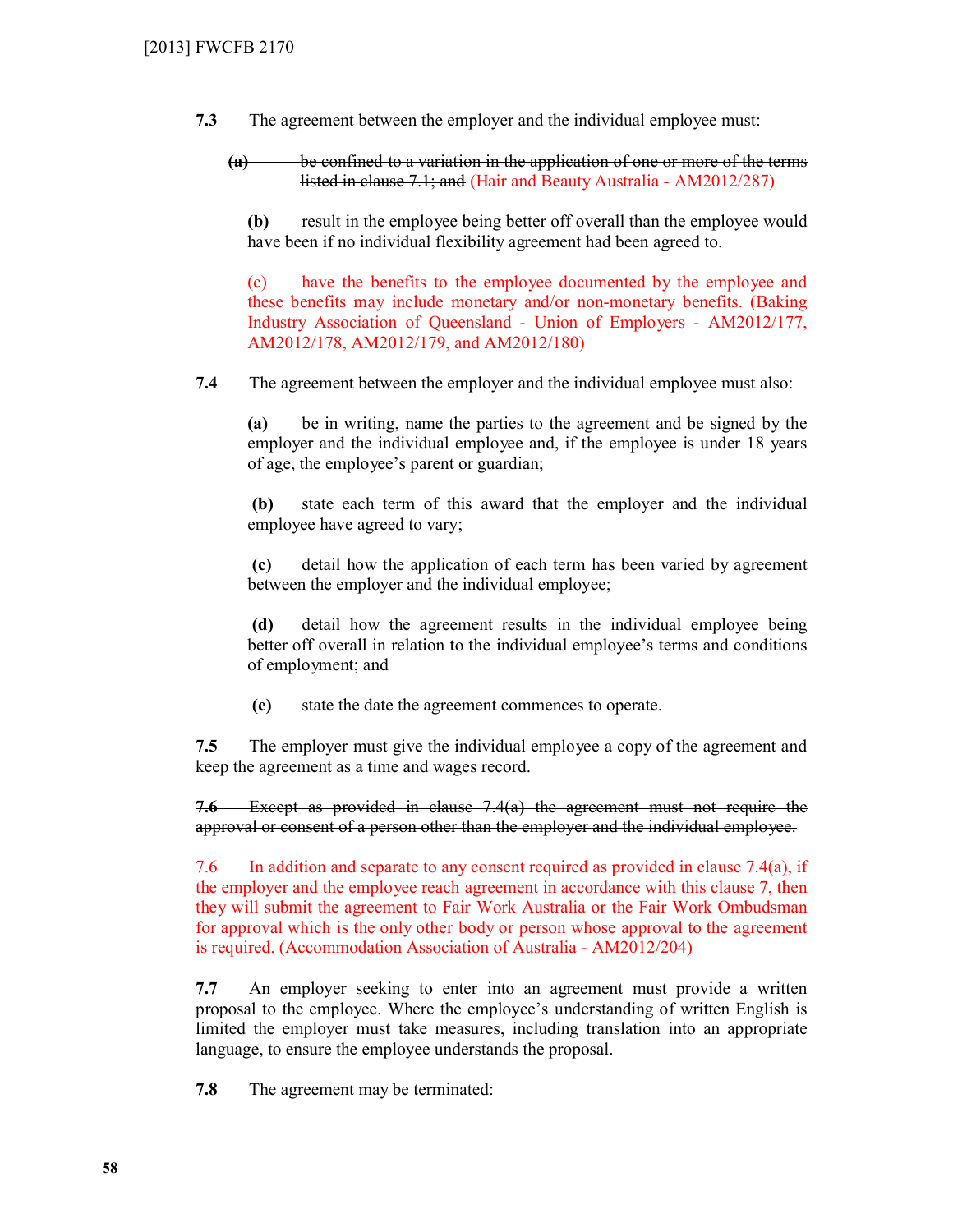**7.3** The agreement between the employer and the individual employee must:

~~**(a)** be confined to a variation in the application of one or more of the terms listed in clause 7.1; and~~ (Hair and Beauty Australia - AM2012/287)

**(b)** result in the employee being better off overall than the employee would have been if no individual flexibility agreement had been agreed to.

(c) have the benefits to the employee documented by the employee and these benefits may include monetary and/or non-monetary benefits. (Baking Industry Association of Queensland - Union of Employers - AM2012/177, AM2012/178, AM2012/179, and AM2012/180)

**7.4** The agreement between the employer and the individual employee must also:

**(a)** be in writing, name the parties to the agreement and be signed by the employer and the individual employee and, if the employee is under 18 years of age, the employee's parent or guardian;

**(b)** state each term of this award that the employer and the individual employee have agreed to vary;

**(c)** detail how the application of each term has been varied by agreement between the employer and the individual employee;

**(d)** detail how the agreement results in the individual employee being better off overall in relation to the individual employee's terms and conditions of employment; and

**(e)** state the date the agreement commences to operate.

**7.5** The employer must give the individual employee a copy of the agreement and keep the agreement as a time and wages record.

~~**7.6** Except as provided in clause 7.4(a) the agreement must not require the approval or consent of a person other than the employer and the individual employee.~~

7.6 In addition and separate to any consent required as provided in clause 7.4(a), if the employer and the employee reach agreement in accordance with this clause 7, then they will submit the agreement to Fair Work Australia or the Fair Work Ombudsman for approval which is the only other body or person whose approval to the agreement is required. (Accommodation Association of Australia - AM2012/204)

**7.7** An employer seeking to enter into an agreement must provide a written proposal to the employee. Where the employee's understanding of written English is limited the employer must take measures, including translation into an appropriate language, to ensure the employee understands the proposal.

**7.8** The agreement may be terminated: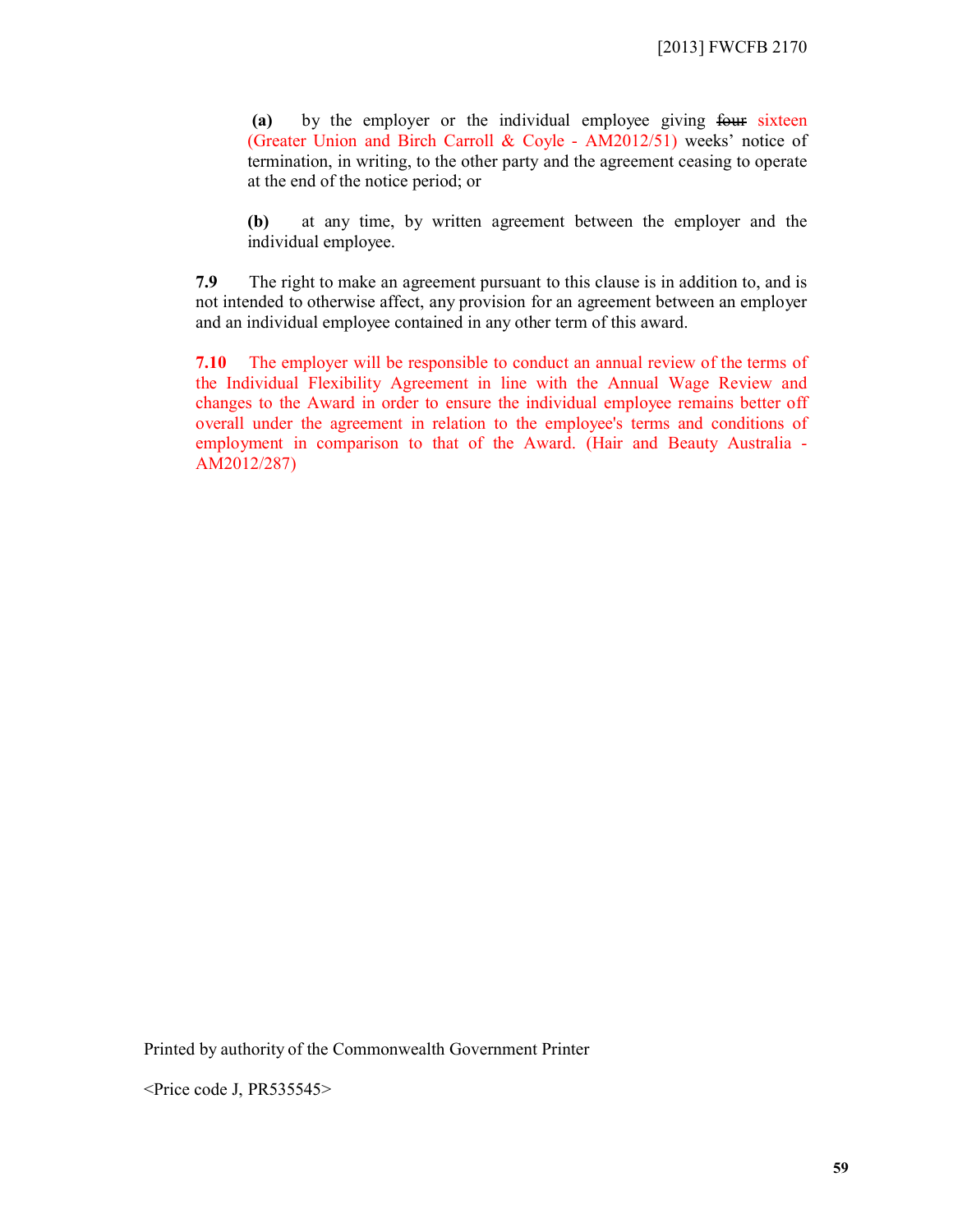**(a)** by the employer or the individual employee giving ~~four~~ sixteen (Greater Union and Birch Carroll & Coyle - AM2012/51) weeks' notice of termination, in writing, to the other party and the agreement ceasing to operate at the end of the notice period; or

**(b)** at any time, by written agreement between the employer and the individual employee.

**7.9** The right to make an agreement pursuant to this clause is in addition to, and is not intended to otherwise affect, any provision for an agreement between an employer and an individual employee contained in any other term of this award.

**7.10** The employer will be responsible to conduct an annual review of the terms of the Individual Flexibility Agreement in line with the Annual Wage Review and changes to the Award in order to ensure the individual employee remains better off overall under the agreement in relation to the employee's terms and conditions of employment in comparison to that of the Award. (Hair and Beauty Australia - AM2012/287)

Printed by authority of the Commonwealth Government Printer

<Price code J, PR535545>